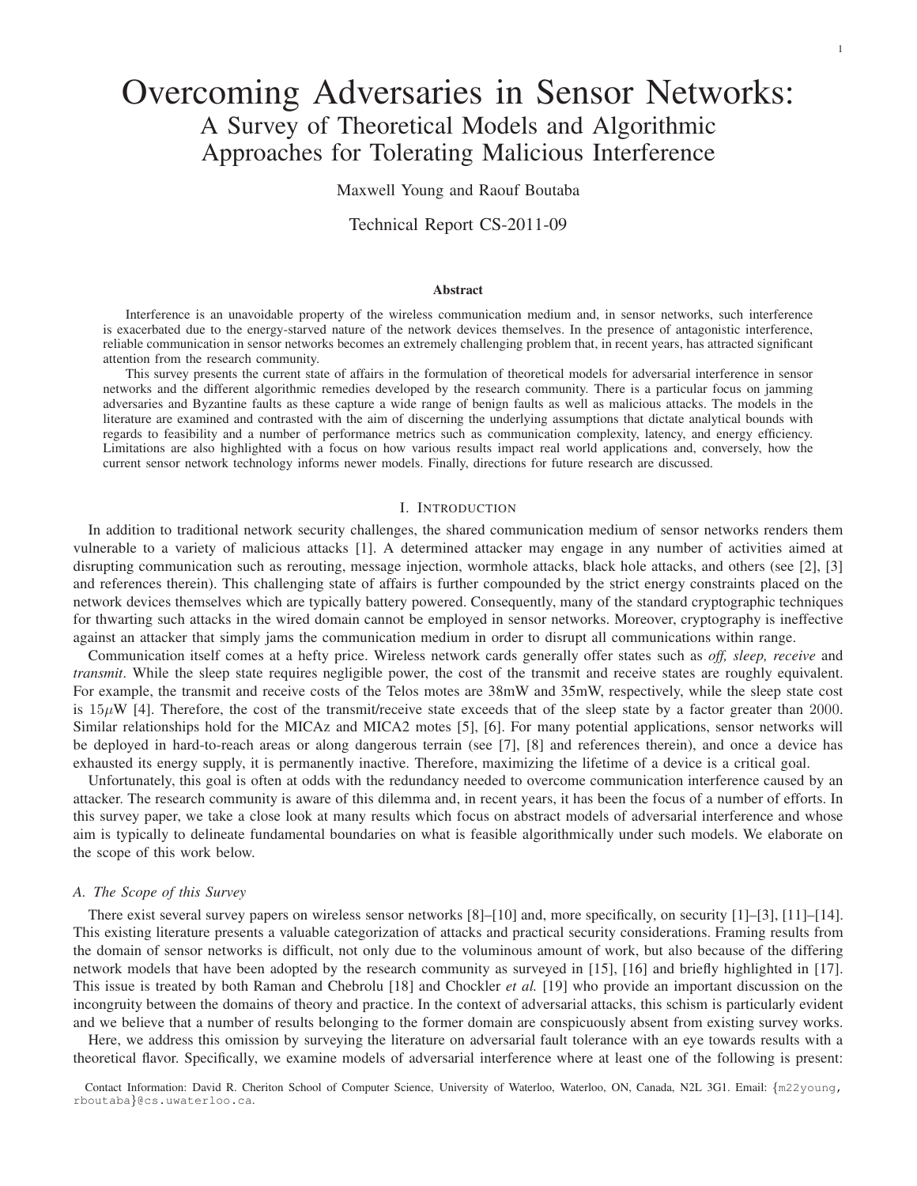# Overcoming Adversaries in Sensor Networks: A Survey of Theoretical Models and Algorithmic Approaches for Tolerating Malicious Interference

Maxwell Young and Raouf Boutaba

Technical Report CS-2011-09

## Abstract

Interference is an unavoidable property of the wireless communication medium and, in sensor networks, such interference is exacerbated due to the energy-starved nature of the network devices themselves. In the presence of antagonistic interference, reliable communication in sensor networks becomes an extremely challenging problem that, in recent years, has attracted significant attention from the research community.

This survey presents the current state of affairs in the formulation of theoretical models for adversarial interference in sensor networks and the different algorithmic remedies developed by the research community. There is a particular focus on jamming adversaries and Byzantine faults as these capture a wide range of benign faults as well as malicious attacks. The models in the literature are examined and contrasted with the aim of discerning the underlying assumptions that dictate analytical bounds with regards to feasibility and a number of performance metrics such as communication complexity, latency, and energy efficiency. Limitations are also highlighted with a focus on how various results impact real world applications and, conversely, how the current sensor network technology informs newer models. Finally, directions for future research are discussed.

## I. Introduction

In addition to traditional network security challenges, the shared communication medium of sensor networks renders them vulnerable to a variety of malicious attacks [1]. A determined attacker may engage in any number of activities aimed at disrupting communication such as rerouting, message injection, wormhole attacks, black hole attacks, and others (see [2], [3] and references therein). This challenging state of affairs is further compounded by the strict energy constraints placed on the network devices themselves which are typically battery powered. Consequently, many of the standard cryptographic techniques for thwarting such attacks in the wired domain cannot be employed in sensor networks. Moreover, cryptography is ineffective against an attacker that simply jams the communication medium in order to disrupt all communications within range.

Communication itself comes at a hefty price. Wireless network cards generally offer states such as *off, sleep, receive* and *transmit*. While the sleep state requires negligible power, the cost of the transmit and receive states are roughly equivalent. For example, the transmit and receive costs of the Telos motes are 38mW and 35mW, respectively, while the sleep state cost is $15\mu$W [4]. Therefore, the cost of the transmit/receive state exceeds that of the sleep state by a factor greater than $2000$. Similar relationships hold for the MICAz and MICA2 motes [5], [6]. For many potential applications, sensor networks will be deployed in hard-to-reach areas or along dangerous terrain (see [7], [8] and references therein), and once a device has exhausted its energy supply, it is permanently inactive. Therefore, maximizing the lifetime of a device is a critical goal.

Unfortunately, this goal is often at odds with the redundancy needed to overcome communication interference caused by an attacker. The research community is aware of this dilemma and, in recent years, it has been the focus of a number of efforts. In this survey paper, we take a close look at many results which focus on abstract models of adversarial interference and whose aim is typically to delineate fundamental boundaries on what is feasible algorithmically under such models. We elaborate on the scope of this work below.

### A. The Scope of this Survey

There exist several survey papers on wireless sensor networks [8]–[10] and, more specifically, on security [1]–[3], [11]–[14]. This existing literature presents a valuable categorization of attacks and practical security considerations. Framing results from the domain of sensor networks is difficult, not only due to the voluminous amount of work, but also because of the differing network models that have been adopted by the research community as surveyed in [15], [16] and briefly highlighted in [17]. This issue is treated by both Raman and Chebrolu [18] and Chockler *et al.* [19] who provide an important discussion on the incongruity between the domains of theory and practice. In the context of adversarial attacks, this schism is particularly evident and we believe that a number of results belonging to the former domain are conspicuously absent from existing survey works.

Here, we address this omission by surveying the literature on adversarial fault tolerance with an eye towards results with a theoretical flavor. Specifically, we examine models of adversarial interference where at least one of the following is present:

Contact Information: David R. Cheriton School of Computer Science, University of Waterloo, Waterloo, ON, Canada, N2L 3G1. Email: {m22young, rboutaba}@cs.uwaterloo.ca.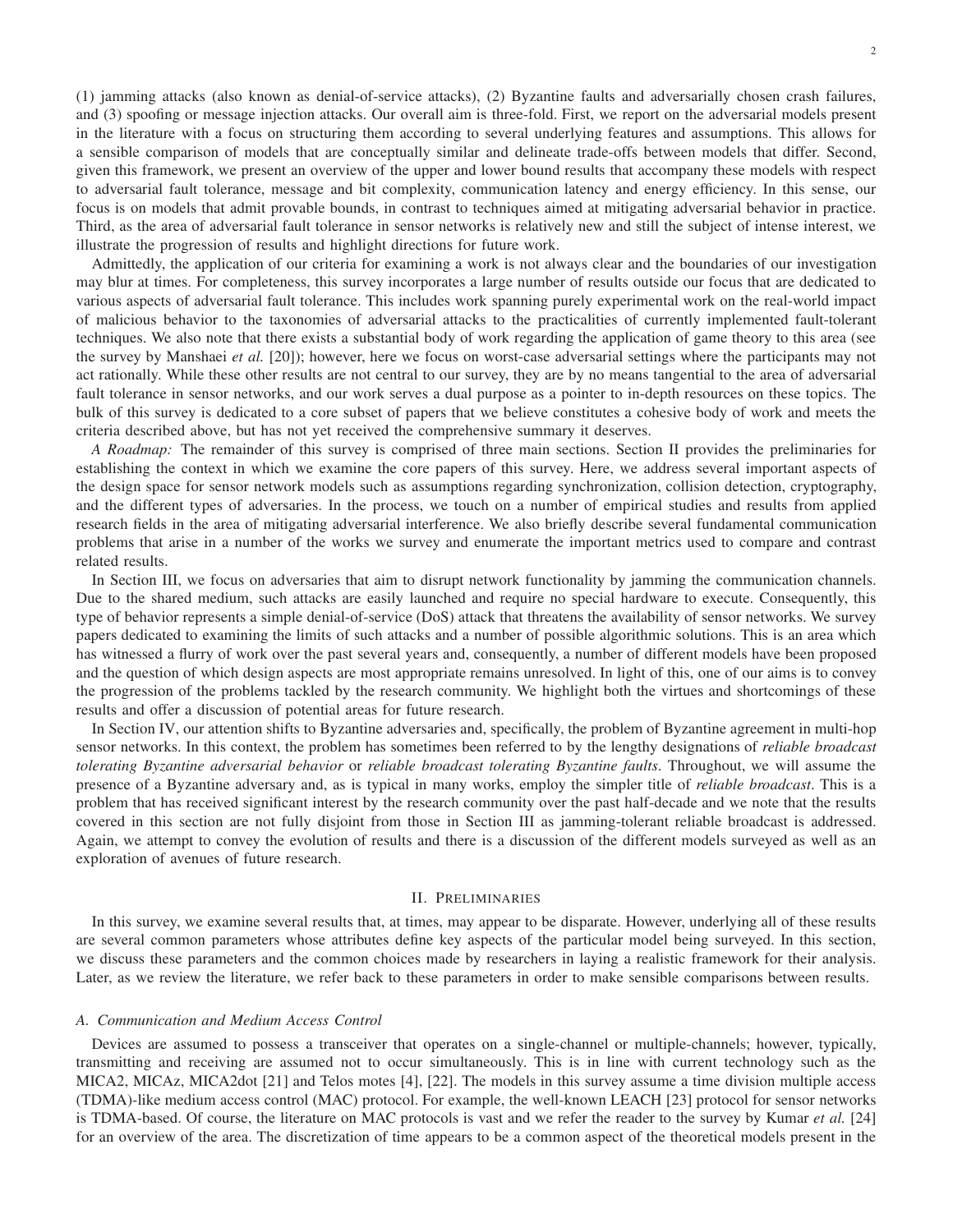(1) jamming attacks (also known as denial-of-service attacks), (2) Byzantine faults and adversarially chosen crash failures, and (3) spoofing or message injection attacks. Our overall aim is three-fold. First, we report on the adversarial models present in the literature with a focus on structuring them according to several underlying features and assumptions. This allows for a sensible comparison of models that are conceptually similar and delineate trade-offs between models that differ. Second, given this framework, we present an overview of the upper and lower bound results that accompany these models with respect to adversarial fault tolerance, message and bit complexity, communication latency and energy efficiency. In this sense, our focus is on models that admit provable bounds, in contrast to techniques aimed at mitigating adversarial behavior in practice. Third, as the area of adversarial fault tolerance in sensor networks is relatively new and still the subject of intense interest, we illustrate the progression of results and highlight directions for future work.

Admittedly, the application of our criteria for examining a work is not always clear and the boundaries of our investigation may blur at times. For completeness, this survey incorporates a large number of results outside our focus that are dedicated to various aspects of adversarial fault tolerance. This includes work spanning purely experimental work on the real-world impact of malicious behavior to the taxonomies of adversarial attacks to the practicalities of currently implemented fault-tolerant techniques. We also note that there exists a substantial body of work regarding the application of game theory to this area (see the survey by Manshaei *et al.* [20]); however, here we focus on worst-case adversarial settings where the participants may not act rationally. While these other results are not central to our survey, they are by no means tangential to the area of adversarial fault tolerance in sensor networks, and our work serves a dual purpose as a pointer to in-depth resources on these topics. The bulk of this survey is dedicated to a core subset of papers that we believe constitutes a cohesive body of work and meets the criteria described above, but has not yet received the comprehensive summary it deserves.

*A Roadmap:* The remainder of this survey is comprised of three main sections. Section II provides the preliminaries for establishing the context in which we examine the core papers of this survey. Here, we address several important aspects of the design space for sensor network models such as assumptions regarding synchronization, collision detection, cryptography, and the different types of adversaries. In the process, we touch on a number of empirical studies and results from applied research fields in the area of mitigating adversarial interference. We also briefly describe several fundamental communication problems that arise in a number of the works we survey and enumerate the important metrics used to compare and contrast related results.

In Section III, we focus on adversaries that aim to disrupt network functionality by jamming the communication channels. Due to the shared medium, such attacks are easily launched and require no special hardware to execute. Consequently, this type of behavior represents a simple denial-of-service (DoS) attack that threatens the availability of sensor networks. We survey papers dedicated to examining the limits of such attacks and a number of possible algorithmic solutions. This is an area which has witnessed a flurry of work over the past several years and, consequently, a number of different models have been proposed and the question of which design aspects are most appropriate remains unresolved. In light of this, one of our aims is to convey the progression of the problems tackled by the research community. We highlight both the virtues and shortcomings of these results and offer a discussion of potential areas for future research.

In Section IV, our attention shifts to Byzantine adversaries and, specifically, the problem of Byzantine agreement in multi-hop sensor networks. In this context, the problem has sometimes been referred to by the lengthy designations of *reliable broadcast tolerating Byzantine adversarial behavior* or *reliable broadcast tolerating Byzantine faults*. Throughout, we will assume the presence of a Byzantine adversary and, as is typical in many works, employ the simpler title of *reliable broadcast*. This is a problem that has received significant interest by the research community over the past half-decade and we note that the results covered in this section are not fully disjoint from those in Section III as jamming-tolerant reliable broadcast is addressed. Again, we attempt to convey the evolution of results and there is a discussion of the different models surveyed as well as an exploration of avenues of future research.

## II. Preliminaries

In this survey, we examine several results that, at times, may appear to be disparate. However, underlying all of these results are several common parameters whose attributes define key aspects of the particular model being surveyed. In this section, we discuss these parameters and the common choices made by researchers in laying a realistic framework for their analysis. Later, as we review the literature, we refer back to these parameters in order to make sensible comparisons between results.

### A. Communication and Medium Access Control

Devices are assumed to possess a transceiver that operates on a single-channel or multiple-channels; however, typically, transmitting and receiving are assumed not to occur simultaneously. This is in line with current technology such as the MICA2, MICAz, MICA2dot [21] and Telos motes [4], [22]. The models in this survey assume a time division multiple access (TDMA)-like medium access control (MAC) protocol. For example, the well-known LEACH [23] protocol for sensor networks is TDMA-based. Of course, the literature on MAC protocols is vast and we refer the reader to the survey by Kumar *et al.* [24] for an overview of the area. The discretization of time appears to be a common aspect of the theoretical models present in the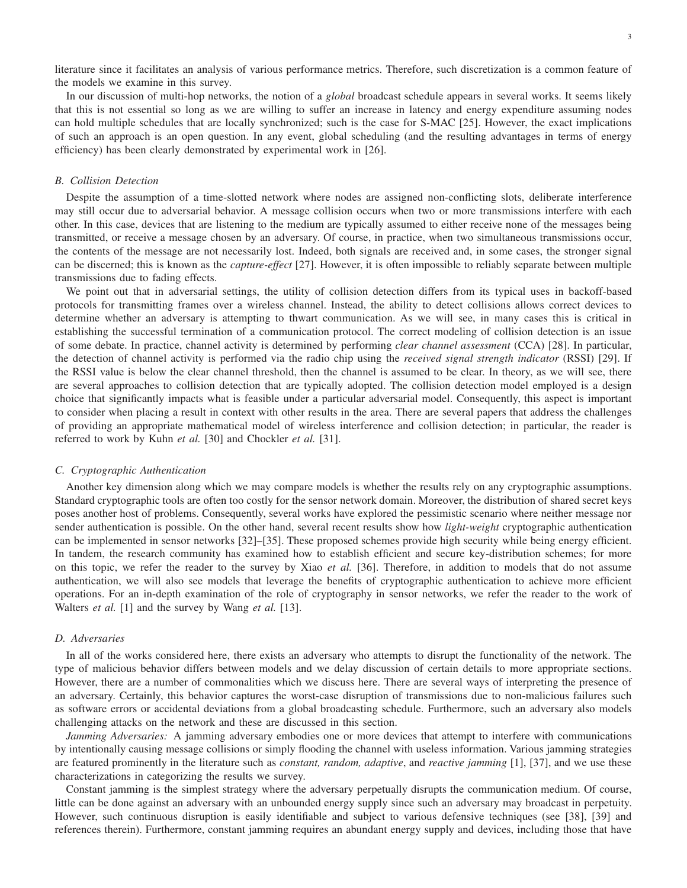literature since it facilitates an analysis of various performance metrics. Therefore, such discretization is a common feature of the models we examine in this survey.

In our discussion of multi-hop networks, the notion of a *global* broadcast schedule appears in several works. It seems likely that this is not essential so long as we are willing to suffer an increase in latency and energy expenditure assuming nodes can hold multiple schedules that are locally synchronized; such is the case for S-MAC [25]. However, the exact implications of such an approach is an open question. In any event, global scheduling (and the resulting advantages in terms of energy efficiency) has been clearly demonstrated by experimental work in [26].

### *B. Collision Detection*

Despite the assumption of a time-slotted network where nodes are assigned non-conflicting slots, deliberate interference may still occur due to adversarial behavior. A message collision occurs when two or more transmissions interfere with each other. In this case, devices that are listening to the medium are typically assumed to either receive none of the messages being transmitted, or receive a message chosen by an adversary. Of course, in practice, when two simultaneous transmissions occur, the contents of the message are not necessarily lost. Indeed, both signals are received and, in some cases, the stronger signal can be discerned; this is known as the *capture-effect* [27]. However, it is often impossible to reliably separate between multiple transmissions due to fading effects.

We point out that in adversarial settings, the utility of collision detection differs from its typical uses in backoff-based protocols for transmitting frames over a wireless channel. Instead, the ability to detect collisions allows correct devices to determine whether an adversary is attempting to thwart communication. As we will see, in many cases this is critical in establishing the successful termination of a communication protocol. The correct modeling of collision detection is an issue of some debate. In practice, channel activity is determined by performing *clear channel assessment* (CCA) [28]. In particular, the detection of channel activity is performed via the radio chip using the *received signal strength indicator* (RSSI) [29]. If the RSSI value is below the clear channel threshold, then the channel is assumed to be clear. In theory, as we will see, there are several approaches to collision detection that are typically adopted. The collision detection model employed is a design choice that significantly impacts what is feasible under a particular adversarial model. Consequently, this aspect is important to consider when placing a result in context with other results in the area. There are several papers that address the challenges of providing an appropriate mathematical model of wireless interference and collision detection; in particular, the reader is referred to work by Kuhn *et al.* [30] and Chockler *et al.* [31].

### *C. Cryptographic Authentication*

Another key dimension along which we may compare models is whether the results rely on any cryptographic assumptions. Standard cryptographic tools are often too costly for the sensor network domain. Moreover, the distribution of shared secret keys poses another host of problems. Consequently, several works have explored the pessimistic scenario where neither message nor sender authentication is possible. On the other hand, several recent results show how *light-weight* cryptographic authentication can be implemented in sensor networks [32]–[35]. These proposed schemes provide high security while being energy efficient. In tandem, the research community has examined how to establish efficient and secure key-distribution schemes; for more on this topic, we refer the reader to the survey by Xiao *et al.* [36]. Therefore, in addition to models that do not assume authentication, we will also see models that leverage the benefits of cryptographic authentication to achieve more efficient operations. For an in-depth examination of the role of cryptography in sensor networks, we refer the reader to the work of Walters *et al.* [1] and the survey by Wang *et al.* [13].

### *D. Adversaries*

In all of the works considered here, there exists an adversary who attempts to disrupt the functionality of the network. The type of malicious behavior differs between models and we delay discussion of certain details to more appropriate sections. However, there are a number of commonalities which we discuss here. There are several ways of interpreting the presence of an adversary. Certainly, this behavior captures the worst-case disruption of transmissions due to non-malicious failures such as software errors or accidental deviations from a global broadcasting schedule. Furthermore, such an adversary also models challenging attacks on the network and these are discussed in this section.

*Jamming Adversaries:* A jamming adversary embodies one or more devices that attempt to interfere with communications by intentionally causing message collisions or simply flooding the channel with useless information. Various jamming strategies are featured prominently in the literature such as *constant, random, adaptive*, and *reactive jamming* [1], [37], and we use these characterizations in categorizing the results we survey.

Constant jamming is the simplest strategy where the adversary perpetually disrupts the communication medium. Of course, little can be done against an adversary with an unbounded energy supply since such an adversary may broadcast in perpetuity. However, such continuous disruption is easily identifiable and subject to various defensive techniques (see [38], [39] and references therein). Furthermore, constant jamming requires an abundant energy supply and devices, including those that have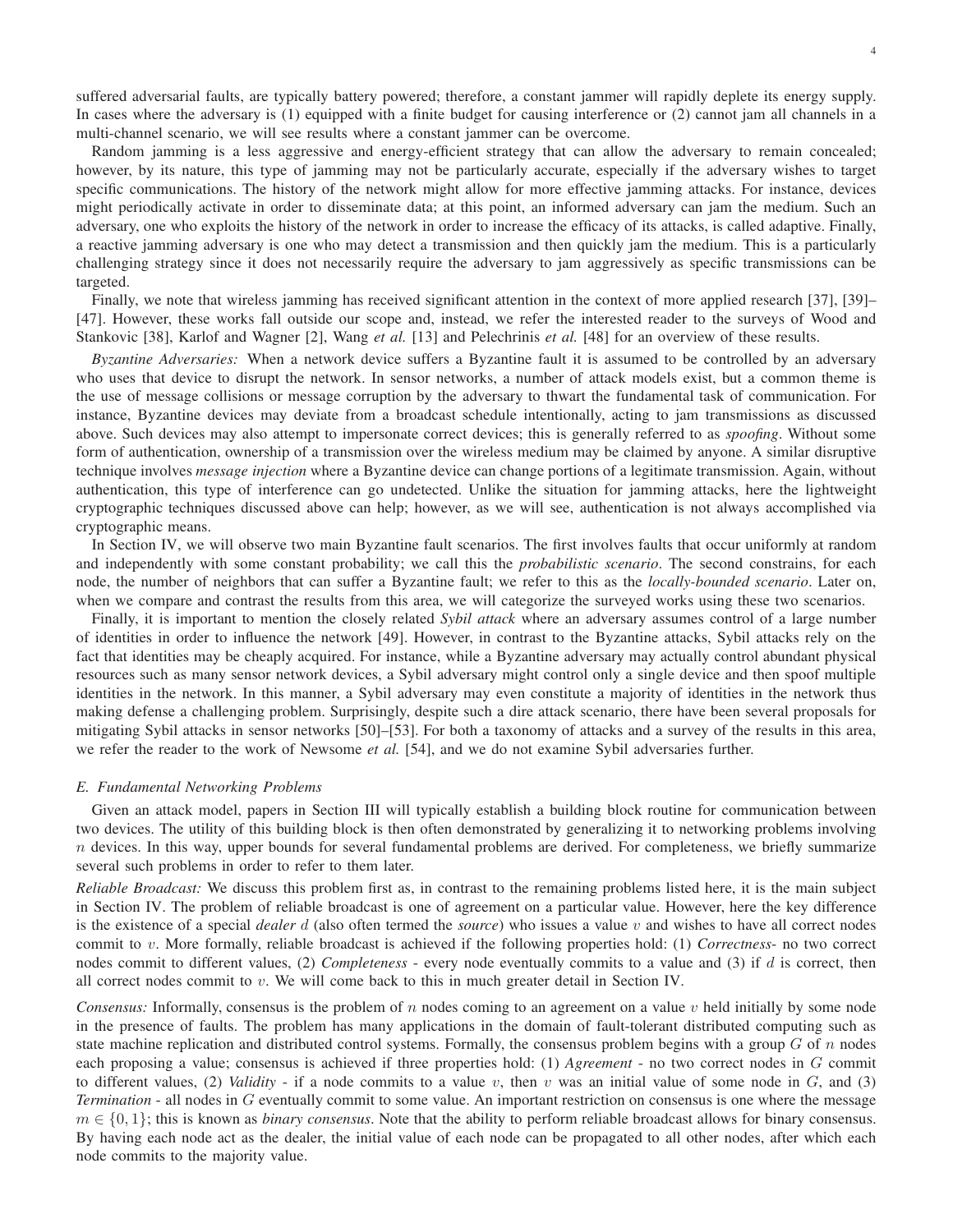suffered adversarial faults, are typically battery powered; therefore, a constant jammer will rapidly deplete its energy supply. In cases where the adversary is (1) equipped with a finite budget for causing interference or (2) cannot jam all channels in a multi-channel scenario, we will see results where a constant jammer can be overcome.

Random jamming is a less aggressive and energy-efficient strategy that can allow the adversary to remain concealed; however, by its nature, this type of jamming may not be particularly accurate, especially if the adversary wishes to target specific communications. The history of the network might allow for more effective jamming attacks. For instance, devices might periodically activate in order to disseminate data; at this point, an informed adversary can jam the medium. Such an adversary, one who exploits the history of the network in order to increase the efficacy of its attacks, is called adaptive. Finally, a reactive jamming adversary is one who may detect a transmission and then quickly jam the medium. This is a particularly challenging strategy since it does not necessarily require the adversary to jam aggressively as specific transmissions can be targeted.

Finally, we note that wireless jamming has received significant attention in the context of more applied research [37], [39]–[47]. However, these works fall outside our scope and, instead, we refer the interested reader to the surveys of Wood and Stankovic [38], Karlof and Wagner [2], Wang *et al.* [13] and Pelechrinis *et al.* [48] for an overview of these results.

*Byzantine Adversaries:* When a network device suffers a Byzantine fault it is assumed to be controlled by an adversary who uses that device to disrupt the network. In sensor networks, a number of attack models exist, but a common theme is the use of message collisions or message corruption by the adversary to thwart the fundamental task of communication. For instance, Byzantine devices may deviate from a broadcast schedule intentionally, acting to jam transmissions as discussed above. Such devices may also attempt to impersonate correct devices; this is generally referred to as *spoofing*. Without some form of authentication, ownership of a transmission over the wireless medium may be claimed by anyone. A similar disruptive technique involves *message injection* where a Byzantine device can change portions of a legitimate transmission. Again, without authentication, this type of interference can go undetected. Unlike the situation for jamming attacks, here the lightweight cryptographic techniques discussed above can help; however, as we will see, authentication is not always accomplished via cryptographic means.

In Section IV, we will observe two main Byzantine fault scenarios. The first involves faults that occur uniformly at random and independently with some constant probability; we call this the *probabilistic scenario*. The second constrains, for each node, the number of neighbors that can suffer a Byzantine fault; we refer to this as the *locally-bounded scenario*. Later on, when we compare and contrast the results from this area, we will categorize the surveyed works using these two scenarios.

Finally, it is important to mention the closely related *Sybil attack* where an adversary assumes control of a large number of identities in order to influence the network [49]. However, in contrast to the Byzantine attacks, Sybil attacks rely on the fact that identities may be cheaply acquired. For instance, while a Byzantine adversary may actually control abundant physical resources such as many sensor network devices, a Sybil adversary might control only a single device and then spoof multiple identities in the network. In this manner, a Sybil adversary may even constitute a majority of identities in the network thus making defense a challenging problem. Surprisingly, despite such a dire attack scenario, there have been several proposals for mitigating Sybil attacks in sensor networks [50]–[53]. For both a taxonomy of attacks and a survey of the results in this area, we refer the reader to the work of Newsome *et al.* [54], and we do not examine Sybil adversaries further.

### E. Fundamental Networking Problems

Given an attack model, papers in Section III will typically establish a building block routine for communication between two devices. The utility of this building block is then often demonstrated by generalizing it to networking problems involving $n$ devices. In this way, upper bounds for several fundamental problems are derived. For completeness, we briefly summarize several such problems in order to refer to them later.

*Reliable Broadcast:* We discuss this problem first as, in contrast to the remaining problems listed here, it is the main subject in Section IV. The problem of reliable broadcast is one of agreement on a particular value. However, here the key difference is the existence of a special *dealer* $d$ (also often termed the *source*) who issues a value $v$ and wishes to have all correct nodes commit to $v$. More formally, reliable broadcast is achieved if the following properties hold: (1) *Correctness*- no two correct nodes commit to different values, (2) *Completeness* - every node eventually commits to a value and (3) if $d$ is correct, then all correct nodes commit to $v$. We will come back to this in much greater detail in Section IV.

*Consensus:* Informally, consensus is the problem of $n$ nodes coming to an agreement on a value $v$ held initially by some node in the presence of faults. The problem has many applications in the domain of fault-tolerant distributed computing such as state machine replication and distributed control systems. Formally, the consensus problem begins with a group $G$ of $n$ nodes each proposing a value; consensus is achieved if three properties hold: (1) *Agreement* - no two correct nodes in $G$ commit to different values, (2) *Validity* - if a node commits to a value $v$, then $v$ was an initial value of some node in $G$, and (3) *Termination* - all nodes in $G$ eventually commit to some value. An important restriction on consensus is one where the message $m \in \{0, 1\}$; this is known as *binary consensus*. Note that the ability to perform reliable broadcast allows for binary consensus. By having each node act as the dealer, the initial value of each node can be propagated to all other nodes, after which each node commits to the majority value.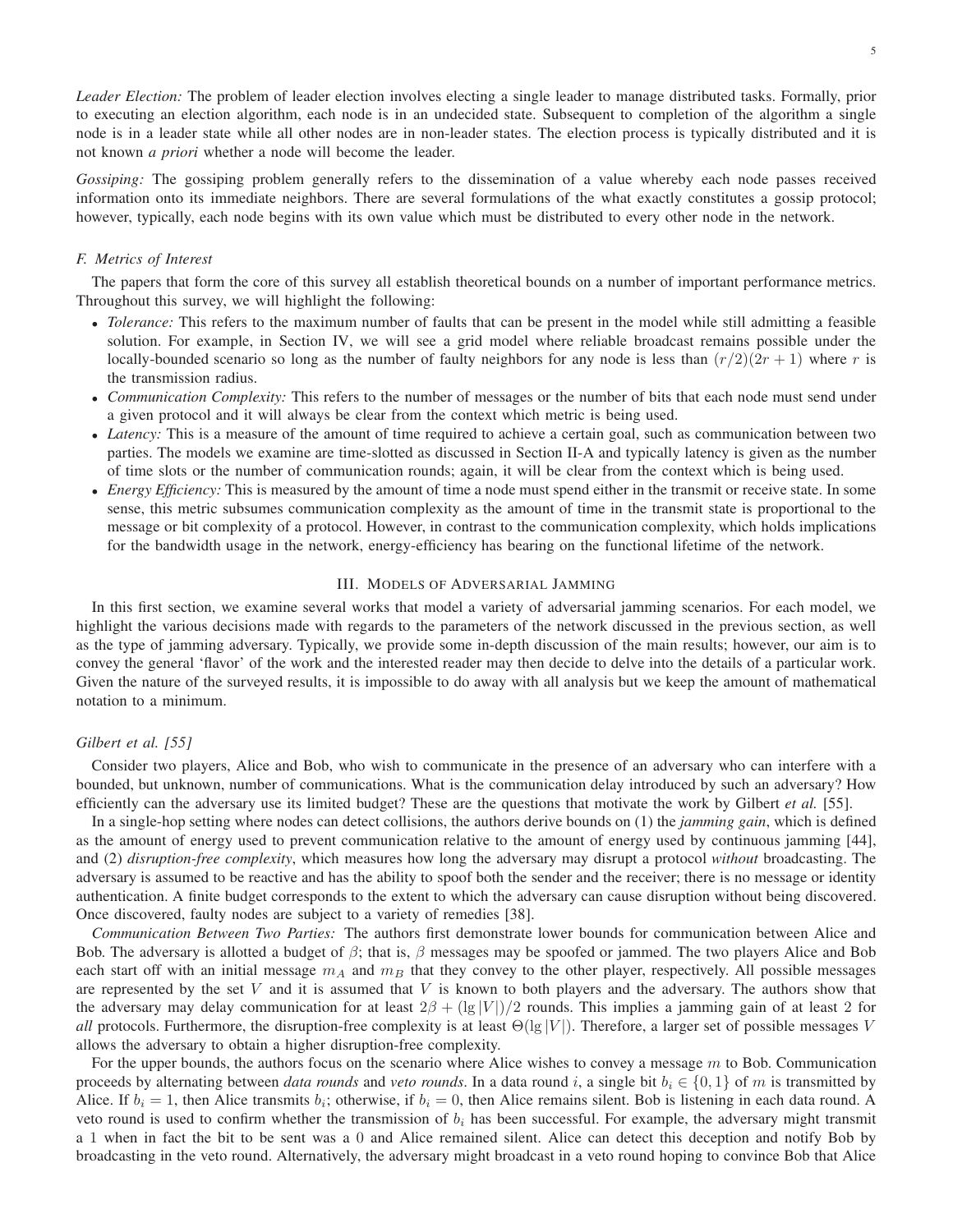*Leader Election:* The problem of leader election involves electing a single leader to manage distributed tasks. Formally, prior to executing an election algorithm, each node is in an undecided state. Subsequent to completion of the algorithm a single node is in a leader state while all other nodes are in non-leader states. The election process is typically distributed and it is not known *a priori* whether a node will become the leader.

*Gossiping:* The gossiping problem generally refers to the dissemination of a value whereby each node passes received information onto its immediate neighbors. There are several formulations of the what exactly constitutes a gossip protocol; however, typically, each node begins with its own value which must be distributed to every other node in the network.

### F. Metrics of Interest

The papers that form the core of this survey all establish theoretical bounds on a number of important performance metrics. Throughout this survey, we will highlight the following:

- *Tolerance:* This refers to the maximum number of faults that can be present in the model while still admitting a feasible solution. For example, in Section IV, we will see a grid model where reliable broadcast remains possible under the locally-bounded scenario so long as the number of faulty neighbors for any node is less than $(r/2)(2r+1)$ where $r$ is the transmission radius.
- *Communication Complexity:* This refers to the number of messages or the number of bits that each node must send under a given protocol and it will always be clear from the context which metric is being used.
- *Latency:* This is a measure of the amount of time required to achieve a certain goal, such as communication between two parties. The models we examine are time-slotted as discussed in Section II-A and typically latency is given as the number of time slots or the number of communication rounds; again, it will be clear from the context which is being used.
- *Energy Efficiency:* This is measured by the amount of time a node must spend either in the transmit or receive state. In some sense, this metric subsumes communication complexity as the amount of time in the transmit state is proportional to the message or bit complexity of a protocol. However, in contrast to the communication complexity, which holds implications for the bandwidth usage in the network, energy-efficiency has bearing on the functional lifetime of the network.

## III. Models of Adversarial Jamming

In this first section, we examine several works that model a variety of adversarial jamming scenarios. For each model, we highlight the various decisions made with regards to the parameters of the network discussed in the previous section, as well as the type of jamming adversary. Typically, we provide some in-depth discussion of the main results; however, our aim is to convey the general 'flavor' of the work and the interested reader may then decide to delve into the details of a particular work. Given the nature of the surveyed results, it is impossible to do away with all analysis but we keep the amount of mathematical notation to a minimum.

### *Gilbert et al. [55]*

Consider two players, Alice and Bob, who wish to communicate in the presence of an adversary who can interfere with a bounded, but unknown, number of communications. What is the communication delay introduced by such an adversary? How efficiently can the adversary use its limited budget? These are the questions that motivate the work by Gilbert *et al.* [55].

In a single-hop setting where nodes can detect collisions, the authors derive bounds on (1) the *jamming gain*, which is defined as the amount of energy used to prevent communication relative to the amount of energy used by continuous jamming [44], and (2) *disruption-free complexity*, which measures how long the adversary may disrupt a protocol *without* broadcasting. The adversary is assumed to be reactive and has the ability to spoof both the sender and the receiver; there is no message or identity authentication. A finite budget corresponds to the extent to which the adversary can cause disruption without being discovered. Once discovered, faulty nodes are subject to a variety of remedies [38].

*Communication Between Two Parties:* The authors first demonstrate lower bounds for communication between Alice and Bob. The adversary is allotted a budget of $\beta$; that is, $\beta$ messages may be spoofed or jammed. The two players Alice and Bob each start off with an initial message $m_A$ and $m_B$ that they convey to the other player, respectively. All possible messages are represented by the set $V$ and it is assumed that $V$ is known to both players and the adversary. The authors show that the adversary may delay communication for at least $2\beta + (\lg|V|)/2$ rounds. This implies a jamming gain of at least 2 for *all* protocols. Furthermore, the disruption-free complexity is at least $\Theta(\lg|V|)$. Therefore, a larger set of possible messages $V$ allows the adversary to obtain a higher disruption-free complexity.

For the upper bounds, the authors focus on the scenario where Alice wishes to convey a message $m$ to Bob. Communication proceeds by alternating between *data rounds* and *veto rounds*. In a data round $i$, a single bit $b_i \in \{0,1\}$ of $m$ is transmitted by Alice. If $b_i = 1$, then Alice transmits $b_i$; otherwise, if $b_i = 0$, then Alice remains silent. Bob is listening in each data round. A veto round is used to confirm whether the transmission of $b_i$ has been successful. For example, the adversary might transmit a 1 when in fact the bit to be sent was a 0 and Alice remained silent. Alice can detect this deception and notify Bob by broadcasting in the veto round. Alternatively, the adversary might broadcast in a veto round hoping to convince Bob that Alice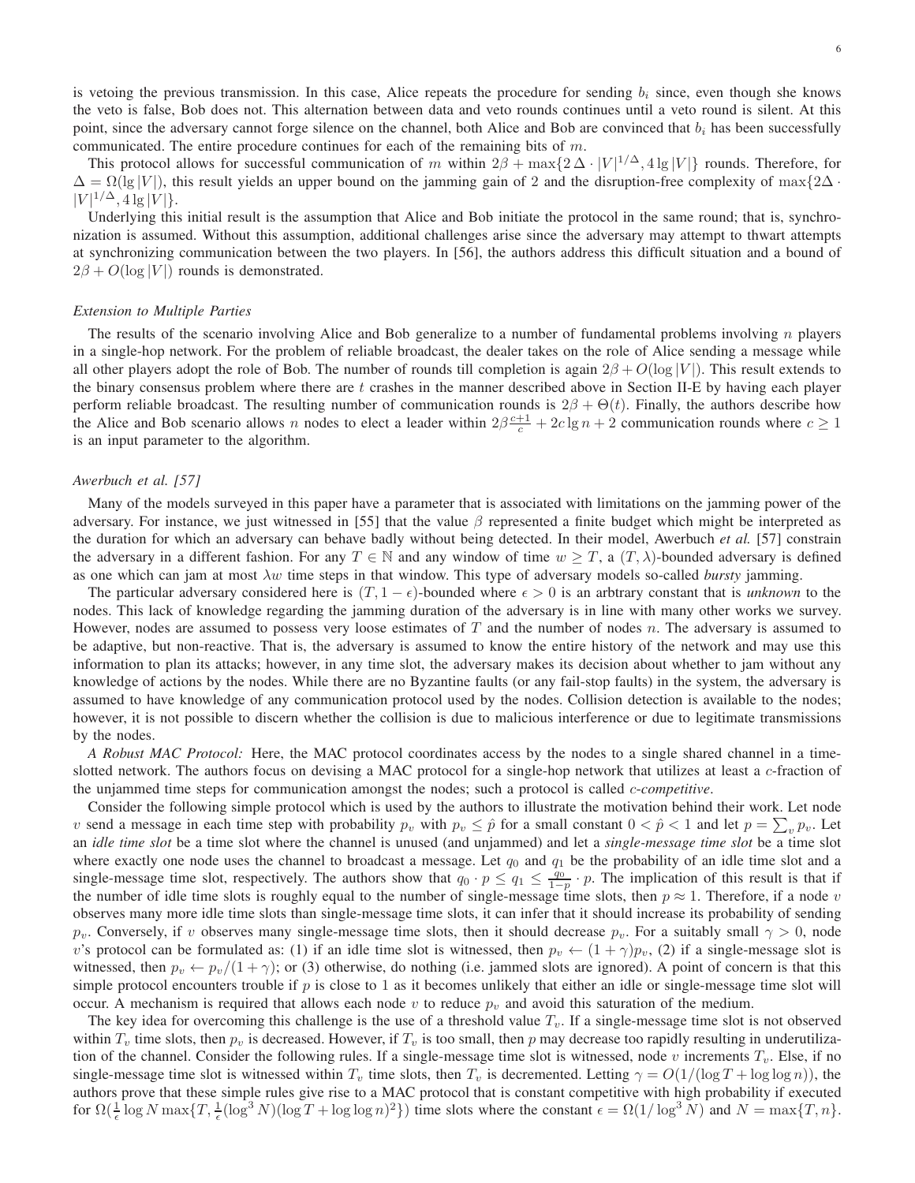is vetoing the previous transmission. In this case, Alice repeats the procedure for sending $b_i$ since, even though she knows the veto is false, Bob does not. This alternation between data and veto rounds continues until a veto round is silent. At this point, since the adversary cannot forge silence on the channel, both Alice and Bob are convinced that $b_i$ has been successfully communicated. The entire procedure continues for each of the remaining bits of $m$.

This protocol allows for successful communication of $m$ within $2\beta + \max\{2\,\Delta \cdot |V|^{1/\Delta}, 4\lg|V|\}$ rounds. Therefore, for $\Delta = \Omega(\lg|V|)$, this result yields an upper bound on the jamming gain of 2 and the disruption-free complexity of $\max\{2\Delta \cdot |V|^{1/\Delta}, 4\lg|V|\}$.

Underlying this initial result is the assumption that Alice and Bob initiate the protocol in the same round; that is, synchronization is assumed. Without this assumption, additional challenges arise since the adversary may attempt to thwart attempts at synchronizing communication between the two players. In [56], the authors address this difficult situation and a bound of $2\beta + O(\log|V|)$ rounds is demonstrated.

*Extension to Multiple Parties*

The results of the scenario involving Alice and Bob generalize to a number of fundamental problems involving $n$ players in a single-hop network. For the problem of reliable broadcast, the dealer takes on the role of Alice sending a message while all other players adopt the role of Bob. The number of rounds till completion is again $2\beta + O(\log|V|)$. This result extends to the binary consensus problem where there are $t$ crashes in the manner described above in Section II-E by having each player perform reliable broadcast. The resulting number of communication rounds is $2\beta + \Theta(t)$. Finally, the authors describe how the Alice and Bob scenario allows $n$ nodes to elect a leader within $2\beta\frac{c+1}{c} + 2c\lg n + 2$ communication rounds where $c \geq 1$ is an input parameter to the algorithm.

*Awerbuch et al. [57]*

Many of the models surveyed in this paper have a parameter that is associated with limitations on the jamming power of the adversary. For instance, we just witnessed in [55] that the value $\beta$ represented a finite budget which might be interpreted as the duration for which an adversary can behave badly without being detected. In their model, Awerbuch *et al.* [57] constrain the adversary in a different fashion. For any $T \in \mathbb{N}$ and any window of time $w \geq T$, a $(T, \lambda)$-bounded adversary is defined as one which can jam at most $\lambda w$ time steps in that window. This type of adversary models so-called *bursty* jamming.

The particular adversary considered here is $(T, 1-\epsilon)$-bounded where $\epsilon > 0$ is an arbtrary constant that is *unknown* to the nodes. This lack of knowledge regarding the jamming duration of the adversary is in line with many other works we survey. However, nodes are assumed to possess very loose estimates of $T$ and the number of nodes $n$. The adversary is assumed to be adaptive, but non-reactive. That is, the adversary is assumed to know the entire history of the network and may use this information to plan its attacks; however, in any time slot, the adversary makes its decision about whether to jam without any knowledge of actions by the nodes. While there are no Byzantine faults (or any fail-stop faults) in the system, the adversary is assumed to have knowledge of any communication protocol used by the nodes. Collision detection is available to the nodes; however, it is not possible to discern whether the collision is due to malicious interference or due to legitimate transmissions by the nodes.

*A Robust MAC Protocol:* Here, the MAC protocol coordinates access by the nodes to a single shared channel in a time-slotted network. The authors focus on devising a MAC protocol for a single-hop network that utilizes at least a $c$-fraction of the unjammed time steps for communication amongst the nodes; such a protocol is called *c-competitive*.

Consider the following simple protocol which is used by the authors to illustrate the motivation behind their work. Let node $v$ send a message in each time step with probability $p_v$ with $p_v \leq \hat{p}$ for a small constant $0 < \hat{p} < 1$ and let $p = \sum_v p_v$. Let an *idle time slot* be a time slot where the channel is unused (and unjammed) and let a *single-message time slot* be a time slot where exactly one node uses the channel to broadcast a message. Let $q_0$ and $q_1$ be the probability of an idle time slot and a single-message time slot, respectively. The authors show that $q_0 \cdot p \leq q_1 \leq \frac{q_0}{1-\hat{p}} \cdot p$. The implication of this result is that if the number of idle time slots is roughly equal to the number of single-message time slots, then $p \approx 1$. Therefore, if a node $v$ observes many more idle time slots than single-message time slots, it can infer that it should increase its probability of sending $p_v$. Conversely, if $v$ observes many single-message time slots, then it should decrease $p_v$. For a suitably small $\gamma > 0$, node $v$'s protocol can be formulated as: (1) if an idle time slot is witnessed, then $p_v \leftarrow (1+\gamma)p_v$, (2) if a single-message slot is witnessed, then $p_v \leftarrow p_v/(1+\gamma)$; or (3) otherwise, do nothing (i.e. jammed slots are ignored). A point of concern is that this simple protocol encounters trouble if $p$ is close to 1 as it becomes unlikely that either an idle or single-message time slot will occur. A mechanism is required that allows each node $v$ to reduce $p_v$ and avoid this saturation of the medium.

The key idea for overcoming this challenge is the use of a threshold value $T_v$. If a single-message time slot is not observed within $T_v$ time slots, then $p_v$ is decreased. However, if $T_v$ is too small, then $p$ may decrease too rapidly resulting in underutilization of the channel. Consider the following rules. If a single-message time slot is witnessed, node $v$ increments $T_v$. Else, if no single-message time slot is witnessed within $T_v$ time slots, then $T_v$ is decremented. Letting $\gamma = O(1/(\log T + \log\log n))$, the authors prove that these simple rules give rise to a MAC protocol that is constant competitive with high probability if executed for $\Omega(\frac{1}{\epsilon}\log N \max\{T, \frac{1}{\epsilon}(\log^3 N)(\log T + \log\log n)^2\})$ time slots where the constant $\epsilon = \Omega(1/\log^3 N)$ and $N = \max\{T, n\}$.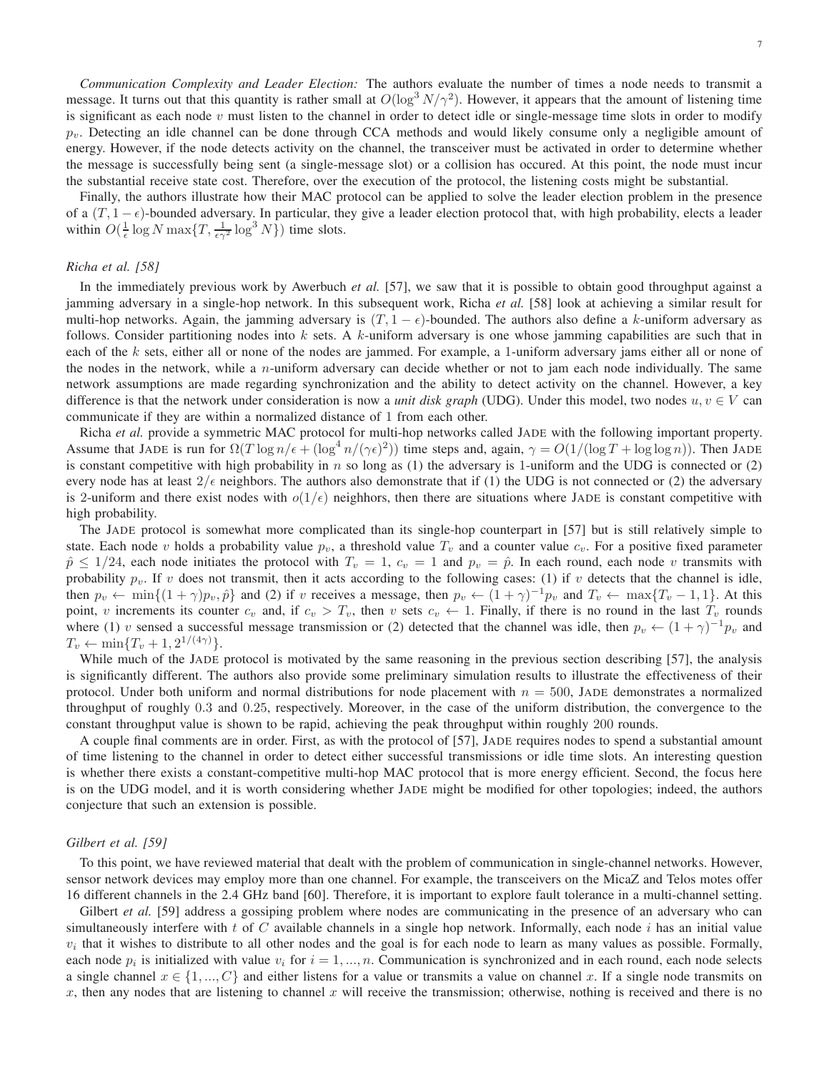*Communication Complexity and Leader Election:* The authors evaluate the number of times a node needs to transmit a message. It turns out that this quantity is rather small at $O(\log^3 N/\gamma^2)$. However, it appears that the amount of listening time is significant as each node $v$ must listen to the channel in order to detect idle or single-message time slots in order to modify $p_v$. Detecting an idle channel can be done through CCA methods and would likely consume only a negligible amount of energy. However, if the node detects activity on the channel, the transceiver must be activated in order to determine whether the message is successfully being sent (a single-message slot) or a collision has occured. At this point, the node must incur the substantial receive state cost. Therefore, over the execution of the protocol, the listening costs might be substantial.

Finally, the authors illustrate how their MAC protocol can be applied to solve the leader election problem in the presence of a $(T, 1-\epsilon)$-bounded adversary. In particular, they give a leader election protocol that, with high probability, elects a leader within $O(\frac{1}{\epsilon}\log N \max\{T, \frac{1}{\epsilon\gamma^2}\log^3 N\})$ time slots.

### *Richa et al. [58]*

In the immediately previous work by Awerbuch *et al.* [57], we saw that it is possible to obtain good throughput against a jamming adversary in a single-hop network. In this subsequent work, Richa *et al.* [58] look at achieving a similar result for multi-hop networks. Again, the jamming adversary is $(T, 1-\epsilon)$-bounded. The authors also define a $k$-uniform adversary as follows. Consider partitioning nodes into $k$ sets. A $k$-uniform adversary is one whose jamming capabilities are such that in each of the $k$ sets, either all or none of the nodes are jammed. For example, a 1-uniform adversary jams either all or none of the nodes in the network, while a $n$-uniform adversary can decide whether or not to jam each node individually. The same network assumptions are made regarding synchronization and the ability to detect activity on the channel. However, a key difference is that the network under consideration is now a *unit disk graph* (UDG). Under this model, two nodes $u, v \in V$ can communicate if they are within a normalized distance of 1 from each other.

Richa *et al.* provide a symmetric MAC protocol for multi-hop networks called JADE with the following important property. Assume that JADE is run for $\Omega(T\log n/\epsilon + (\log^4 n/(\gamma\epsilon)^2))$ time steps and, again, $\gamma = O(1/(\log T + \log\log n))$. Then JADE is constant competitive with high probability in $n$ so long as (1) the adversary is 1-uniform and the UDG is connected or (2) every node has at least $2/\epsilon$ neighbors. The authors also demonstrate that if (1) the UDG is not connected or (2) the adversary is 2-uniform and there exist nodes with $o(1/\epsilon)$ neighhors, then there are situations where JADE is constant competitive with high probability.

The JADE protocol is somewhat more complicated than its single-hop counterpart in [57] but is still relatively simple to state. Each node $v$ holds a probability value $p_v$, a threshold value $T_v$ and a counter value $c_v$. For a positive fixed parameter $\hat{p} \leq 1/24$, each node initiates the protocol with $T_v = 1$, $c_v = 1$ and $p_v = \hat{p}$. In each round, each node $v$ transmits with probability $p_v$. If $v$ does not transmit, then it acts according to the following cases: (1) if $v$ detects that the channel is idle, then $p_v \leftarrow \min\{(1+\gamma)p_v, \hat{p}\}$ and (2) if $v$ receives a message, then $p_v \leftarrow (1+\gamma)^{-1}p_v$ and $T_v \leftarrow \max\{T_v - 1, 1\}$. At this point, $v$ increments its counter $c_v$ and, if $c_v > T_v$, then $v$ sets $c_v \leftarrow 1$. Finally, if there is no round in the last $T_v$ rounds where (1) $v$ sensed a successful message transmission or (2) detected that the channel was idle, then $p_v \leftarrow (1+\gamma)^{-1}p_v$ and $T_v \leftarrow \min\{T_v + 1, 2^{1/(4\gamma)}\}$.

While much of the JADE protocol is motivated by the same reasoning in the previous section describing [57], the analysis is significantly different. The authors also provide some preliminary simulation results to illustrate the effectiveness of their protocol. Under both uniform and normal distributions for node placement with $n = 500$, JADE demonstrates a normalized throughput of roughly 0.3 and 0.25, respectively. Moreover, in the case of the uniform distribution, the convergence to the constant throughput value is shown to be rapid, achieving the peak throughput within roughly 200 rounds.

A couple final comments are in order. First, as with the protocol of [57], JADE requires nodes to spend a substantial amount of time listening to the channel in order to detect either successful transmissions or idle time slots. An interesting question is whether there exists a constant-competitive multi-hop MAC protocol that is more energy efficient. Second, the focus here is on the UDG model, and it is worth considering whether JADE might be modified for other topologies; indeed, the authors conjecture that such an extension is possible.

### *Gilbert et al. [59]*

To this point, we have reviewed material that dealt with the problem of communication in single-channel networks. However, sensor network devices may employ more than one channel. For example, the transceivers on the MicaZ and Telos motes offer 16 different channels in the 2.4 GHz band [60]. Therefore, it is important to explore fault tolerance in a multi-channel setting.

Gilbert *et al.* [59] address a gossiping problem where nodes are communicating in the presence of an adversary who can simultaneously interfere with $t$ of $C$ available channels in a single hop network. Informally, each node $i$ has an initial value $v_i$ that it wishes to distribute to all other nodes and the goal is for each node to learn as many values as possible. Formally, each node $p_i$ is initialized with value $v_i$ for $i = 1, ..., n$. Communication is synchronized and in each round, each node selects a single channel $x \in \{1, ..., C\}$ and either listens for a value or transmits a value on channel $x$. If a single node transmits on $x$, then any nodes that are listening to channel $x$ will receive the transmission; otherwise, nothing is received and there is no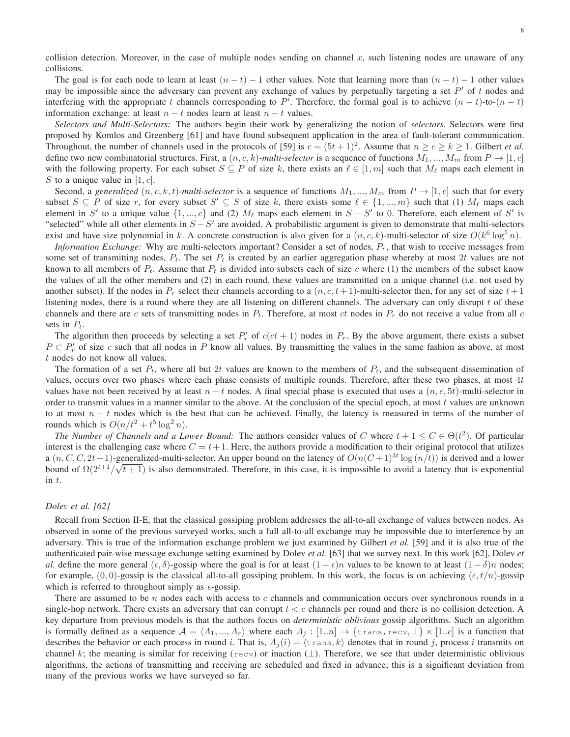collision detection. Moreover, in the case of multiple nodes sending on channel $x$, such listening nodes are unaware of any collisions.

The goal is for each node to learn at least $(n-t)-1$ other values. Note that learning more than $(n-t)-1$ other values may be impossible since the adversary can prevent any exchange of values by perpetually targeting a set $P'$ of $t$ nodes and interfering with the appropriate $t$ channels corresponding to $P'$. Therefore, the formal goal is to achieve $(n-t)$-to-$(n-t)$ information exchange: at least $n-t$ nodes learn at least $n-t$ values.

*Selectors and Multi-Selectors:* The authors begin their work by generalizing the notion of *selectors*. Selectors were first proposed by Komlos and Greenberg [61] and have found subsequent application in the area of fault-tolerant communication. Throughout, the number of channels used in the protocols of [59] is $c = (5t+1)^2$. Assume that $n \geq c \geq k \geq 1$. Gilbert *et al.* define two new combinatorial structures. First, a $(n, c, k)$*-multi-selector* is a sequence of functions $M_1, ..., M_m$ from $P \rightarrow [1, c]$ with the following property. For each subset $S \subseteq P$ of size $k$, there exists an $\ell \in [1, m]$ such that $M_\ell$ maps each element in $S$ to a unique value in $[1, c]$.

Second, a *generalized* $(n, c, k, t)$*-multi-selector* is a sequence of functions $M_1, ..., M_m$ from $P \rightarrow [1, c]$ such that for every subset $S \subseteq P$ of size $r$, for every subset $S' \subseteq S$ of size $k$, there exists some $\ell \in \{1, ..., m\}$ such that (1) $M_\ell$ maps each element in $S'$ to a unique value $\{1, ..., c\}$ and (2) $M_\ell$ maps each element in $S - S'$ to 0. Therefore, each element of $S'$ is "selected" while all other elements in $S - S'$ are avoided. A probabilistic argument is given to demonstrate that multi-selectors exist and have size polynomial in $k$. A concrete construction is also given for a $(n, c, k)$-multi-selector of size $O(k^6 \log^5 n)$.

*Information Exchange:* Why are multi-selectors important? Consider a set of nodes, $P_r$, that wish to receive messages from some set of transmitting nodes, $P_t$. The set $P_t$ is created by an earlier aggregation phase whereby at most $2t$ values are not known to all members of $P_t$. Assume that $P_t$ is divided into subsets each of size $c$ where (1) the members of the subset know the values of all the other members and (2) in each round, these values are transmitted on a unique channel (i.e. not used by another subset). If the nodes in $P_r$ select their channels according to a $(n, c, t+1)$-multi-selector then, for any set of size $t+1$ listening nodes, there is a round where they are all listening on different channels. The adversary can only disrupt $t$ of these channels and there are $c$ sets of transmitting nodes in $P_t$. Therefore, at most $ct$ nodes in $P_r$ do not receive a value from all $c$ sets in $P_t$.

The algorithm then proceeds by selecting a set $P'_r$ of $c(ct+1)$ nodes in $P_r$. By the above argument, there exists a subset $P \subset P'_r$ of size $c$ such that all nodes in $P$ know all values. By transmitting the values in the same fashion as above, at most $t$ nodes do not know all values.

The formation of a set $P_t$, where all but $2t$ values are known to the members of $P_t$, and the subsequent dissemination of values, occurs over two phases where each phase consists of multiple rounds. Therefore, after these two phases, at most $4t$ values have not been received by at least $n-t$ nodes. A final special phase is executed that uses a $(n, c, 5t)$-multi-selector in order to transmit values in a manner similar to the above. At the conclusion of the special epoch, at most $t$ values are unknown to at most $n-t$ nodes which is the best that can be achieved. Finally, the latency is measured in terms of the number of rounds which is $O(n/t^2 + t^5 \log^2 n)$.

*The Number of Channels and a Lower Bound:* The authors consider values of $C$ where $t+1 \leq C \in \Theta(t^2)$. Of particular interest is the challenging case where $C = t+1$. Here, the authors provide a modification to their original protocol that utilizes a $(n, C, C, 2t+1)$-generalized-multi-selector. An upper bound on the latency of $O(n(C+1)^{3t} \log{(n/t)})$ is derived and a lower bound of $\Omega(2^{t+1}/\sqrt{t+1})$ is also demonstrated. Therefore, in this case, it is impossible to avoid a latency that is exponential in $t$.

*Dolev et al. [62]*

Recall from Section II-E, that the classical gossiping problem addresses the all-to-all exchange of values between nodes. As observed in some of the previous surveyed works, such a full all-to-all exchange may be impossible due to interference by an adversary. This is true of the information exchange problem we just examined by Gilbert *et al.* [59] and it is also true of the authenticated pair-wise message exchange setting examined by Dolev *et al.* [63] that we survey next. In this work [62], Dolev *et al.* define the more general $(\epsilon, \delta)$-gossip where the goal is for at least $(1-\epsilon)n$ values to be known to at least $(1-\delta)n$ nodes; for example, $(0, 0)$-gossip is the classical all-to-all gossiping problem. In this work, the focus is on achieving $(\epsilon, t/n)$-gossip which is referred to throughout simply as $\epsilon$-gossip.

There are assumed to be $n$ nodes each with access to $c$ channels and communication occurs over synchronous rounds in a single-hop network. There exists an adversary that can corrupt $t < c$ channels per round and there is no collision detection. A key departure from previous models is that the authors focus on *deterministic oblivious* gossip algorithms. Such an algorithm is formally defined as a sequence $\mathcal{A} = \langle A_1, ..., A_r \rangle$ where each $A_j : [1..n] \rightarrow \{\texttt{trans}, \texttt{recv}, \perp\} \times [1..c]$ is a function that describes the behavior or each process in round $i$. That is, $A_j(i) = \langle \texttt{trans}, k \rangle$ denotes that in round $j$, process $i$ transmits on channel $k$; the meaning is similar for receiving ($\texttt{recv}$) or inaction ($\perp$). Therefore, we see that under deterministic oblivious algorithms, the actions of transmitting and receiving are scheduled and fixed in advance; this is a significant deviation from many of the previous works we have surveyed so far.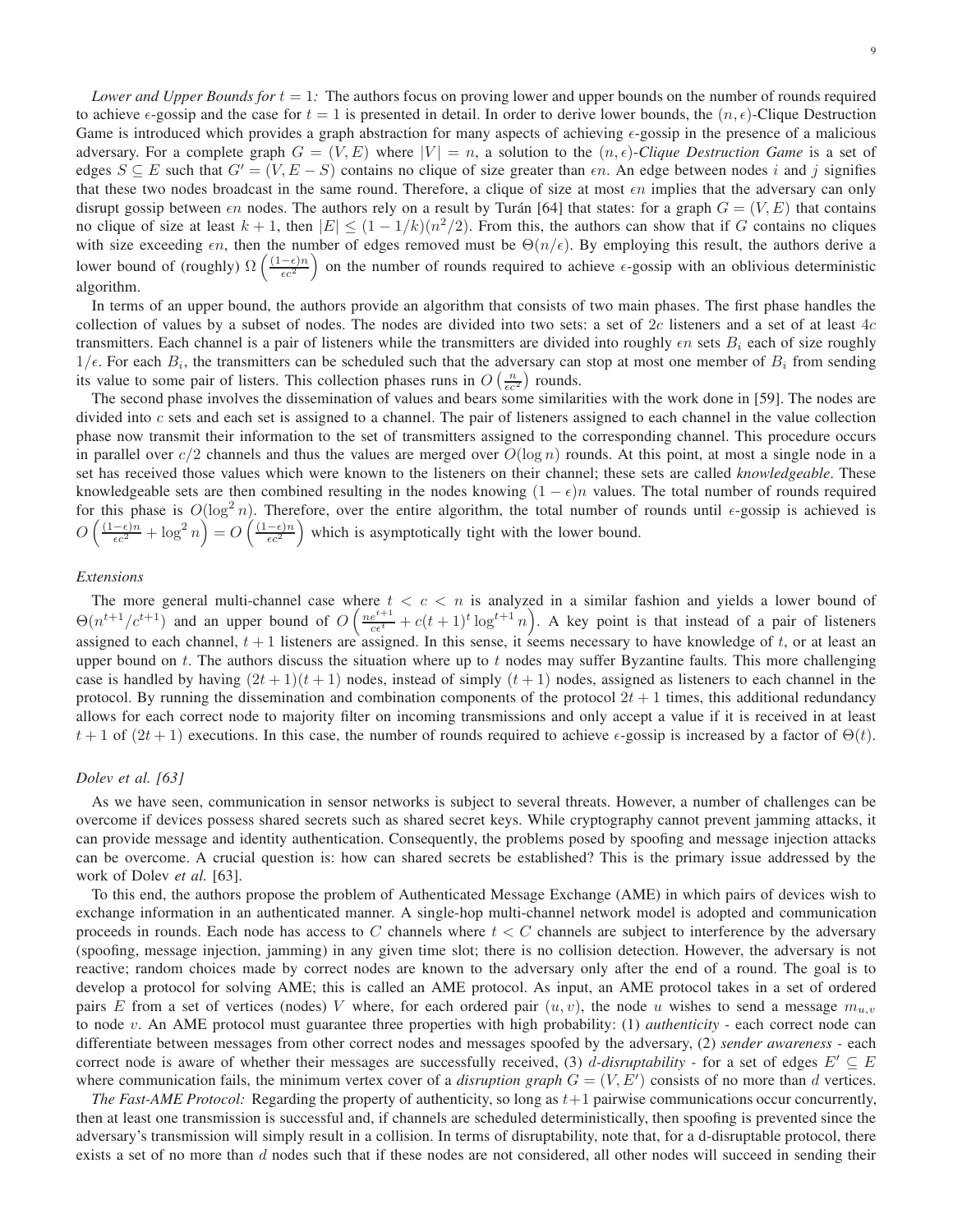*Lower and Upper Bounds for $t = 1$:* The authors focus on proving lower and upper bounds on the number of rounds required to achieve $\epsilon$-gossip and the case for $t = 1$ is presented in detail. In order to derive lower bounds, the $(n, \epsilon)$-Clique Destruction Game is introduced which provides a graph abstraction for many aspects of achieving $\epsilon$-gossip in the presence of a malicious adversary. For a complete graph $G = (V, E)$ where $|V| = n$, a solution to the $(n, \epsilon)$-*Clique Destruction Game* is a set of edges $S \subseteq E$ such that $G' = (V, E - S)$ contains no clique of size greater than $\epsilon n$. An edge between nodes $i$ and $j$ signifies that these two nodes broadcast in the same round. Therefore, a clique of size at most $\epsilon n$ implies that the adversary can only disrupt gossip between $\epsilon n$ nodes. The authors rely on a result by Turán [64] that states: for a graph $G = (V, E)$ that contains no clique of size at least $k + 1$, then $|E| \leq (1 - 1/k)(n^2/2)$. From this, the authors can show that if $G$ contains no cliques with size exceeding $\epsilon n$, then the number of edges removed must be $\Theta(n/\epsilon)$. By employing this result, the authors derive a lower bound of (roughly) $\Omega\left(\frac{(1-\epsilon)n}{\epsilon c^2}\right)$ on the number of rounds required to achieve $\epsilon$-gossip with an oblivious deterministic algorithm.

In terms of an upper bound, the authors provide an algorithm that consists of two main phases. The first phase handles the collection of values by a subset of nodes. The nodes are divided into two sets: a set of $2c$ listeners and a set of at least $4c$ transmitters. Each channel is a pair of listeners while the transmitters are divided into roughly $\epsilon n$ sets $B_i$ each of size roughly $1/\epsilon$. For each $B_i$, the transmitters can be scheduled such that the adversary can stop at most one member of $B_i$ from sending its value to some pair of listers. This collection phases runs in $O\left(\frac{n}{\epsilon c^2}\right)$ rounds.

The second phase involves the dissemination of values and bears some similarities with the work done in [59]. The nodes are divided into $c$ sets and each set is assigned to a channel. The pair of listeners assigned to each channel in the value collection phase now transmit their information to the set of transmitters assigned to the corresponding channel. This procedure occurs in parallel over $c/2$ channels and thus the values are merged over $O(\log n)$ rounds. At this point, at most a single node in a set has received those values which were known to the listeners on their channel; these sets are called *knowledgeable*. These knowledgeable sets are then combined resulting in the nodes knowing $(1 - \epsilon)n$ values. The total number of rounds required for this phase is $O(\log^2 n)$. Therefore, over the entire algorithm, the total number of rounds until $\epsilon$-gossip is achieved is $O\left(\frac{(1-\epsilon)n}{\epsilon c^2} + \log^2 n\right) = O\left(\frac{(1-\epsilon)n}{\epsilon c^2}\right)$ which is asymptotically tight with the lower bound.

*Extensions*

The more general multi-channel case where $t < c < n$ is analyzed in a similar fashion and yields a lower bound of $\Theta(n^{t+1}/c^{t+1})$ and an upper bound of $O\left(\frac{n e^{t+1}}{c\epsilon^t} + c(t+1)^t \log^{t+1} n\right)$. A key point is that instead of a pair of listeners assigned to each channel, $t + 1$ listeners are assigned. In this sense, it seems necessary to have knowledge of $t$, or at least an upper bound on $t$. The authors discuss the situation where up to $t$ nodes may suffer Byzantine faults. This more challenging case is handled by having $(2t + 1)(t + 1)$ nodes, instead of simply $(t + 1)$ nodes, assigned as listeners to each channel in the protocol. By running the dissemination and combination components of the protocol $2t + 1$ times, this additional redundancy allows for each correct node to majority filter on incoming transmissions and only accept a value if it is received in at least $t + 1$ of $(2t + 1)$ executions. In this case, the number of rounds required to achieve $\epsilon$-gossip is increased by a factor of $\Theta(t)$.

*Dolev et al. [63]*

As we have seen, communication in sensor networks is subject to several threats. However, a number of challenges can be overcome if devices possess shared secrets such as shared secret keys. While cryptography cannot prevent jamming attacks, it can provide message and identity authentication. Consequently, the problems posed by spoofing and message injection attacks can be overcome. A crucial question is: how can shared secrets be established? This is the primary issue addressed by the work of Dolev *et al.* [63].

To this end, the authors propose the problem of Authenticated Message Exchange (AME) in which pairs of devices wish to exchange information in an authenticated manner. A single-hop multi-channel network model is adopted and communication proceeds in rounds. Each node has access to $C$ channels where $t < C$ channels are subject to interference by the adversary (spoofing, message injection, jamming) in any given time slot; there is no collision detection. However, the adversary is not reactive; random choices made by correct nodes are known to the adversary only after the end of a round. The goal is to develop a protocol for solving AME; this is called an AME protocol. As input, an AME protocol takes in a set of ordered pairs $E$ from a set of vertices (nodes) $V$ where, for each ordered pair $(u, v)$, the node $u$ wishes to send a message $m_{u,v}$ to node $v$. An AME protocol must guarantee three properties with high probability: (1) *authenticity* - each correct node can differentiate between messages from other correct nodes and messages spoofed by the adversary, (2) *sender awareness* - each correct node is aware of whether their messages are successfully received, (3) $d$-*disruptability* - for a set of edges $E' \subseteq E$ where communication fails, the minimum vertex cover of a *disruption graph* $G = (V, E')$ consists of no more than $d$ vertices.

*The Fast-AME Protocol:* Regarding the property of authenticity, so long as $t+1$ pairwise communications occur concurrently, then at least one transmission is successful and, if channels are scheduled deterministically, then spoofing is prevented since the adversary's transmission will simply result in a collision. In terms of disruptability, note that, for a d-disruptable protocol, there exists a set of no more than $d$ nodes such that if these nodes are not considered, all other nodes will succeed in sending their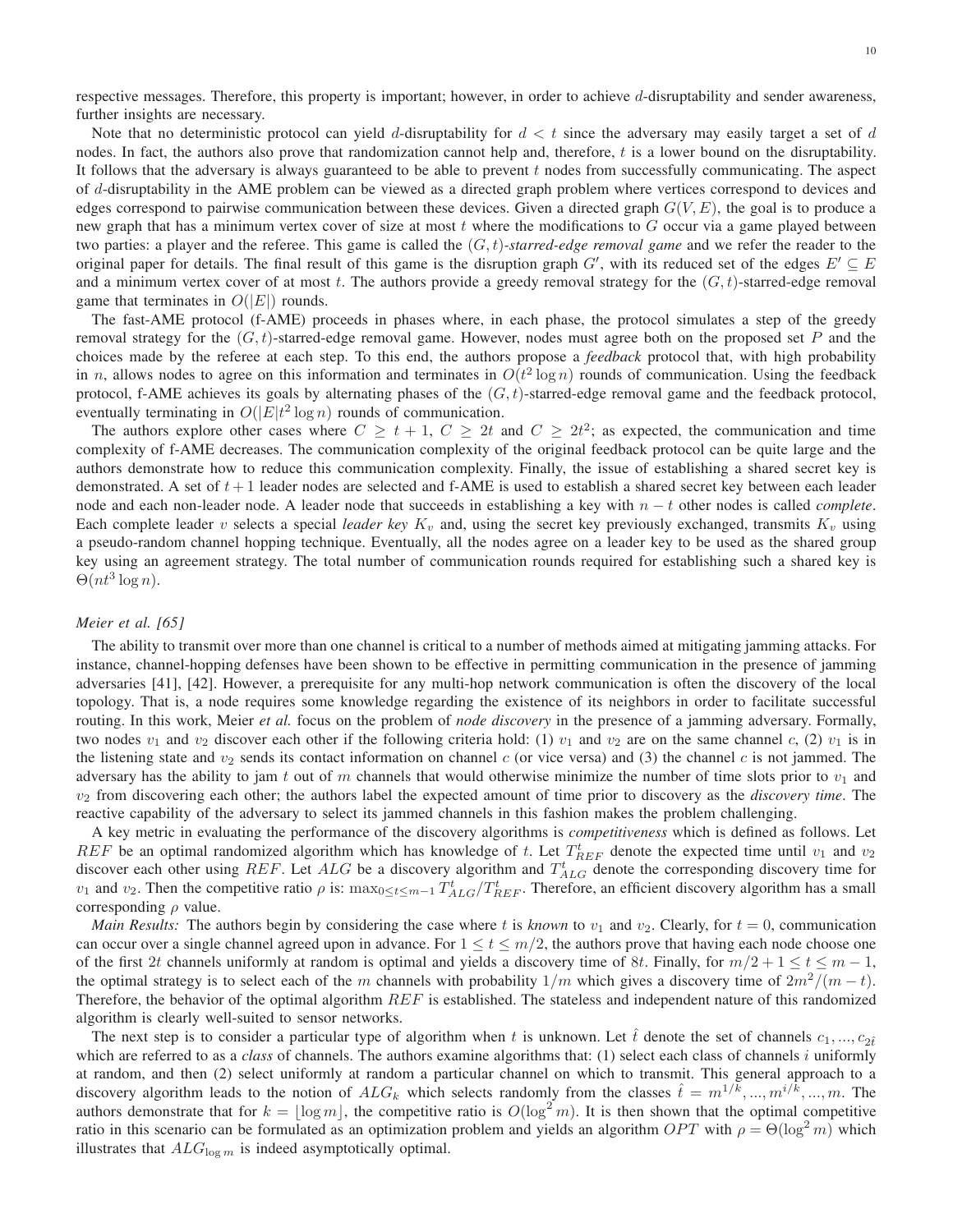respective messages. Therefore, this property is important; however, in order to achieve $d$-disruptability and sender awareness, further insights are necessary.

Note that no deterministic protocol can yield $d$-disruptability for $d < t$ since the adversary may easily target a set of $d$ nodes. In fact, the authors also prove that randomization cannot help and, therefore, $t$ is a lower bound on the disruptability. It follows that the adversary is always guaranteed to be able to prevent $t$ nodes from successfully communicating. The aspect of $d$-disruptability in the AME problem can be viewed as a directed graph problem where vertices correspond to devices and edges correspond to pairwise communication between these devices. Given a directed graph $G(V, E)$, the goal is to produce a new graph that has a minimum vertex cover of size at most $t$ where the modifications to $G$ occur via a game played between two parties: a player and the referee. This game is called the $(G, t)$-*starred-edge removal game* and we refer the reader to the original paper for details. The final result of this game is the disruption graph $G'$, with its reduced set of the edges $E' \subseteq E$ and a minimum vertex cover of at most $t$. The authors provide a greedy removal strategy for the $(G, t)$-starred-edge removal game that terminates in $O(|E|)$ rounds.

The fast-AME protocol (f-AME) proceeds in phases where, in each phase, the protocol simulates a step of the greedy removal strategy for the $(G, t)$-starred-edge removal game. However, nodes must agree both on the proposed set $P$ and the choices made by the referee at each step. To this end, the authors propose a *feedback* protocol that, with high probability in $n$, allows nodes to agree on this information and terminates in $O(t^2 \log n)$ rounds of communication. Using the feedback protocol, f-AME achieves its goals by alternating phases of the $(G, t)$-starred-edge removal game and the feedback protocol, eventually terminating in $O(|E|t^2 \log n)$ rounds of communication.

The authors explore other cases where $C \geq t + 1$, $C \geq 2t$ and $C \geq 2t^2$; as expected, the communication and time complexity of f-AME decreases. The communication complexity of the original feedback protocol can be quite large and the authors demonstrate how to reduce this communication complexity. Finally, the issue of establishing a shared secret key is demonstrated. A set of $t + 1$ leader nodes are selected and f-AME is used to establish a shared secret key between each leader node and each non-leader node. A leader node that succeeds in establishing a key with $n - t$ other nodes is called *complete*. Each complete leader $v$ selects a special *leader key* $K_v$ and, using the secret key previously exchanged, transmits $K_v$ using a pseudo-random channel hopping technique. Eventually, all the nodes agree on a leader key to be used as the shared group key using an agreement strategy. The total number of communication rounds required for establishing such a shared key is $\Theta(nt^3 \log n)$.

### *Meier et al. [65]*

The ability to transmit over more than one channel is critical to a number of methods aimed at mitigating jamming attacks. For instance, channel-hopping defenses have been shown to be effective in permitting communication in the presence of jamming adversaries [41], [42]. However, a prerequisite for any multi-hop network communication is often the discovery of the local topology. That is, a node requires some knowledge regarding the existence of its neighbors in order to facilitate successful routing. In this work, Meier *et al.* focus on the problem of *node discovery* in the presence of a jamming adversary. Formally, two nodes $v_1$ and $v_2$ discover each other if the following criteria hold: (1) $v_1$ and $v_2$ are on the same channel $c$, (2) $v_1$ is in the listening state and $v_2$ sends its contact information on channel $c$ (or vice versa) and (3) the channel $c$ is not jammed. The adversary has the ability to jam $t$ out of $m$ channels that would otherwise minimize the number of time slots prior to $v_1$ and $v_2$ from discovering each other; the authors label the expected amount of time prior to discovery as the *discovery time*. The reactive capability of the adversary to select its jammed channels in this fashion makes the problem challenging.

A key metric in evaluating the performance of the discovery algorithms is *competitiveness* which is defined as follows. Let $REF$ be an optimal randomized algorithm which has knowledge of $t$. Let $T^t_{REF}$ denote the expected time until $v_1$ and $v_2$ discover each other using $REF$. Let $ALG$ be a discovery algorithm and $T^t_{ALG}$ denote the corresponding discovery time for $v_1$ and $v_2$. Then the competitive ratio $\rho$ is: $\max_{0 \leq t \leq m-1} T^t_{ALG}/T^t_{REF}$. Therefore, an efficient discovery algorithm has a small corresponding $\rho$ value.

*Main Results:* The authors begin by considering the case where $t$ is *known* to $v_1$ and $v_2$. Clearly, for $t = 0$, communication can occur over a single channel agreed upon in advance. For $1 \leq t \leq m/2$, the authors prove that having each node choose one of the first $2t$ channels uniformly at random is optimal and yields a discovery time of $8t$. Finally, for $m/2 + 1 \leq t \leq m - 1$, the optimal strategy is to select each of the $m$ channels with probability $1/m$ which gives a discovery time of $2m^2/(m - t)$. Therefore, the behavior of the optimal algorithm $REF$ is established. The stateless and independent nature of this randomized algorithm is clearly well-suited to sensor networks.

The next step is to consider a particular type of algorithm when $t$ is unknown. Let $\hat{t}$ denote the set of channels $c_1, ..., c_{2\hat{t}}$ which are referred to as a *class* of channels. The authors examine algorithms that: (1) select each class of channels $i$ uniformly at random, and then (2) select uniformly at random a particular channel on which to transmit. This general approach to a discovery algorithm leads to the notion of $ALG_k$ which selects randomly from the classes $\hat{t} = m^{1/k}, ..., m^{i/k}, ..., m$. The authors demonstrate that for $k = \lfloor \log m \rfloor$, the competitive ratio is $O(\log^2 m)$. It is then shown that the optimal competitive ratio in this scenario can be formulated as an optimization problem and yields an algorithm $OPT$ with $\rho = \Theta(\log^2 m)$ which illustrates that $ALG_{\log m}$ is indeed asymptotically optimal.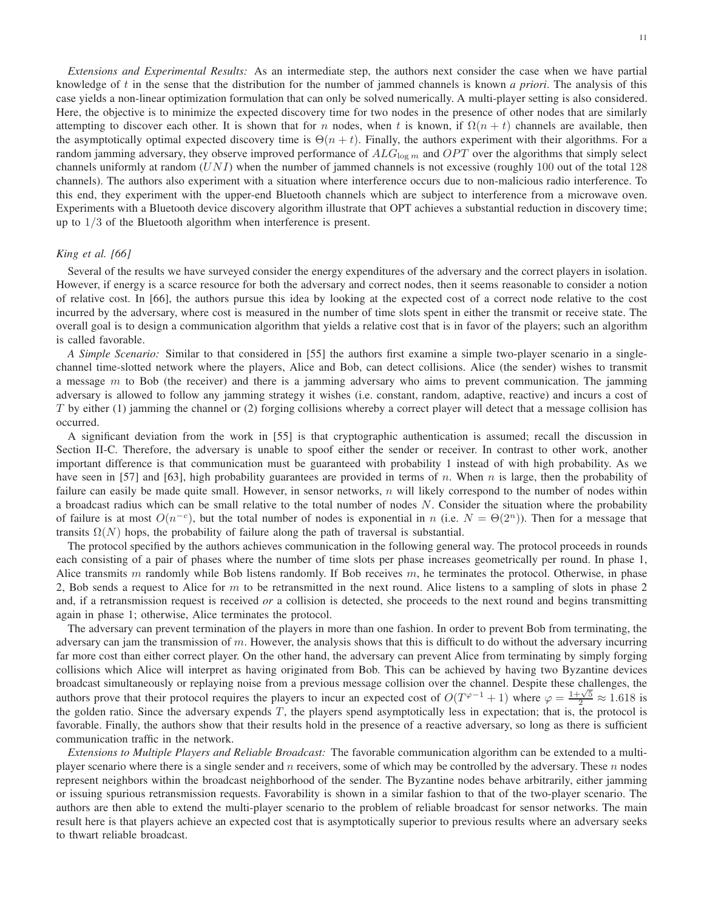*Extensions and Experimental Results:* As an intermediate step, the authors next consider the case when we have partial knowledge of $t$ in the sense that the distribution for the number of jammed channels is known *a priori*. The analysis of this case yields a non-linear optimization formulation that can only be solved numerically. A multi-player setting is also considered. Here, the objective is to minimize the expected discovery time for two nodes in the presence of other nodes that are similarly attempting to discover each other. It is shown that for $n$ nodes, when $t$ is known, if $\Omega(n+t)$ channels are available, then the asymptotically optimal expected discovery time is $\Theta(n+t)$. Finally, the authors experiment with their algorithms. For a random jamming adversary, they observe improved performance of $ALG_{\log m}$ and $OPT$ over the algorithms that simply select channels uniformly at random ($UNI$) when the number of jammed channels is not excessive (roughly 100 out of the total 128 channels). The authors also experiment with a situation where interference occurs due to non-malicious radio interference. To this end, they experiment with the upper-end Bluetooth channels which are subject to interference from a microwave oven. Experiments with a Bluetooth device discovery algorithm illustrate that OPT achieves a substantial reduction in discovery time; up to $1/3$ of the Bluetooth algorithm when interference is present.

*King et al. [66]*

Several of the results we have surveyed consider the energy expenditures of the adversary and the correct players in isolation. However, if energy is a scarce resource for both the adversary and correct nodes, then it seems reasonable to consider a notion of relative cost. In [66], the authors pursue this idea by looking at the expected cost of a correct node relative to the cost incurred by the adversary, where cost is measured in the number of time slots spent in either the transmit or receive state. The overall goal is to design a communication algorithm that yields a relative cost that is in favor of the players; such an algorithm is called favorable.

*A Simple Scenario:* Similar to that considered in [55] the authors first examine a simple two-player scenario in a single-channel time-slotted network where the players, Alice and Bob, can detect collisions. Alice (the sender) wishes to transmit a message $m$ to Bob (the receiver) and there is a jamming adversary who aims to prevent communication. The jamming adversary is allowed to follow any jamming strategy it wishes (i.e. constant, random, adaptive, reactive) and incurs a cost of $T$ by either (1) jamming the channel or (2) forging collisions whereby a correct player will detect that a message collision has occurred.

A significant deviation from the work in [55] is that cryptographic authentication is assumed; recall the discussion in Section II-C. Therefore, the adversary is unable to spoof either the sender or receiver. In contrast to other work, another important difference is that communication must be guaranteed with probability 1 instead of with high probability. As we have seen in [57] and [63], high probability guarantees are provided in terms of $n$. When $n$ is large, then the probability of failure can easily be made quite small. However, in sensor networks, $n$ will likely correspond to the number of nodes within a broadcast radius which can be small relative to the total number of nodes $N$. Consider the situation where the probability of failure is at most $O(n^{-c})$, but the total number of nodes is exponential in $n$ (i.e. $N = \Theta(2^n)$). Then for a message that transits $\Omega(N)$ hops, the probability of failure along the path of traversal is substantial.

The protocol specified by the authors achieves communication in the following general way. The protocol proceeds in rounds each consisting of a pair of phases where the number of time slots per phase increases geometrically per round. In phase 1, Alice transmits $m$ randomly while Bob listens randomly. If Bob receives $m$, he terminates the protocol. Otherwise, in phase 2, Bob sends a request to Alice for $m$ to be retransmitted in the next round. Alice listens to a sampling of slots in phase 2 and, if a retransmission request is received *or* a collision is detected, she proceeds to the next round and begins transmitting again in phase 1; otherwise, Alice terminates the protocol.

The adversary can prevent termination of the players in more than one fashion. In order to prevent Bob from terminating, the adversary can jam the transmission of $m$. However, the analysis shows that this is difficult to do without the adversary incurring far more cost than either correct player. On the other hand, the adversary can prevent Alice from terminating by simply forging collisions which Alice will interpret as having originated from Bob. This can be achieved by having two Byzantine devices broadcast simultaneously or replaying noise from a previous message collision over the channel. Despite these challenges, the authors prove that their protocol requires the players to incur an expected cost of $O(T^{\varphi-1}+1)$ where $\varphi = \frac{1+\sqrt{5}}{2} \approx 1.618$ is the golden ratio. Since the adversary expends $T$, the players spend asymptotically less in expectation; that is, the protocol is favorable. Finally, the authors show that their results hold in the presence of a reactive adversary, so long as there is sufficient communication traffic in the network.

*Extensions to Multiple Players and Reliable Broadcast:* The favorable communication algorithm can be extended to a multi-player scenario where there is a single sender and $n$ receivers, some of which may be controlled by the adversary. These $n$ nodes represent neighbors within the broadcast neighborhood of the sender. The Byzantine nodes behave arbitrarily, either jamming or issuing spurious retransmission requests. Favorability is shown in a similar fashion to that of the two-player scenario. The authors are then able to extend the multi-player scenario to the problem of reliable broadcast for sensor networks. The main result here is that players achieve an expected cost that is asymptotically superior to previous results where an adversary seeks to thwart reliable broadcast.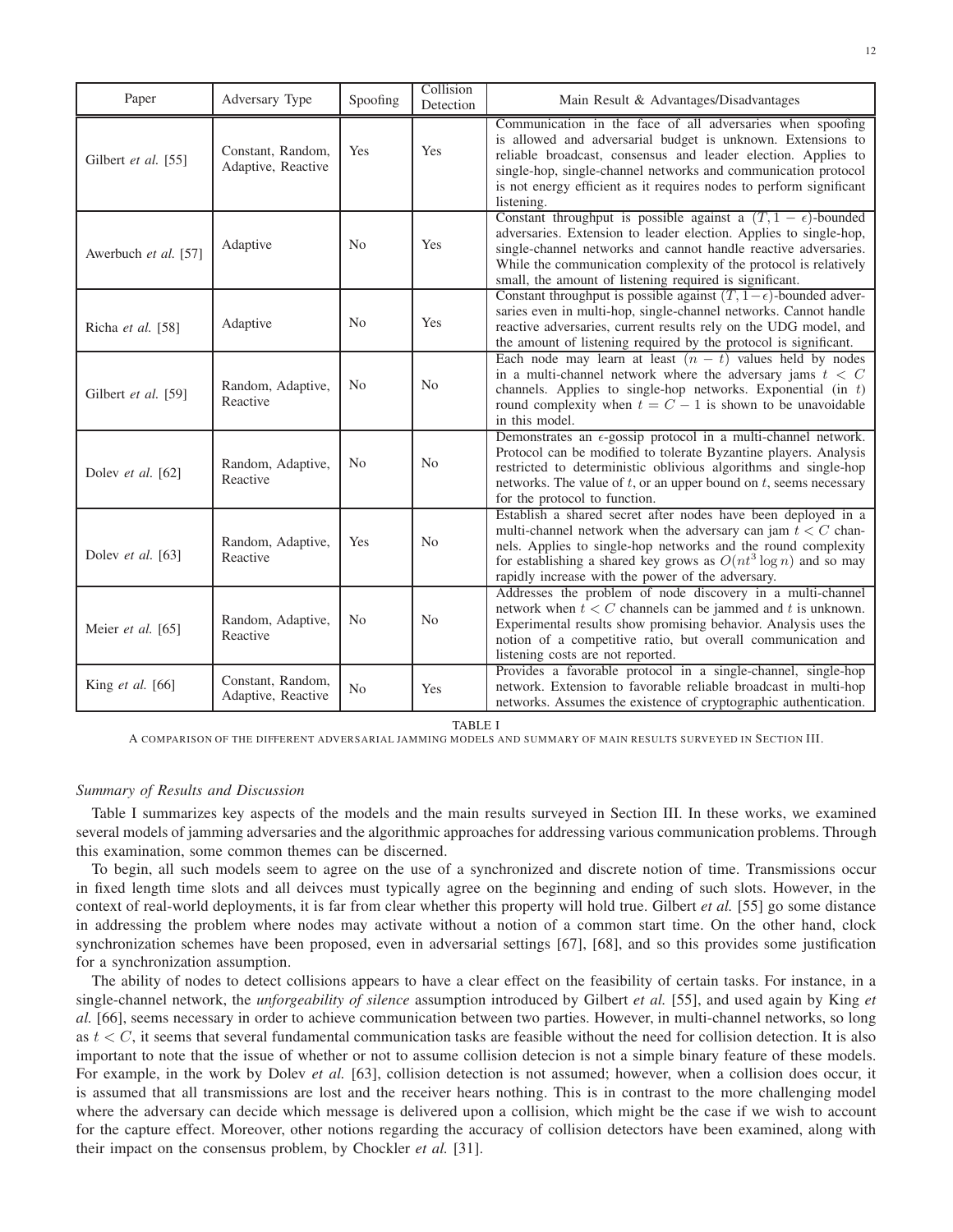| Paper | Adversary Type | Spoofing | Collision Detection | Main Result & Advantages/Disadvantages |
|---|---|---|---|---|
| Gilbert *et al.* [55] | Constant, Random, Adaptive, Reactive | Yes | Yes | Communication in the face of all adversaries when spoofing is allowed and adversarial budget is unknown. Extensions to reliable broadcast, consensus and leader election. Applies to single-hop, single-channel networks and communication protocol is not energy efficient as it requires nodes to perform significant listening. |
| Awerbuch *et al.* [57] | Adaptive | No | Yes | Constant throughput is possible against a $(T, 1-\epsilon)$-bounded adversaries. Extension to leader election. Applies to single-hop, single-channel networks and cannot handle reactive adversaries. While the communication complexity of the protocol is relatively small, the amount of listening required is significant. |
| Richa *et al.* [58] | Adaptive | No | Yes | Constant throughput is possible against $(T, 1-\epsilon)$-bounded adversaries even in multi-hop, single-channel networks. Cannot handle reactive adversaries, current results rely on the UDG model, and the amount of listening required by the protocol is significant. |
| Gilbert *et al.* [59] | Random, Adaptive, Reactive | No | No | Each node may learn at least $(n-t)$ values held by nodes in a multi-channel network where the adversary jams $t < C$ channels. Applies to single-hop networks. Exponential (in $t$) round complexity when $t = C - 1$ is shown to be unavoidable in this model. |
| Dolev *et al.* [62] | Random, Adaptive, Reactive | No | No | Demonstrates an $\epsilon$-gossip protocol in a multi-channel network. Protocol can be modified to tolerate Byzantine players. Analysis restricted to deterministic oblivious algorithms and single-hop networks. The value of $t$, or an upper bound on $t$, seems necessary for the protocol to function. |
| Dolev *et al.* [63] | Random, Adaptive, Reactive | Yes | No | Establish a shared secret after nodes have been deployed in a multi-channel network when the adversary can jam $t < C$ channels. Applies to single-hop networks and the round complexity for establishing a shared key grows as $O(nt^3 \log n)$ and so may rapidly increase with the power of the adversary. |
| Meier *et al.* [65] | Random, Adaptive, Reactive | No | No | Addresses the problem of node discovery in a multi-channel network when $t < C$ channels can be jammed and $t$ is unknown. Experimental results show promising behavior. Analysis uses the notion of a competitive ratio, but overall communication and listening costs are not reported. |
| King *et al.* [66] | Constant, Random, Adaptive, Reactive | No | Yes | Provides a favorable protocol in a single-channel, single-hop network. Extension to favorable reliable broadcast in multi-hop networks. Assumes the existence of cryptographic authentication. |

TABLE I

A COMPARISON OF THE DIFFERENT ADVERSARIAL JAMMING MODELS AND SUMMARY OF MAIN RESULTS SURVEYED IN SECTION III.

### *Summary of Results and Discussion*

Table I summarizes key aspects of the models and the main results surveyed in Section III. In these works, we examined several models of jamming adversaries and the algorithmic approaches for addressing various communication problems. Through this examination, some common themes can be discerned.

To begin, all such models seem to agree on the use of a synchronized and discrete notion of time. Transmissions occur in fixed length time slots and all deivces must typically agree on the beginning and ending of such slots. However, in the context of real-world deployments, it is far from clear whether this property will hold true. Gilbert *et al.* [55] go some distance in addressing the problem where nodes may activate without a notion of a common start time. On the other hand, clock synchronization schemes have been proposed, even in adversarial settings [67], [68], and so this provides some justification for a synchronization assumption.

The ability of nodes to detect collisions appears to have a clear effect on the feasibility of certain tasks. For instance, in a single-channel network, the *unforgeability of silence* assumption introduced by Gilbert *et al.* [55], and used again by King *et al.* [66], seems necessary in order to achieve communication between two parties. However, in multi-channel networks, so long as $t < C$, it seems that several fundamental communication tasks are feasible without the need for collision detection. It is also important to note that the issue of whether or not to assume collision detecion is not a simple binary feature of these models. For example, in the work by Dolev *et al.* [63], collision detection is not assumed; however, when a collision does occur, it is assumed that all transmissions are lost and the receiver hears nothing. This is in contrast to the more challenging model where the adversary can decide which message is delivered upon a collision, which might be the case if we wish to account for the capture effect. Moreover, other notions regarding the accuracy of collision detectors have been examined, along with their impact on the consensus problem, by Chockler *et al.* [31].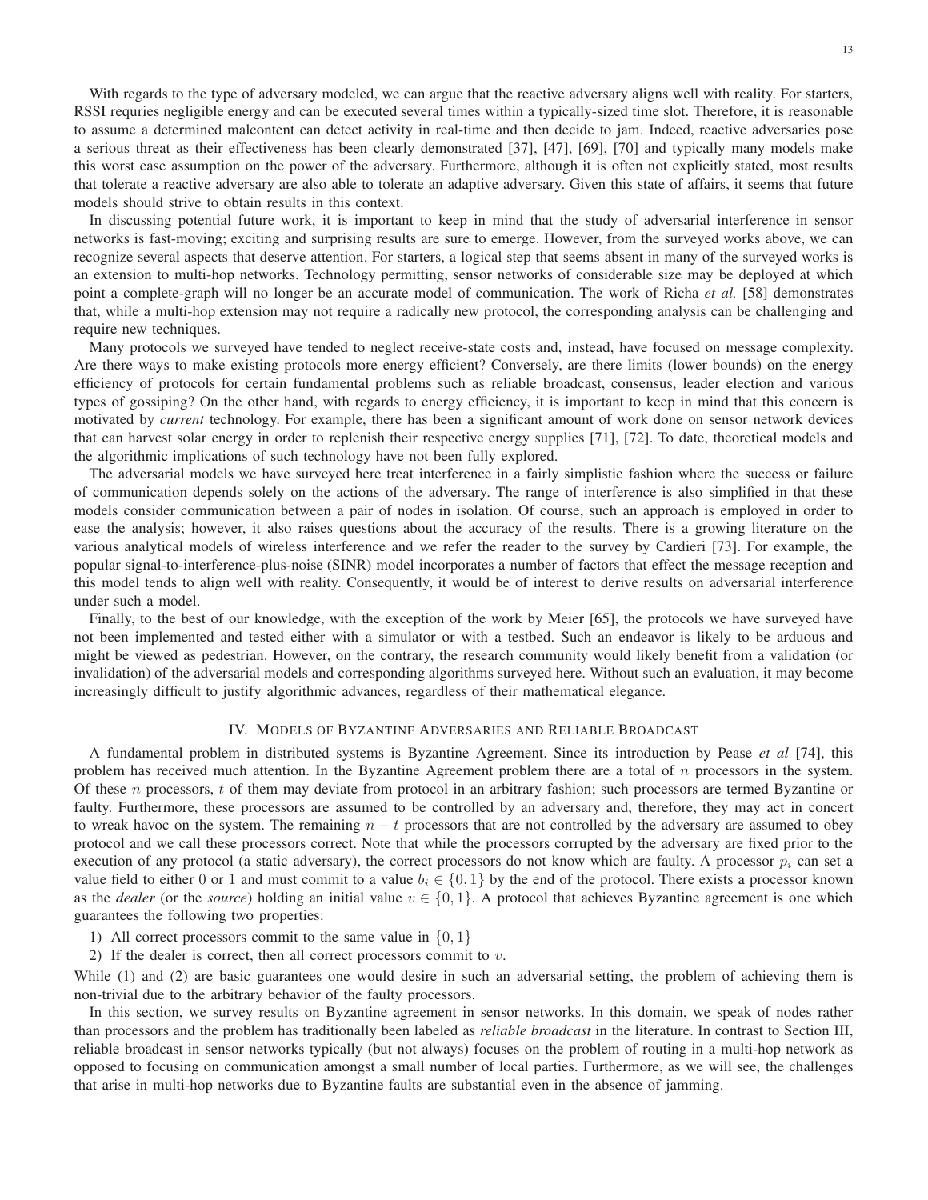With regards to the type of adversary modeled, we can argue that the reactive adversary aligns well with reality. For starters, RSSI requries negligible energy and can be executed several times within a typically-sized time slot. Therefore, it is reasonable to assume a determined malcontent can detect activity in real-time and then decide to jam. Indeed, reactive adversaries pose a serious threat as their effectiveness has been clearly demonstrated [37], [47], [69], [70] and typically many models make this worst case assumption on the power of the adversary. Furthermore, although it is often not explicitly stated, most results that tolerate a reactive adversary are also able to tolerate an adaptive adversary. Given this state of affairs, it seems that future models should strive to obtain results in this context.

In discussing potential future work, it is important to keep in mind that the study of adversarial interference in sensor networks is fast-moving; exciting and surprising results are sure to emerge. However, from the surveyed works above, we can recognize several aspects that deserve attention. For starters, a logical step that seems absent in many of the surveyed works is an extension to multi-hop networks. Technology permitting, sensor networks of considerable size may be deployed at which point a complete-graph will no longer be an accurate model of communication. The work of Richa *et al.* [58] demonstrates that, while a multi-hop extension may not require a radically new protocol, the corresponding analysis can be challenging and require new techniques.

Many protocols we surveyed have tended to neglect receive-state costs and, instead, have focused on message complexity. Are there ways to make existing protocols more energy efficient? Conversely, are there limits (lower bounds) on the energy efficiency of protocols for certain fundamental problems such as reliable broadcast, consensus, leader election and various types of gossiping? On the other hand, with regards to energy efficiency, it is important to keep in mind that this concern is motivated by *current* technology. For example, there has been a significant amount of work done on sensor network devices that can harvest solar energy in order to replenish their respective energy supplies [71], [72]. To date, theoretical models and the algorithmic implications of such technology have not been fully explored.

The adversarial models we have surveyed here treat interference in a fairly simplistic fashion where the success or failure of communication depends solely on the actions of the adversary. The range of interference is also simplified in that these models consider communication between a pair of nodes in isolation. Of course, such an approach is employed in order to ease the analysis; however, it also raises questions about the accuracy of the results. There is a growing literature on the various analytical models of wireless interference and we refer the reader to the survey by Cardieri [73]. For example, the popular signal-to-interference-plus-noise (SINR) model incorporates a number of factors that effect the message reception and this model tends to align well with reality. Consequently, it would be of interest to derive results on adversarial interference under such a model.

Finally, to the best of our knowledge, with the exception of the work by Meier [65], the protocols we have surveyed have not been implemented and tested either with a simulator or with a testbed. Such an endeavor is likely to be arduous and might be viewed as pedestrian. However, on the contrary, the research community would likely benefit from a validation (or invalidation) of the adversarial models and corresponding algorithms surveyed here. Without such an evaluation, it may become increasingly difficult to justify algorithmic advances, regardless of their mathematical elegance.

## IV. Models of Byzantine Adversaries and Reliable Broadcast

A fundamental problem in distributed systems is Byzantine Agreement. Since its introduction by Pease *et al* [74], this problem has received much attention. In the Byzantine Agreement problem there are a total of $n$ processors in the system. Of these $n$ processors, $t$ of them may deviate from protocol in an arbitrary fashion; such processors are termed Byzantine or faulty. Furthermore, these processors are assumed to be controlled by an adversary and, therefore, they may act in concert to wreak havoc on the system. The remaining $n-t$ processors that are not controlled by the adversary are assumed to obey protocol and we call these processors correct. Note that while the processors corrupted by the adversary are fixed prior to the execution of any protocol (a static adversary), the correct processors do not know which are faulty. A processor $p_i$ can set a value field to either 0 or 1 and must commit to a value $b_i \in \{0, 1\}$ by the end of the protocol. There exists a processor known as the *dealer* (or the *source*) holding an initial value $v \in \{0, 1\}$. A protocol that achieves Byzantine agreement is one which guarantees the following two properties:

1) All correct processors commit to the same value in $\{0, 1\}$
2) If the dealer is correct, then all correct processors commit to $v$.

While (1) and (2) are basic guarantees one would desire in such an adversarial setting, the problem of achieving them is non-trivial due to the arbitrary behavior of the faulty processors.

In this section, we survey results on Byzantine agreement in sensor networks. In this domain, we speak of nodes rather than processors and the problem has traditionally been labeled as *reliable broadcast* in the literature. In contrast to Section III, reliable broadcast in sensor networks typically (but not always) focuses on the problem of routing in a multi-hop network as opposed to focusing on communication amongst a small number of local parties. Furthermore, as we will see, the challenges that arise in multi-hop networks due to Byzantine faults are substantial even in the absence of jamming.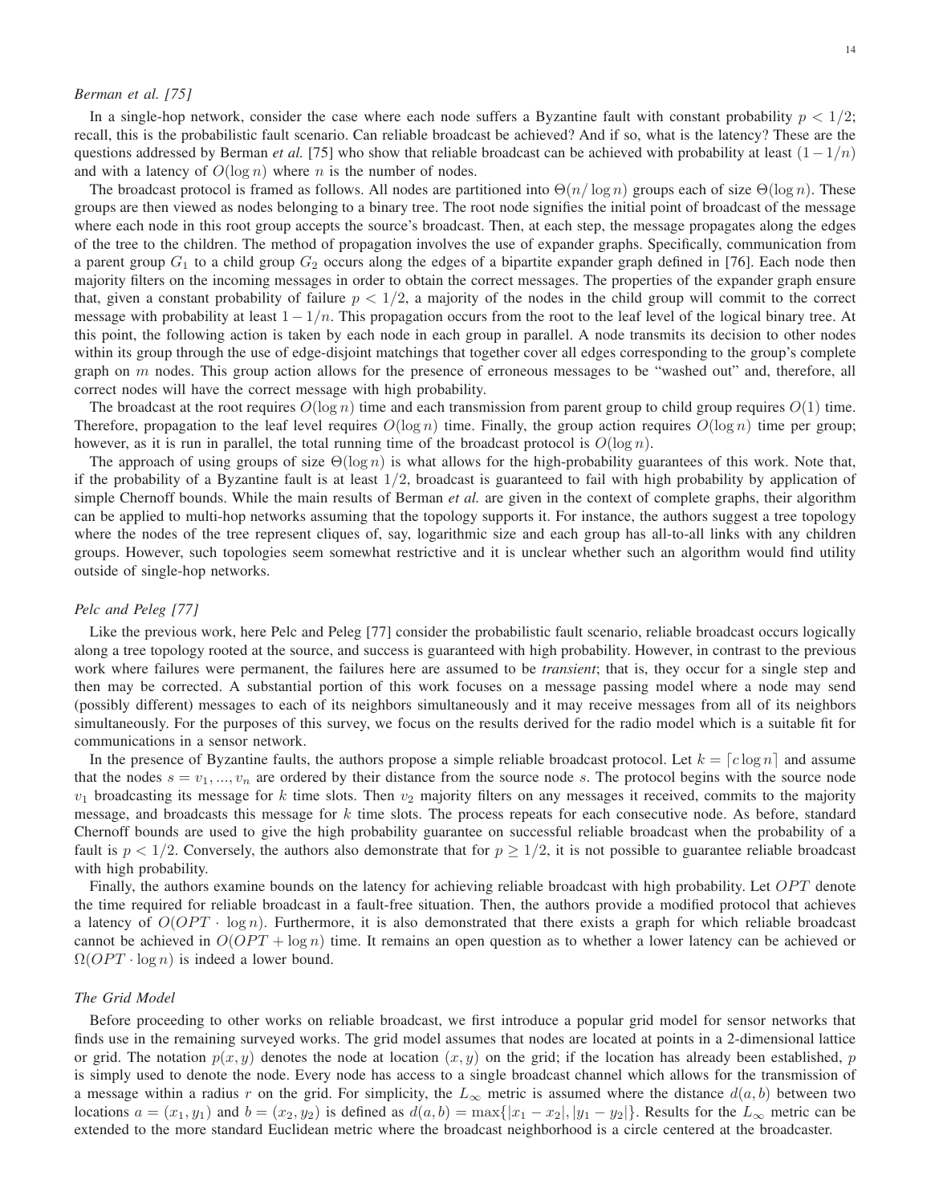*Berman et al. [75]*

In a single-hop network, consider the case where each node suffers a Byzantine fault with constant probability $p < 1/2$; recall, this is the probabilistic fault scenario. Can reliable broadcast be achieved? And if so, what is the latency? These are the questions addressed by Berman *et al.* [75] who show that reliable broadcast can be achieved with probability at least $(1-1/n)$ and with a latency of $O(\log n)$ where $n$ is the number of nodes.

The broadcast protocol is framed as follows. All nodes are partitioned into $\Theta(n/\log n)$ groups each of size $\Theta(\log n)$. These groups are then viewed as nodes belonging to a binary tree. The root node signifies the initial point of broadcast of the message where each node in this root group accepts the source's broadcast. Then, at each step, the message propagates along the edges of the tree to the children. The method of propagation involves the use of expander graphs. Specifically, communication from a parent group $G_1$ to a child group $G_2$ occurs along the edges of a bipartite expander graph defined in [76]. Each node then majority filters on the incoming messages in order to obtain the correct messages. The properties of the expander graph ensure that, given a constant probability of failure $p < 1/2$, a majority of the nodes in the child group will commit to the correct message with probability at least $1 - 1/n$. This propagation occurs from the root to the leaf level of the logical binary tree. At this point, the following action is taken by each node in each group in parallel. A node transmits its decision to other nodes within its group through the use of edge-disjoint matchings that together cover all edges corresponding to the group's complete graph on $m$ nodes. This group action allows for the presence of erroneous messages to be "washed out" and, therefore, all correct nodes will have the correct message with high probability.

The broadcast at the root requires $O(\log n)$ time and each transmission from parent group to child group requires $O(1)$ time. Therefore, propagation to the leaf level requires $O(\log n)$ time. Finally, the group action requires $O(\log n)$ time per group; however, as it is run in parallel, the total running time of the broadcast protocol is $O(\log n)$.

The approach of using groups of size $\Theta(\log n)$ is what allows for the high-probability guarantees of this work. Note that, if the probability of a Byzantine fault is at least $1/2$, broadcast is guaranteed to fail with high probability by application of simple Chernoff bounds. While the main results of Berman *et al.* are given in the context of complete graphs, their algorithm can be applied to multi-hop networks assuming that the topology supports it. For instance, the authors suggest a tree topology where the nodes of the tree represent cliques of, say, logarithmic size and each group has all-to-all links with any children groups. However, such topologies seem somewhat restrictive and it is unclear whether such an algorithm would find utility outside of single-hop networks.

*Pelc and Peleg [77]*

Like the previous work, here Pelc and Peleg [77] consider the probabilistic fault scenario, reliable broadcast occurs logically along a tree topology rooted at the source, and success is guaranteed with high probability. However, in contrast to the previous work where failures were permanent, the failures here are assumed to be *transient*; that is, they occur for a single step and then may be corrected. A substantial portion of this work focuses on a message passing model where a node may send (possibly different) messages to each of its neighbors simultaneously and it may receive messages from all of its neighbors simultaneously. For the purposes of this survey, we focus on the results derived for the radio model which is a suitable fit for communications in a sensor network.

In the presence of Byzantine faults, the authors propose a simple reliable broadcast protocol. Let $k = \lceil c \log n \rceil$ and assume that the nodes $s = v_1, ..., v_n$ are ordered by their distance from the source node $s$. The protocol begins with the source node $v_1$ broadcasting its message for $k$ time slots. Then $v_2$ majority filters on any messages it received, commits to the majority message, and broadcasts this message for $k$ time slots. The process repeats for each consecutive node. As before, standard Chernoff bounds are used to give the high probability guarantee on successful reliable broadcast when the probability of a fault is $p < 1/2$. Conversely, the authors also demonstrate that for $p \geq 1/2$, it is not possible to guarantee reliable broadcast with high probability.

Finally, the authors examine bounds on the latency for achieving reliable broadcast with high probability. Let $OPT$ denote the time required for reliable broadcast in a fault-free situation. Then, the authors provide a modified protocol that achieves a latency of $O(OPT \cdot \log n)$. Furthermore, it is also demonstrated that there exists a graph for which reliable broadcast cannot be achieved in $O(OPT + \log n)$ time. It remains an open question as to whether a lower latency can be achieved or $\Omega(OPT \cdot \log n)$ is indeed a lower bound.

*The Grid Model*

Before proceeding to other works on reliable broadcast, we first introduce a popular grid model for sensor networks that finds use in the remaining surveyed works. The grid model assumes that nodes are located at points in a 2-dimensional lattice or grid. The notation $p(x, y)$ denotes the node at location $(x, y)$ on the grid; if the location has already been established, $p$ is simply used to denote the node. Every node has access to a single broadcast channel which allows for the transmission of a message within a radius $r$ on the grid. For simplicity, the $L_\infty$ metric is assumed where the distance $d(a, b)$ between two locations $a = (x_1, y_1)$ and $b = (x_2, y_2)$ is defined as $d(a, b) = \max\{|x_1 - x_2|, |y_1 - y_2|\}$. Results for the $L_\infty$ metric can be extended to the more standard Euclidean metric where the broadcast neighborhood is a circle centered at the broadcaster.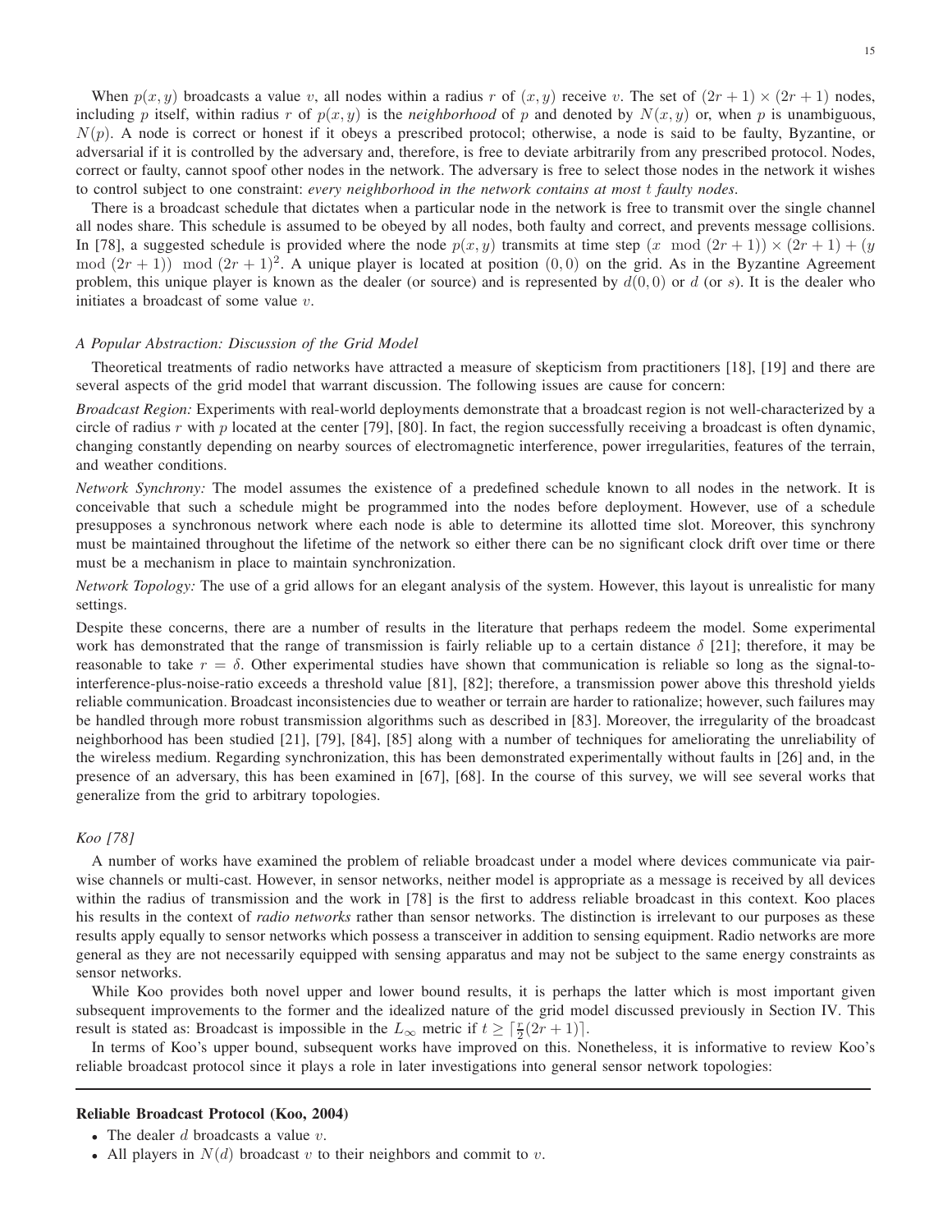When $p(x, y)$ broadcasts a value $v$, all nodes within a radius $r$ of $(x, y)$ receive $v$. The set of $(2r + 1) \times (2r + 1)$ nodes, including $p$ itself, within radius $r$ of $p(x, y)$ is the *neighborhood* of $p$ and denoted by $N(x, y)$ or, when $p$ is unambiguous, $N(p)$. A node is correct or honest if it obeys a prescribed protocol; otherwise, a node is said to be faulty, Byzantine, or adversarial if it is controlled by the adversary and, therefore, is free to deviate arbitrarily from any prescribed protocol. Nodes, correct or faulty, cannot spoof other nodes in the network. The adversary is free to select those nodes in the network it wishes to control subject to one constraint: *every neighborhood in the network contains at most $t$ faulty nodes*.

There is a broadcast schedule that dictates when a particular node in the network is free to transmit over the single channel all nodes share. This schedule is assumed to be obeyed by all nodes, both faulty and correct, and prevents message collisions. In [78], a suggested schedule is provided where the node $p(x, y)$ transmits at time step $(x \mod (2r + 1)) \times (2r + 1) + (y \mod (2r + 1)) \mod (2r + 1)^2$. A unique player is located at position $(0, 0)$ on the grid. As in the Byzantine Agreement problem, this unique player is known as the dealer (or source) and is represented by $d(0, 0)$ or $d$ (or $s$). It is the dealer who initiates a broadcast of some value $v$.

### A Popular Abstraction: Discussion of the Grid Model

Theoretical treatments of radio networks have attracted a measure of skepticism from practitioners [18], [19] and there are several aspects of the grid model that warrant discussion. The following issues are cause for concern:

*Broadcast Region:* Experiments with real-world deployments demonstrate that a broadcast region is not well-characterized by a circle of radius $r$ with $p$ located at the center [79], [80]. In fact, the region successfully receiving a broadcast is often dynamic, changing constantly depending on nearby sources of electromagnetic interference, power irregularities, features of the terrain, and weather conditions.

*Network Synchrony:* The model assumes the existence of a predefined schedule known to all nodes in the network. It is conceivable that such a schedule might be programmed into the nodes before deployment. However, use of a schedule presupposes a synchronous network where each node is able to determine its allotted time slot. Moreover, this synchrony must be maintained throughout the lifetime of the network so either there can be no significant clock drift over time or there must be a mechanism in place to maintain synchronization.

*Network Topology:* The use of a grid allows for an elegant analysis of the system. However, this layout is unrealistic for many settings.

Despite these concerns, there are a number of results in the literature that perhaps redeem the model. Some experimental work has demonstrated that the range of transmission is fairly reliable up to a certain distance $\delta$ [21]; therefore, it may be reasonable to take $r = \delta$. Other experimental studies have shown that communication is reliable so long as the signal-to-interference-plus-noise-ratio exceeds a threshold value [81], [82]; therefore, a transmission power above this threshold yields reliable communication. Broadcast inconsistencies due to weather or terrain are harder to rationalize; however, such failures may be handled through more robust transmission algorithms such as described in [83]. Moreover, the irregularity of the broadcast neighborhood has been studied [21], [79], [84], [85] along with a number of techniques for ameliorating the unreliability of the wireless medium. Regarding synchronization, this has been demonstrated experimentally without faults in [26] and, in the presence of an adversary, this has been examined in [67], [68]. In the course of this survey, we will see several works that generalize from the grid to arbitrary topologies.

### Koo [78]

A number of works have examined the problem of reliable broadcast under a model where devices communicate via pair-wise channels or multi-cast. However, in sensor networks, neither model is appropriate as a message is received by all devices within the radius of transmission and the work in [78] is the first to address reliable broadcast in this context. Koo places his results in the context of *radio networks* rather than sensor networks. The distinction is irrelevant to our purposes as these results apply equally to sensor networks which possess a transceiver in addition to sensing equipment. Radio networks are more general as they are not necessarily equipped with sensing apparatus and may not be subject to the same energy constraints as sensor networks.

While Koo provides both novel upper and lower bound results, it is perhaps the latter which is most important given subsequent improvements to the former and the idealized nature of the grid model discussed previously in Section IV. This result is stated as: Broadcast is impossible in the $L_\infty$ metric if $t \geq \lceil \frac{r}{2}(2r + 1) \rceil$.

In terms of Koo's upper bound, subsequent works have improved on this. Nonetheless, it is informative to review Koo's reliable broadcast protocol since it plays a role in later investigations into general sensor network topologies:

---

**Reliable Broadcast Protocol (Koo, 2004)**

- The dealer $d$ broadcasts a value $v$.
- All players in $N(d)$ broadcast $v$ to their neighbors and commit to $v$.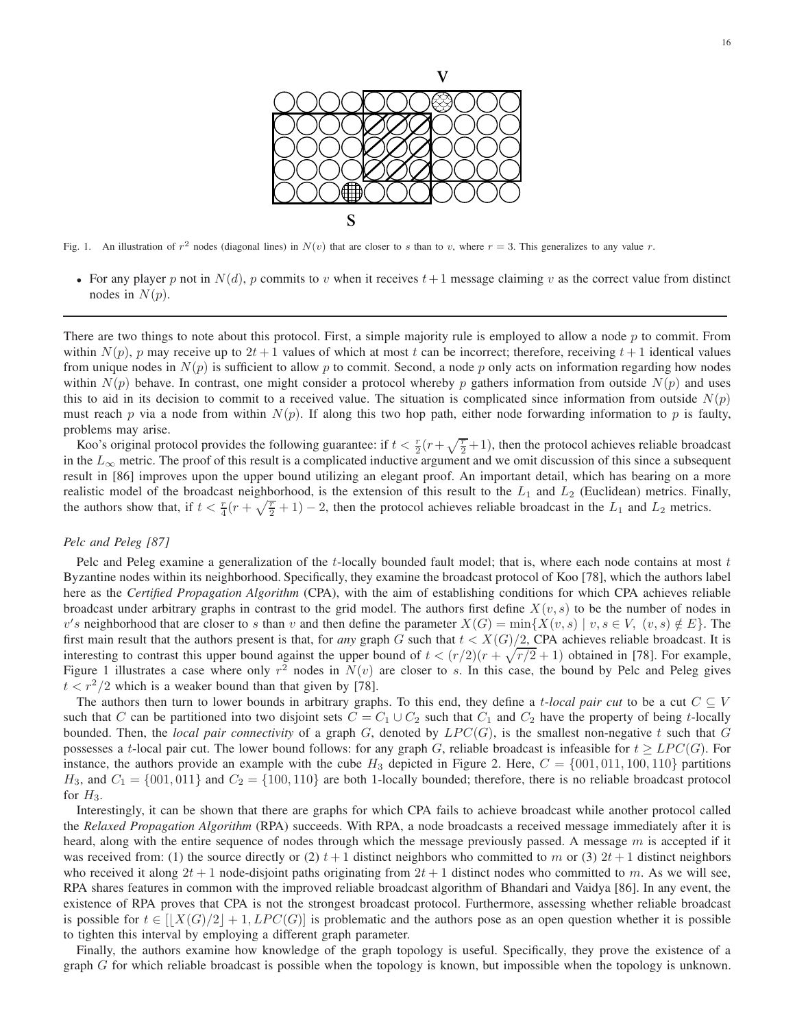Fig. 1. An illustration of $r^2$ nodes (diagonal lines) in $N(v)$ that are closer to $s$ than to $v$, where $r = 3$. This generalizes to any value $r$.

- For any player $p$ not in $N(d)$, $p$ commits to $v$ when it receives $t+1$ message claiming $v$ as the correct value from distinct nodes in $N(p)$.

---

There are two things to note about this protocol. First, a simple majority rule is employed to allow a node $p$ to commit. From within $N(p)$, $p$ may receive up to $2t+1$ values of which at most $t$ can be incorrect; therefore, receiving $t+1$ identical values from unique nodes in $N(p)$ is sufficient to allow $p$ to commit. Second, a node $p$ only acts on information regarding how nodes within $N(p)$ behave. In contrast, one might consider a protocol whereby $p$ gathers information from outside $N(p)$ and uses this to aid in its decision to commit to a received value. The situation is complicated since information from outside $N(p)$ must reach $p$ via a node from within $N(p)$. If along this two hop path, either node forwarding information to $p$ is faulty, problems may arise.

Koo's original protocol provides the following guarantee: if $t < \frac{r}{2}(r + \sqrt{\frac{r}{2}}+1)$, then the protocol achieves reliable broadcast in the $L_\infty$ metric. The proof of this result is a complicated inductive argument and we omit discussion of this since a subsequent result in [86] improves upon the upper bound utilizing an elegant proof. An important detail, which has bearing on a more realistic model of the broadcast neighborhood, is the extension of this result to the $L_1$ and $L_2$ (Euclidean) metrics. Finally, the authors show that, if $t < \frac{r}{4}(r + \sqrt{\frac{r}{2}} + 1) - 2$, then the protocol achieves reliable broadcast in the $L_1$ and $L_2$ metrics.

*Pelc and Peleg [87]*

Pelc and Peleg examine a generalization of the $t$-locally bounded fault model; that is, where each node contains at most $t$ Byzantine nodes within its neighborhood. Specifically, they examine the broadcast protocol of Koo [78], which the authors label here as the *Certified Propagation Algorithm* (CPA), with the aim of establishing conditions for which CPA achieves reliable broadcast under arbitrary graphs in contrast to the grid model. The authors first define $X(v, s)$ to be the number of nodes in $v's$ neighborhood that are closer to $s$ than $v$ and then define the parameter $X(G) = \min\{X(v, s) \mid v, s \in V,\ (v, s) \notin E\}$. The first main result that the authors present is that, for *any* graph $G$ such that $t < X(G)/2$, CPA achieves reliable broadcast. It is interesting to contrast this upper bound against the upper bound of $t < (r/2)(r + \sqrt{r/2} + 1)$ obtained in [78]. For example, Figure 1 illustrates a case where only $r^2$ nodes in $N(v)$ are closer to $s$. In this case, the bound by Pelc and Peleg gives $t < r^2/2$ which is a weaker bound than that given by [78].

The authors then turn to lower bounds in arbitrary graphs. To this end, they define a *t-local pair cut* to be a cut $C \subseteq V$ such that $C$ can be partitioned into two disjoint sets $C = C_1 \cup C_2$ such that $C_1$ and $C_2$ have the property of being $t$-locally bounded. Then, the *local pair connectivity* of a graph $G$, denoted by $LPC(G)$, is the smallest non-negative $t$ such that $G$ possesses a $t$-local pair cut. The lower bound follows: for any graph $G$, reliable broadcast is infeasible for $t \geq LPC(G)$. For instance, the authors provide an example with the cube $H_3$ depicted in Figure 2. Here, $C = \{001, 011, 100, 110\}$ partitions $H_3$, and $C_1 = \{001, 011\}$ and $C_2 = \{100, 110\}$ are both 1-locally bounded; therefore, there is no reliable broadcast protocol for $H_3$.

Interestingly, it can be shown that there are graphs for which CPA fails to achieve broadcast while another protocol called the *Relaxed Propagation Algorithm* (RPA) succeeds. With RPA, a node broadcasts a received message immediately after it is heard, along with the entire sequence of nodes through which the message previously passed. A message $m$ is accepted if it was received from: (1) the source directly or (2) $t+1$ distinct neighbors who committed to $m$ or (3) $2t+1$ distinct neighbors who received it along $2t+1$ node-disjoint paths originating from $2t+1$ distinct nodes who committed to $m$. As we will see, RPA shares features in common with the improved reliable broadcast algorithm of Bhandari and Vaidya [86]. In any event, the existence of RPA proves that CPA is not the strongest broadcast protocol. Furthermore, assessing whether reliable broadcast is possible for $t \in [\lfloor X(G)/2 \rfloor + 1, LPC(G)]$ is problematic and the authors pose as an open question whether it is possible to tighten this interval by employing a different graph parameter.

Finally, the authors examine how knowledge of the graph topology is useful. Specifically, they prove the existence of a graph $G$ for which reliable broadcast is possible when the topology is known, but impossible when the topology is unknown.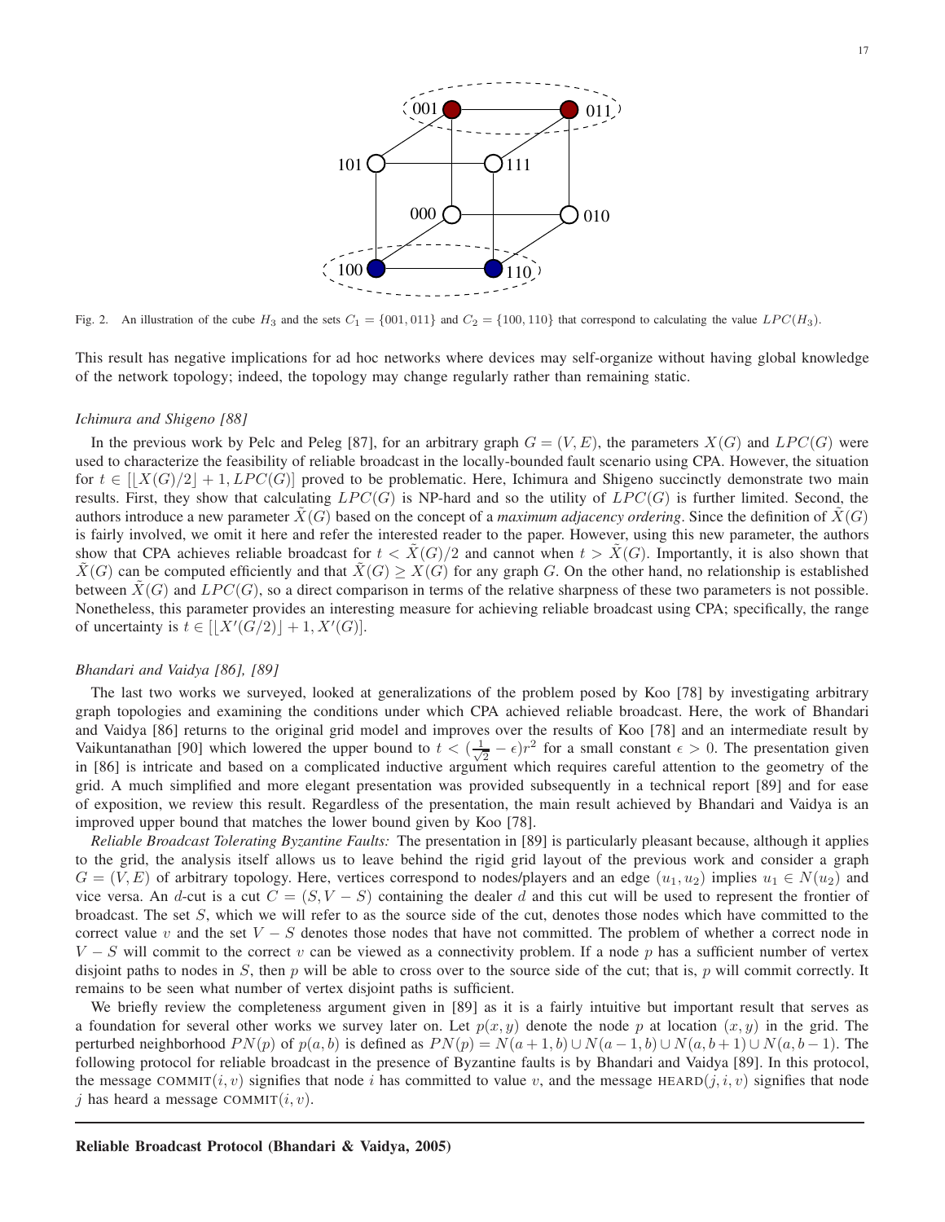Fig. 2. An illustration of the cube $H_3$ and the sets $C_1 = \{001, 011\}$ and $C_2 = \{100, 110\}$ that correspond to calculating the value $LPC(H_3)$.

This result has negative implications for ad hoc networks where devices may self-organize without having global knowledge of the network topology; indeed, the topology may change regularly rather than remaining static.

*Ichimura and Shigeno [88]*

In the previous work by Pelc and Peleg [87], for an arbitrary graph $G = (V, E)$, the parameters $X(G)$ and $LPC(G)$ were used to characterize the feasibility of reliable broadcast in the locally-bounded fault scenario using CPA. However, the situation for $t \in [\lfloor X(G)/2 \rfloor + 1, LPC(G)]$ proved to be problematic. Here, Ichimura and Shigeno succinctly demonstrate two main results. First, they show that calculating $LPC(G)$ is NP-hard and so the utility of $LPC(G)$ is further limited. Second, the authors introduce a new parameter $\tilde{X}(G)$ based on the concept of a *maximum adjacency ordering*. Since the definition of $\tilde{X}(G)$ is fairly involved, we omit it here and refer the interested reader to the paper. However, using this new parameter, the authors show that CPA achieves reliable broadcast for $t < \tilde{X}(G)/2$ and cannot when $t > \tilde{X}(G)$. Importantly, it is also shown that $\tilde{X}(G)$ can be computed efficiently and that $\tilde{X}(G) \geq X(G)$ for any graph $G$. On the other hand, no relationship is established between $\tilde{X}(G)$ and $LPC(G)$, so a direct comparison in terms of the relative sharpness of these two parameters is not possible. Nonetheless, this parameter provides an interesting measure for achieving reliable broadcast using CPA; specifically, the range of uncertainty is $t \in [\lfloor X'(G/2) \rfloor + 1, X'(G)]$.

*Bhandari and Vaidya [86], [89]*

The last two works we surveyed, looked at generalizations of the problem posed by Koo [78] by investigating arbitrary graph topologies and examining the conditions under which CPA achieved reliable broadcast. Here, the work of Bhandari and Vaidya [86] returns to the original grid model and improves over the results of Koo [78] and an intermediate result by Vaikuntanathan [90] which lowered the upper bound to $t < (\frac{1}{\sqrt{2}} - \epsilon)r^2$ for a small constant $\epsilon > 0$. The presentation given in [86] is intricate and based on a complicated inductive argument which requires careful attention to the geometry of the grid. A much simplified and more elegant presentation was provided subsequently in a technical report [89] and for ease of exposition, we review this result. Regardless of the presentation, the main result achieved by Bhandari and Vaidya is an improved upper bound that matches the lower bound given by Koo [78].

*Reliable Broadcast Tolerating Byzantine Faults:* The presentation in [89] is particularly pleasant because, although it applies to the grid, the analysis itself allows us to leave behind the rigid grid layout of the previous work and consider a graph $G = (V, E)$ of arbitrary topology. Here, vertices correspond to nodes/players and an edge $(u_1, u_2)$ implies $u_1 \in N(u_2)$ and vice versa. An $d$-cut is a cut $C = (S, V - S)$ containing the dealer $d$ and this cut will be used to represent the frontier of broadcast. The set $S$, which we will refer to as the source side of the cut, denotes those nodes which have committed to the correct value $v$ and the set $V - S$ denotes those nodes that have not committed. The problem of whether a correct node in $V - S$ will commit to the correct $v$ can be viewed as a connectivity problem. If a node $p$ has a sufficient number of vertex disjoint paths to nodes in $S$, then $p$ will be able to cross over to the source side of the cut; that is, $p$ will commit correctly. It remains to be seen what number of vertex disjoint paths is sufficient.

We briefly review the completeness argument given in [89] as it is a fairly intuitive but important result that serves as a foundation for several other works we survey later on. Let $p(x, y)$ denote the node $p$ at location $(x, y)$ in the grid. The perturbed neighborhood $PN(p)$ of $p(a, b)$ is defined as $PN(p) = N(a+1, b) \cup N(a-1, b) \cup N(a, b+1) \cup N(a, b-1)$. The following protocol for reliable broadcast in the presence of Byzantine faults is by Bhandari and Vaidya [89]. In this protocol, the message COMMIT$(i, v)$ signifies that node $i$ has committed to value $v$, and the message HEARD$(j, i, v)$ signifies that node $j$ has heard a message COMMIT$(i, v)$.

**Reliable Broadcast Protocol (Bhandari & Vaidya, 2005)**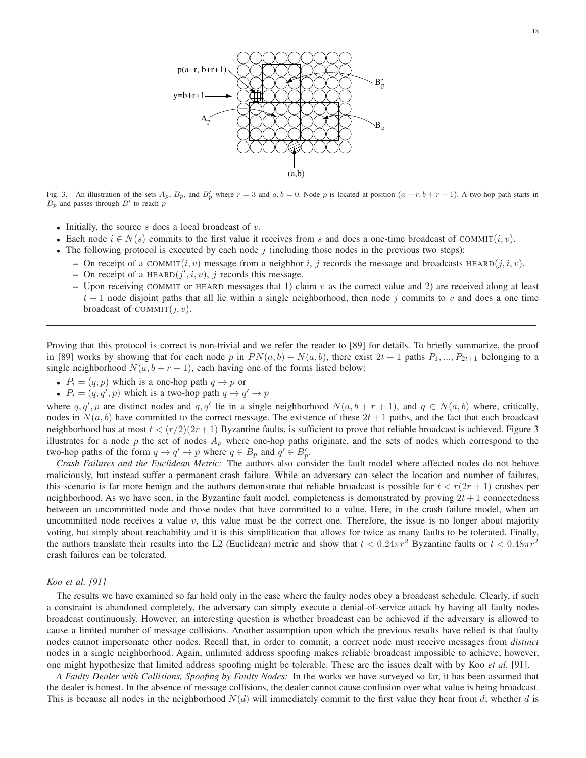Fig. 3. An illustration of the sets $A_p$, $B_p$, and $B'_p$ where $r = 3$ and $a, b = 0$. Node $p$ is located at position $(a - r, b + r + 1)$. A two-hop path starts in $B_p$ and passes through $B'$ to reach $p$

- Initially, the source $s$ does a local broadcast of $v$.
- Each node $i \in N(s)$ commits to the first value it receives from $s$ and does a one-time broadcast of COMMIT$(i, v)$.
- The following protocol is executed by each node $j$ (including those nodes in the previous two steps):
  - On receipt of a COMMIT$(i, v)$ message from a neighbor $i$, $j$ records the message and broadcasts HEARD$(j, i, v)$.
  - On receipt of a HEARD$(j', i, v)$, $j$ records this message.
  - Upon receiving COMMIT or HEARD messages that 1) claim $v$ as the correct value and 2) are received along at least $t + 1$ node disjoint paths that all lie within a single neighborhood, then node $j$ commits to $v$ and does a one time broadcast of COMMIT$(j, v)$.

---

Proving that this protocol is correct is non-trivial and we refer the reader to [89] for details. To briefly summarize, the proof in [89] works by showing that for each node $p$ in $PN(a, b) - N(a, b)$, there exist $2t + 1$ paths $P_1, ..., P_{2t+1}$ belonging to a single neighborhood $N(a, b + r + 1)$, each having one of the forms listed below:

- $P_i = (q, p)$ which is a one-hop path $q \rightarrow p$ or
- $P_i = (q, q', p)$ which is a two-hop path $q \rightarrow q' \rightarrow p$

where $q, q', p$ are distinct nodes and $q, q'$ lie in a single neighborhood $N(a, b + r + 1)$, and $q \in N(a, b)$ where, critically, nodes in $N(a, b)$ have committed to the correct message. The existence of these $2t + 1$ paths, and the fact that each broadcast neighborhood has at most $t < (r/2)(2r + 1)$ Byzantine faults, is sufficient to prove that reliable broadcast is achieved. Figure 3 illustrates for a node $p$ the set of nodes $A_p$ where one-hop paths originate, and the sets of nodes which correspond to the two-hop paths of the form $q \rightarrow q' \rightarrow p$ where $q \in B_p$ and $q' \in B'_p$.

*Crash Failures and the Euclidean Metric:* The authors also consider the fault model where affected nodes do not behave maliciously, but instead suffer a permanent crash failure. While an adversary can select the location and number of failures, this scenario is far more benign and the authors demonstrate that reliable broadcast is possible for $t < r(2r + 1)$ crashes per neighborhood. As we have seen, in the Byzantine fault model, completeness is demonstrated by proving $2t + 1$ connectedness between an uncommitted node and those nodes that have committed to a value. Here, in the crash failure model, when an uncommitted node receives a value $v$, this value must be the correct one. Therefore, the issue is no longer about majority voting, but simply about reachability and it is this simplification that allows for twice as many faults to be tolerated. Finally, the authors translate their results into the L2 (Euclidean) metric and show that $t < 0.24\pi r^2$ Byzantine faults or $t < 0.48\pi r^2$ crash failures can be tolerated.

### *Koo et al. [91]*

The results we have examined so far hold only in the case where the faulty nodes obey a broadcast schedule. Clearly, if such a constraint is abandoned completely, the adversary can simply execute a denial-of-service attack by having all faulty nodes broadcast continuously. However, an interesting question is whether broadcast can be achieved if the adversary is allowed to cause a limited number of message collisions. Another assumption upon which the previous results have relied is that faulty nodes cannot impersonate other nodes. Recall that, in order to commit, a correct node must receive messages from *distinct* nodes in a single neighborhood. Again, unlimited address spoofing makes reliable broadcast impossible to achieve; however, one might hypothesize that limited address spoofing might be tolerable. These are the issues dealt with by Koo *et al.* [91].

*A Faulty Dealer with Collisions, Spoofing by Faulty Nodes:* In the works we have surveyed so far, it has been assumed that the dealer is honest. In the absence of message collisions, the dealer cannot cause confusion over what value is being broadcast. This is because all nodes in the neighborhood $N(d)$ will immediately commit to the first value they hear from $d$; whether $d$ is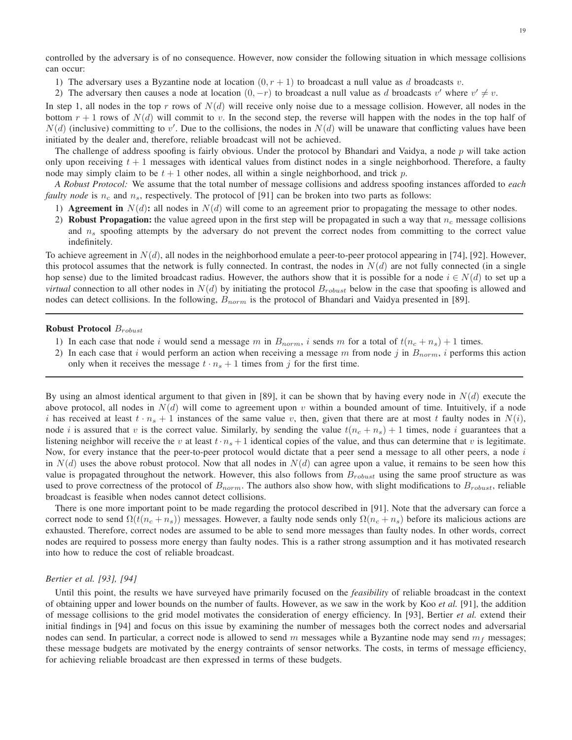controlled by the adversary is of no consequence. However, now consider the following situation in which message collisions can occur:

1) The adversary uses a Byzantine node at location $(0, r+1)$ to broadcast a null value as $d$ broadcasts $v$.
2) The adversary then causes a node at location $(0, -r)$ to broadcast a null value as $d$ broadcasts $v'$ where $v' \neq v$.

In step 1, all nodes in the top $r$ rows of $N(d)$ will receive only noise due to a message collision. However, all nodes in the bottom $r+1$ rows of $N(d)$ will commit to $v$. In the second step, the reverse will happen with the nodes in the top half of $N(d)$ (inclusive) committing to $v'$. Due to the collisions, the nodes in $N(d)$ will be unaware that conflicting values have been initiated by the dealer and, therefore, reliable broadcast will not be achieved.

The challenge of address spoofing is fairly obvious. Under the protocol by Bhandari and Vaidya, a node $p$ will take action only upon receiving $t+1$ messages with identical values from distinct nodes in a single neighborhood. Therefore, a faulty node may simply claim to be $t+1$ other nodes, all within a single neighborhood, and trick $p$.

*A Robust Protocol:* We assume that the total number of message collisions and address spoofing instances afforded to *each faulty node* is $n_c$ and $n_s$, respectively. The protocol of [91] can be broken into two parts as follows:

1) **Agreement in $N(d)$:** all nodes in $N(d)$ will come to an agreement prior to propagating the message to other nodes.
2) **Robust Propagation:** the value agreed upon in the first step will be propagated in such a way that $n_c$ message collisions and $n_s$ spoofing attempts by the adversary do not prevent the correct nodes from committing to the correct value indefinitely.

To achieve agreement in $N(d)$, all nodes in the neighborhood emulate a peer-to-peer protocol appearing in [74], [92]. However, this protocol assumes that the network is fully connected. In contrast, the nodes in $N(d)$ are not fully connected (in a single hop sense) due to the limited broadcast radius. However, the authors show that it is possible for a node $i \in N(d)$ to set up a *virtual* connection to all other nodes in $N(d)$ by initiating the protocol $B_{robust}$ below in the case that spoofing is allowed and nodes can detect collisions. In the following, $B_{norm}$ is the protocol of Bhandari and Vaidya presented in [89].

---

**Robust Protocol $B_{robust}$**

1) In each case that node $i$ would send a message $m$ in $B_{norm}$, $i$ sends $m$ for a total of $t(n_c + n_s) + 1$ times.
2) In each case that $i$ would perform an action when receiving a message $m$ from node $j$ in $B_{norm}$, $i$ performs this action only when it receives the message $t \cdot n_s + 1$ times from $j$ for the first time.

---

By using an almost identical argument to that given in [89], it can be shown that by having every node in $N(d)$ execute the above protocol, all nodes in $N(d)$ will come to agreement upon $v$ within a bounded amount of time. Intuitively, if a node $i$ has received at least $t \cdot n_s + 1$ instances of the same value $v$, then, given that there are at most $t$ faulty nodes in $N(i)$, node $i$ is assured that $v$ is the correct value. Similarly, by sending the value $t(n_c + n_s) + 1$ times, node $i$ guarantees that a listening neighbor will receive the $v$ at least $t \cdot n_s + 1$ identical copies of the value, and thus can determine that $v$ is legitimate. Now, for every instance that the peer-to-peer protocol would dictate that a peer send a message to all other peers, a node $i$ in $N(d)$ uses the above robust protocol. Now that all nodes in $N(d)$ can agree upon a value, it remains to be seen how this value is propagated throughout the network. However, this also follows from $B_{robust}$ using the same proof structure as was used to prove correctness of the protocol of $B_{norm}$. The authors also show how, with slight modifications to $B_{robust}$, reliable broadcast is feasible when nodes cannot detect collisions.

There is one more important point to be made regarding the protocol described in [91]. Note that the adversary can force a correct node to send $\Omega(t(n_c + n_s))$ messages. However, a faulty node sends only $\Omega(n_c + n_s)$ before its malicious actions are exhausted. Therefore, correct nodes are assumed to be able to send more messages than faulty nodes. In other words, correct nodes are required to possess more energy than faulty nodes. This is a rather strong assumption and it has motivated research into how to reduce the cost of reliable broadcast.

*Bertier et al. [93], [94]*

Until this point, the results we have surveyed have primarily focused on the *feasibility* of reliable broadcast in the context of obtaining upper and lower bounds on the number of faults. However, as we saw in the work by Koo *et al.* [91], the addition of message collisions to the grid model motivates the consideration of energy efficiency. In [93], Bertier *et al.* extend their initial findings in [94] and focus on this issue by examining the number of messages both the correct nodes and adversarial nodes can send. In particular, a correct node is allowed to send $m$ messages while a Byzantine node may send $m_f$ messages; these message budgets are motivated by the energy contraints of sensor networks. The costs, in terms of message efficiency, for achieving reliable broadcast are then expressed in terms of these budgets.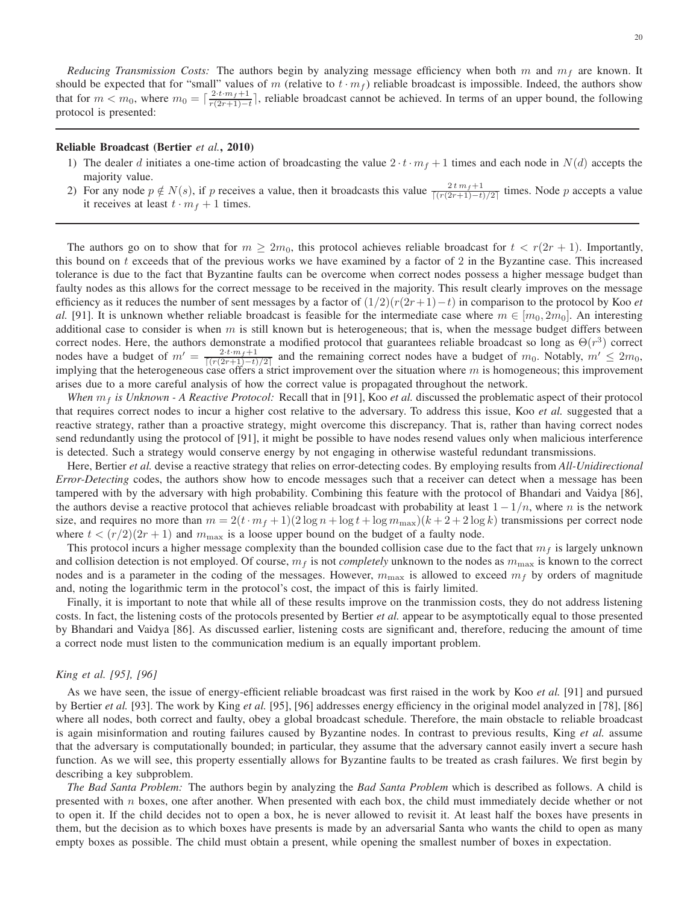*Reducing Transmission Costs:* The authors begin by analyzing message efficiency when both $m$ and $m_f$ are known. It should be expected that for "small" values of $m$ (relative to $t \cdot m_f$) reliable broadcast is impossible. Indeed, the authors show that for $m < m_0$, where $m_0 = \lceil \frac{2 \cdot t \cdot m_f + 1}{r(2r+1) - t} \rceil$, reliable broadcast cannot be achieved. In terms of an upper bound, the following protocol is presented:

---

**Reliable Broadcast (Bertier *et al.*, 2010)**

1) The dealer $d$ initiates a one-time action of broadcasting the value $2 \cdot t \cdot m_f + 1$ times and each node in $N(d)$ accepts the majority value.
2) For any node $p \notin N(s)$, if $p$ receives a value, then it broadcasts this value $\frac{2\,t\,m_f+1}{\lceil (r(2r+1)-t)/2 \rceil}$ times. Node $p$ accepts a value it receives at least $t \cdot m_f + 1$ times.

---

The authors go on to show that for $m \geq 2m_0$, this protocol achieves reliable broadcast for $t < r(2r+1)$. Importantly, this bound on $t$ exceeds that of the previous works we have examined by a factor of 2 in the Byzantine case. This increased tolerance is due to the fact that Byzantine faults can be overcome when correct nodes possess a higher message budget than faulty nodes as this allows for the correct message to be received in the majority. This result clearly improves on the message efficiency as it reduces the number of sent messages by a factor of $(1/2)(r(2r+1) - t)$ in comparison to the protocol by Koo *et al.* [91]. It is unknown whether reliable broadcast is feasible for the intermediate case where $m \in [m_0, 2m_0]$. An interesting additional case to consider is when $m$ is still known but is heterogeneous; that is, when the message budget differs between correct nodes. Here, the authors demonstrate a modified protocol that guarantees reliable broadcast so long as $\Theta(r^3)$ correct nodes have a budget of $m' = \frac{2 \cdot t \cdot m_f + 1}{\lceil (r(2r+1)-t)/2 \rceil}$ and the remaining correct nodes have a budget of $m_0$. Notably, $m' \leq 2m_0$, implying that the heterogeneous case offers a strict improvement over the situation where $m$ is homogeneous; this improvement arises due to a more careful analysis of how the correct value is propagated throughout the network.

*When $m_f$ is Unknown - A Reactive Protocol:* Recall that in [91], Koo *et al.* discussed the problematic aspect of their protocol that requires correct nodes to incur a higher cost relative to the adversary. To address this issue, Koo *et al.* suggested that a reactive strategy, rather than a proactive strategy, might overcome this discrepancy. That is, rather than having correct nodes send redundantly using the protocol of [91], it might be possible to have nodes resend values only when malicious interference is detected. Such a strategy would conserve energy by not engaging in otherwise wasteful redundant transmissions.

Here, Bertier *et al.* devise a reactive strategy that relies on error-detecting codes. By employing results from *All-Unidirectional Error-Detecting* codes, the authors show how to encode messages such that a receiver can detect when a message has been tampered with by the adversary with high probability. Combining this feature with the protocol of Bhandari and Vaidya [86], the authors devise a reactive protocol that achieves reliable broadcast with probability at least $1 - 1/n$, where $n$ is the network size, and requires no more than $m = 2(t \cdot m_f + 1)(2 \log n + \log t + \log m_{\max})(k + 2 + 2 \log k)$ transmissions per correct node where $t < (r/2)(2r+1)$ and $m_{\max}$ is a loose upper bound on the budget of a faulty node.

This protocol incurs a higher message complexity than the bounded collision case due to the fact that $m_f$ is largely unknown and collision detection is not employed. Of course, $m_f$ is not *completely* unknown to the nodes as $m_{\max}$ is known to the correct nodes and is a parameter in the coding of the messages. However, $m_{\max}$ is allowed to exceed $m_f$ by orders of magnitude and, noting the logarithmic term in the protocol's cost, the impact of this is fairly limited.

Finally, it is important to note that while all of these results improve on the tranmission costs, they do not address listening costs. In fact, the listening costs of the protocols presented by Bertier *et al.* appear to be asymptotically equal to those presented by Bhandari and Vaidya [86]. As discussed earlier, listening costs are significant and, therefore, reducing the amount of time a correct node must listen to the communication medium is an equally important problem.

### *King et al. [95], [96]*

As we have seen, the issue of energy-efficient reliable broadcast was first raised in the work by Koo *et al.* [91] and pursued by Bertier *et al.* [93]. The work by King *et al.* [95], [96] addresses energy efficiency in the original model analyzed in [78], [86] where all nodes, both correct and faulty, obey a global broadcast schedule. Therefore, the main obstacle to reliable broadcast is again misinformation and routing failures caused by Byzantine nodes. In contrast to previous results, King *et al.* assume that the adversary is computationally bounded; in particular, they assume that the adversary cannot easily invert a secure hash function. As we will see, this property essentially allows for Byzantine faults to be treated as crash failures. We first begin by describing a key subproblem.

*The Bad Santa Problem:* The authors begin by analyzing the *Bad Santa Problem* which is described as follows. A child is presented with $n$ boxes, one after another. When presented with each box, the child must immediately decide whether or not to open it. If the child decides not to open a box, he is never allowed to revisit it. At least half the boxes have presents in them, but the decision as to which boxes have presents is made by an adversarial Santa who wants the child to open as many empty boxes as possible. The child must obtain a present, while opening the smallest number of boxes in expectation.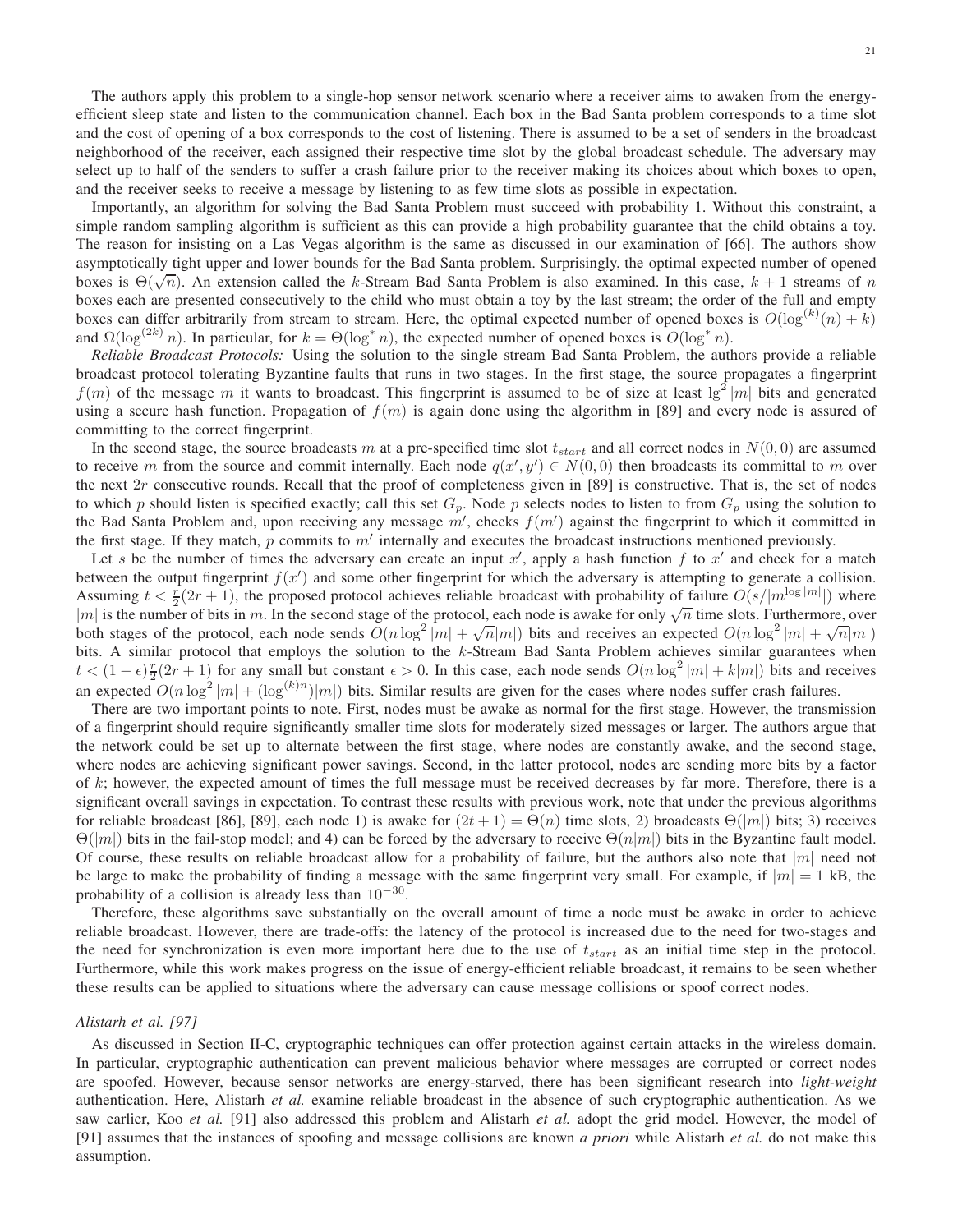The authors apply this problem to a single-hop sensor network scenario where a receiver aims to awaken from the energy-efficient sleep state and listen to the communication channel. Each box in the Bad Santa problem corresponds to a time slot and the cost of opening of a box corresponds to the cost of listening. There is assumed to be a set of senders in the broadcast neighborhood of the receiver, each assigned their respective time slot by the global broadcast schedule. The adversary may select up to half of the senders to suffer a crash failure prior to the receiver making its choices about which boxes to open, and the receiver seeks to receive a message by listening to as few time slots as possible in expectation.

Importantly, an algorithm for solving the Bad Santa Problem must succeed with probability 1. Without this constraint, a simple random sampling algorithm is sufficient as this can provide a high probability guarantee that the child obtains a toy. The reason for insisting on a Las Vegas algorithm is the same as discussed in our examination of [66]. The authors show asymptotically tight upper and lower bounds for the Bad Santa problem. Surprisingly, the optimal expected number of opened boxes is $\Theta(\sqrt{n})$. An extension called the $k$-Stream Bad Santa Problem is also examined. In this case, $k+1$ streams of $n$ boxes each are presented consecutively to the child who must obtain a toy by the last stream; the order of the full and empty boxes can differ arbitrarily from stream to stream. Here, the optimal expected number of opened boxes is $O(\log^{(k)}(n) + k)$ and $\Omega(\log^{(2k)} n)$. In particular, for $k = \Theta(\log^* n)$, the expected number of opened boxes is $O(\log^* n)$.

*Reliable Broadcast Protocols:* Using the solution to the single stream Bad Santa Problem, the authors provide a reliable broadcast protocol tolerating Byzantine faults that runs in two stages. In the first stage, the source propagates a fingerprint $f(m)$ of the message $m$ it wants to broadcast. This fingerprint is assumed to be of size at least $\lg^2 |m|$ bits and generated using a secure hash function. Propagation of $f(m)$ is again done using the algorithm in [89] and every node is assured of committing to the correct fingerprint.

In the second stage, the source broadcasts $m$ at a pre-specified time slot $t_{start}$ and all correct nodes in $N(0,0)$ are assumed to receive $m$ from the source and commit internally. Each node $q(x', y') \in N(0,0)$ then broadcasts its committal to $m$ over the next $2r$ consecutive rounds. Recall that the proof of completeness given in [89] is constructive. That is, the set of nodes to which $p$ should listen is specified exactly; call this set $G_p$. Node $p$ selects nodes to listen to from $G_p$ using the solution to the Bad Santa Problem and, upon receiving any message $m'$, checks $f(m')$ against the fingerprint to which it committed in the first stage. If they match, $p$ commits to $m'$ internally and executes the broadcast instructions mentioned previously.

Let $s$ be the number of times the adversary can create an input $x'$, apply a hash function $f$ to $x'$ and check for a match between the output fingerprint $f(x')$ and some other fingerprint for which the adversary is attempting to generate a collision. Assuming $t < \frac{r}{2}(2r+1)$, the proposed protocol achieves reliable broadcast with probability of failure $O(s/|m^{\log |m|}|)$ where $|m|$ is the number of bits in $m$. In the second stage of the protocol, each node is awake for only $\sqrt{n}$ time slots. Furthermore, over both stages of the protocol, each node sends $O(n \log^2 |m| + \sqrt{n}|m|)$ bits and receives an expected $O(n \log^2 |m| + \sqrt{n}|m|)$ bits. A similar protocol that employs the solution to the $k$-Stream Bad Santa Problem achieves similar guarantees when $t < (1-\epsilon)\frac{r}{2}(2r+1)$ for any small but constant $\epsilon > 0$. In this case, each node sends $O(n \log^2 |m| + k|m|)$ bits and receives an expected $O(n \log^2 |m| + (\log^{(k)} n)|m|)$ bits. Similar results are given for the cases where nodes suffer crash failures.

There are two important points to note. First, nodes must be awake as normal for the first stage. However, the transmission of a fingerprint should require significantly smaller time slots for moderately sized messages or larger. The authors argue that the network could be set up to alternate between the first stage, where nodes are constantly awake, and the second stage, where nodes are achieving significant power savings. Second, in the latter protocol, nodes are sending more bits by a factor of $k$; however, the expected amount of times the full message must be received decreases by far more. Therefore, there is a significant overall savings in expectation. To contrast these results with previous work, note that under the previous algorithms for reliable broadcast [86], [89], each node 1) is awake for $(2t+1) = \Theta(n)$ time slots, 2) broadcasts $\Theta(|m|)$ bits; 3) receives $\Theta(|m|)$ bits in the fail-stop model; and 4) can be forced by the adversary to receive $\Theta(n|m|)$ bits in the Byzantine fault model. Of course, these results on reliable broadcast allow for a probability of failure, but the authors also note that $|m|$ need not be large to make the probability of finding a message with the same fingerprint very small. For example, if $|m| = 1$ kB, the probability of a collision is already less than $10^{-30}$.

Therefore, these algorithms save substantially on the overall amount of time a node must be awake in order to achieve reliable broadcast. However, there are trade-offs: the latency of the protocol is increased due to the need for two-stages and the need for synchronization is even more important here due to the use of $t_{start}$ as an initial time step in the protocol. Furthermore, while this work makes progress on the issue of energy-efficient reliable broadcast, it remains to be seen whether these results can be applied to situations where the adversary can cause message collisions or spoof correct nodes.

*Alistarh et al. [97]*

As discussed in Section II-C, cryptographic techniques can offer protection against certain attacks in the wireless domain. In particular, cryptographic authentication can prevent malicious behavior where messages are corrupted or correct nodes are spoofed. However, because sensor networks are energy-starved, there has been significant research into *light-weight* authentication. Here, Alistarh *et al.* examine reliable broadcast in the absence of such cryptographic authentication. As we saw earlier, Koo *et al.* [91] also addressed this problem and Alistarh *et al.* adopt the grid model. However, the model of [91] assumes that the instances of spoofing and message collisions are known *a priori* while Alistarh *et al.* do not make this assumption.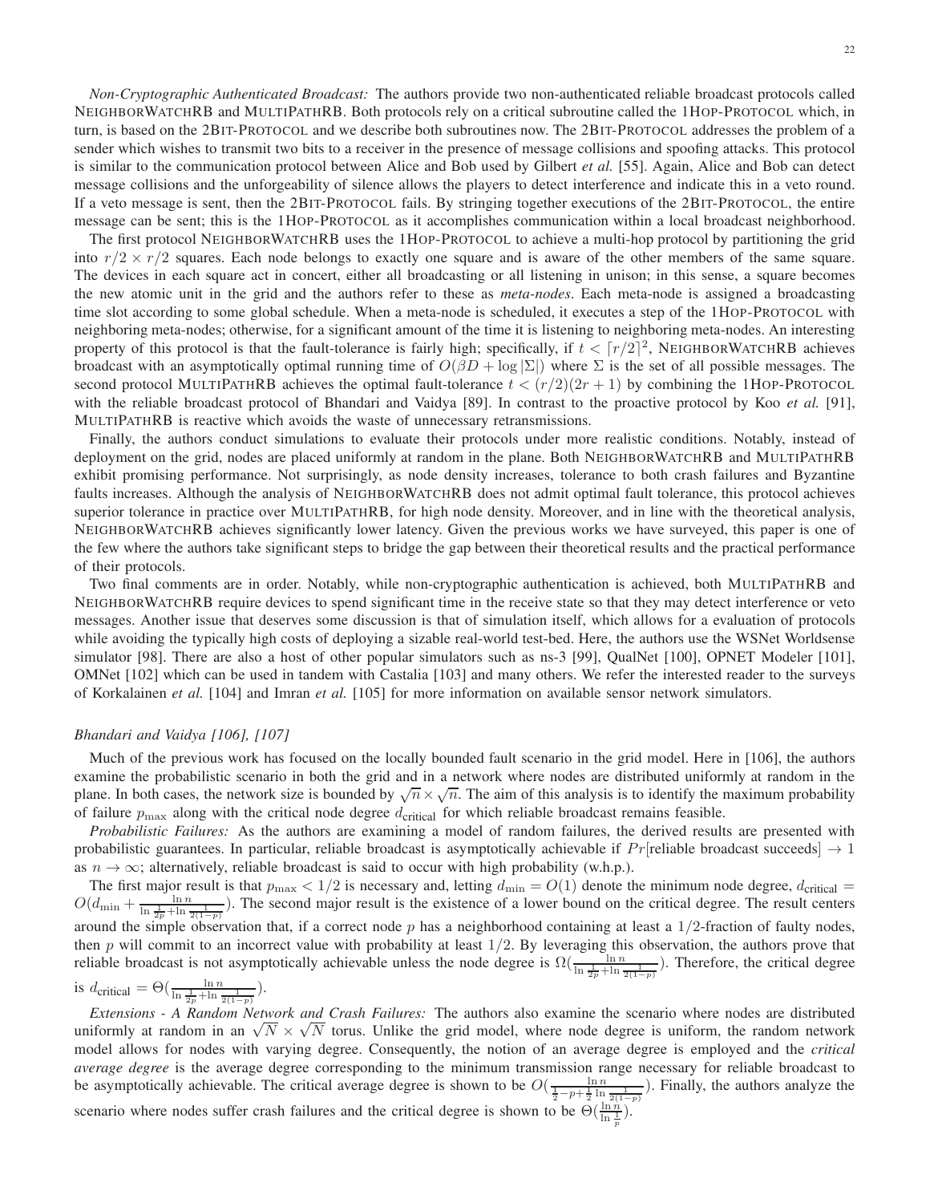*Non-Cryptographic Authenticated Broadcast:* The authors provide two non-authenticated reliable broadcast protocols called NEIGHBORWATCHRB and MULTIPATHRB. Both protocols rely on a critical subroutine called the 1HOP-PROTOCOL which, in turn, is based on the 2BIT-PROTOCOL and we describe both subroutines now. The 2BIT-PROTOCOL addresses the problem of a sender which wishes to transmit two bits to a receiver in the presence of message collisions and spoofing attacks. This protocol is similar to the communication protocol between Alice and Bob used by Gilbert *et al.* [55]. Again, Alice and Bob can detect message collisions and the unforgeability of silence allows the players to detect interference and indicate this in a veto round. If a veto message is sent, then the 2BIT-PROTOCOL fails. By stringing together executions of the 2BIT-PROTOCOL, the entire message can be sent; this is the 1HOP-PROTOCOL as it accomplishes communication within a local broadcast neighborhood.

The first protocol NEIGHBORWATCHRB uses the 1HOP-PROTOCOL to achieve a multi-hop protocol by partitioning the grid into $r/2 \times r/2$ squares. Each node belongs to exactly one square and is aware of the other members of the same square. The devices in each square act in concert, either all broadcasting or all listening in unison; in this sense, a square becomes the new atomic unit in the grid and the authors refer to these as *meta-nodes*. Each meta-node is assigned a broadcasting time slot according to some global schedule. When a meta-node is scheduled, it executes a step of the 1HOP-PROTOCOL with neighboring meta-nodes; otherwise, for a significant amount of the time it is listening to neighboring meta-nodes. An interesting property of this protocol is that the fault-tolerance is fairly high; specifically, if $t < \lceil r/2 \rceil^2$, NEIGHBORWATCHRB achieves broadcast with an asymptotically optimal running time of $O(\beta D + \log |\Sigma|)$ where $\Sigma$ is the set of all possible messages. The second protocol MULTIPATHRB achieves the optimal fault-tolerance $t < (r/2)(2r+1)$ by combining the 1HOP-PROTOCOL with the reliable broadcast protocol of Bhandari and Vaidya [89]. In contrast to the proactive protocol by Koo *et al.* [91], MULTIPATHRB is reactive which avoids the waste of unnecessary retransmissions.

Finally, the authors conduct simulations to evaluate their protocols under more realistic conditions. Notably, instead of deployment on the grid, nodes are placed uniformly at random in the plane. Both NEIGHBORWATCHRB and MULTIPATHRB exhibit promising performance. Not surprisingly, as node density increases, tolerance to both crash failures and Byzantine faults increases. Although the analysis of NEIGHBORWATCHRB does not admit optimal fault tolerance, this protocol achieves superior tolerance in practice over MULTIPATHRB, for high node density. Moreover, and in line with the theoretical analysis, NEIGHBORWATCHRB achieves significantly lower latency. Given the previous works we have surveyed, this paper is one of the few where the authors take significant steps to bridge the gap between their theoretical results and the practical performance of their protocols.

Two final comments are in order. Notably, while non-cryptographic authentication is achieved, both MULTIPATHRB and NEIGHBORWATCHRB require devices to spend significant time in the receive state so that they may detect interference or veto messages. Another issue that deserves some discussion is that of simulation itself, which allows for a evaluation of protocols while avoiding the typically high costs of deploying a sizable real-world test-bed. Here, the authors use the WSNet Worldsense simulator [98]. There are also a host of other popular simulators such as ns-3 [99], QualNet [100], OPNET Modeler [101], OMNet [102] which can be used in tandem with Castalia [103] and many others. We refer the interested reader to the surveys of Korkalainen *et al.* [104] and Imran *et al.* [105] for more information on available sensor network simulators.

### *Bhandari and Vaidya [106], [107]*

Much of the previous work has focused on the locally bounded fault scenario in the grid model. Here in [106], the authors examine the probabilistic scenario in both the grid and in a network where nodes are distributed uniformly at random in the plane. In both cases, the network size is bounded by $\sqrt{n} \times \sqrt{n}$. The aim of this analysis is to identify the maximum probability of failure $p_{\max}$ along with the critical node degree $d_{\text{critical}}$ for which reliable broadcast remains feasible.

*Probabilistic Failures:* As the authors are examining a model of random failures, the derived results are presented with probabilistic guarantees. In particular, reliable broadcast is asymptotically achievable if $Pr[\text{reliable broadcast succeeds}] \to 1$ as $n \to \infty$; alternatively, reliable broadcast is said to occur with high probability (w.h.p.).

The first major result is that $p_{\max} < 1/2$ is necessary and, letting $d_{\min} = O(1)$ denote the minimum node degree, $d_{\text{critical}} = O(d_{\min} + \frac{\ln n}{\ln \frac{1}{2p} + \ln \frac{1}{2(1-p)}})$. The second major result is the existence of a lower bound on the critical degree. The result centers around the simple observation that, if a correct node $p$ has a neighborhood containing at least a $1/2$-fraction of faulty nodes, then $p$ will commit to an incorrect value with probability at least $1/2$. By leveraging this observation, the authors prove that reliable broadcast is not asymptotically achievable unless the node degree is $\Omega(\frac{\ln n}{\ln \frac{1}{2p} + \ln \frac{1}{2(1-p)}})$. Therefore, the critical degree is $d_{\text{critical}} = \Theta(\frac{\ln n}{\ln \frac{1}{2p} + \ln \frac{1}{2(1-p)}})$.

*Extensions - A Random Network and Crash Failures:* The authors also examine the scenario where nodes are distributed uniformly at random in an $\sqrt{N} \times \sqrt{N}$ torus. Unlike the grid model, where node degree is uniform, the random network model allows for nodes with varying degree. Consequently, the notion of an average degree is employed and the *critical average degree* is the average degree corresponding to the minimum transmission range necessary for reliable broadcast to be asymptotically achievable. The critical average degree is shown to be $O(\frac{\ln n}{\frac{1}{2} - p + \frac{1}{2} \ln \frac{1}{2(1-p)}})$. Finally, the authors analyze the scenario where nodes suffer crash failures and the critical degree is shown to be $\Theta(\frac{\ln n}{\ln \frac{1}{p}})$.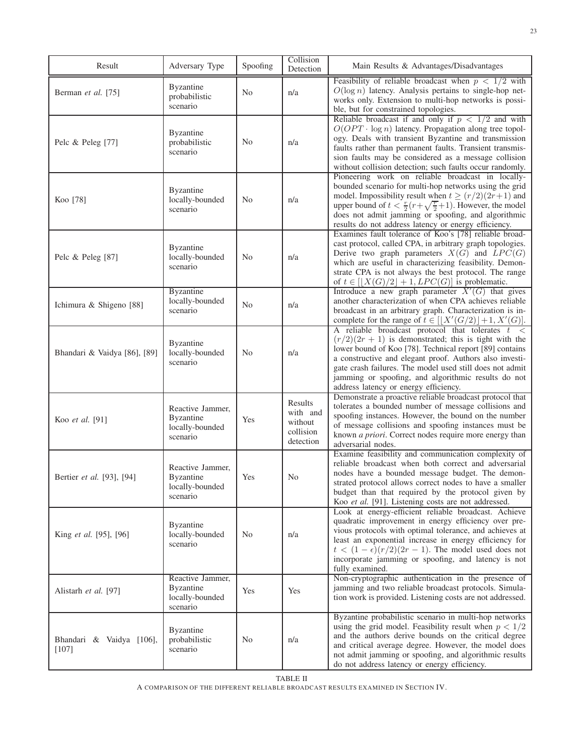| Result | Adversary Type | Spoofing | Collision Detection | Main Results & Advantages/Disadvantages |
|---|---|---|---|---|
| Berman *et al.* [75] | Byzantine probabilistic scenario | No | n/a | Feasibility of reliable broadcast when $p < 1/2$ with $O(\log n)$ latency. Analysis pertains to single-hop networks only. Extension to multi-hop networks is possible, but for constrained topologies. |
| Pelc & Peleg [77] | Byzantine probabilistic scenario | No | n/a | Reliable broadcast if and only if $p < 1/2$ and with $O(OPT \cdot \log n)$ latency. Propagation along tree topology. Deals with transient Byzantine and transmission faults rather than permanent faults. Transient transmission faults may be considered as a message collision without collision detection; such faults occur randomly. |
| Koo [78] | Byzantine locally-bounded scenario | No | n/a | Pioneering work on reliable broadcast in locally-bounded scenario for multi-hop networks using the grid model. Impossibility result when $t \geq (r/2)(2r+1)$ and upper bound of $t < \frac{r}{2}(r+\sqrt{\frac{r}{2}}+1)$. However, the model does not admit jamming or spoofing, and algorithmic results do not address latency or energy efficiency. |
| Pelc & Peleg [87] | Byzantine locally-bounded scenario | No | n/a | Examines fault tolerance of Koo's [78] reliable broadcast protocol, called CPA, in arbitrary graph topologies. Derive two graph parameters $X(G)$ and $LPC(G)$ which are useful in characterizing feasibility. Demonstrate CPA is not always the best protocol. The range of $t \in [\lfloor X(G)/2 \rfloor + 1, LPC(G)]$ is problematic. |
| Ichimura & Shigeno [88] | Byzantine locally-bounded scenario | No | n/a | Introduce a new graph parameter $X'(G)$ that gives another characterization of when CPA achieves reliable broadcast in an arbitrary graph. Characterization is incomplete for the range of $t \in [\lfloor X'(G/2) \rfloor + 1, X'(G)]$. |
| Bhandari & Vaidya [86], [89] | Byzantine locally-bounded scenario | No | n/a | A reliable broadcast protocol that tolerates $t < (r/2)(2r+1)$ is demonstrated; this is tight with the lower bound of Koo [78]. Technical report [89] contains a constructive and elegant proof. Authors also investigate crash failures. The model used still does not admit jamming or spoofing, and algorithmic results do not address latency or energy efficiency. |
| Koo *et al.* [91] | Reactive Jammer, Byzantine locally-bounded scenario | Yes | Results with and without collision detection | Demonstrate a proactive reliable broadcast protocol that tolerates a bounded number of message collisions and spoofing instances. However, the bound on the number of message collisions and spoofing instances must be known *a priori*. Correct nodes require more energy than adversarial nodes. |
| Bertier *et al.* [93], [94] | Reactive Jammer, Byzantine locally-bounded scenario | Yes | No | Examine feasibility and communication complexity of reliable broadcast when both correct and adversarial nodes have a bounded message budget. The demonstrated protocol allows correct nodes to have a smaller budget than that required by the protocol given by Koo *et al.* [91]. Listening costs are not addressed. |
| King *et al.* [95], [96] | Byzantine locally-bounded scenario | No | n/a | Look at energy-efficient reliable broadcast. Achieve quadratic improvement in energy efficiency over previous protocols with optimal tolerance, and achieves at least an exponential increase in energy efficiency for $t < (1-\epsilon)(r/2)(2r-1)$. The model used does not incorporate jamming or spoofing, and latency is not fully examined. |
| Alistarh *et al.* [97] | Reactive Jammer, Byzantine locally-bounded scenario | Yes | Yes | Non-cryptographic authentication in the presence of jamming and two reliable broadcast protocols. Simulation work is provided. Listening costs are not addressed. |
| Bhandari & Vaidya [106], [107] | Byzantine probabilistic scenario | No | n/a | Byzantine probabilistic scenario in multi-hop networks using the grid model. Feasibility result when $p < 1/2$ and the authors derive bounds on the critical degree and critical average degree. However, the model does not admit jamming or spoofing, and algorithmic results do not address latency or energy efficiency. |

TABLE II

A COMPARISON OF THE DIFFERENT RELIABLE BROADCAST RESULTS EXAMINED IN SECTION IV.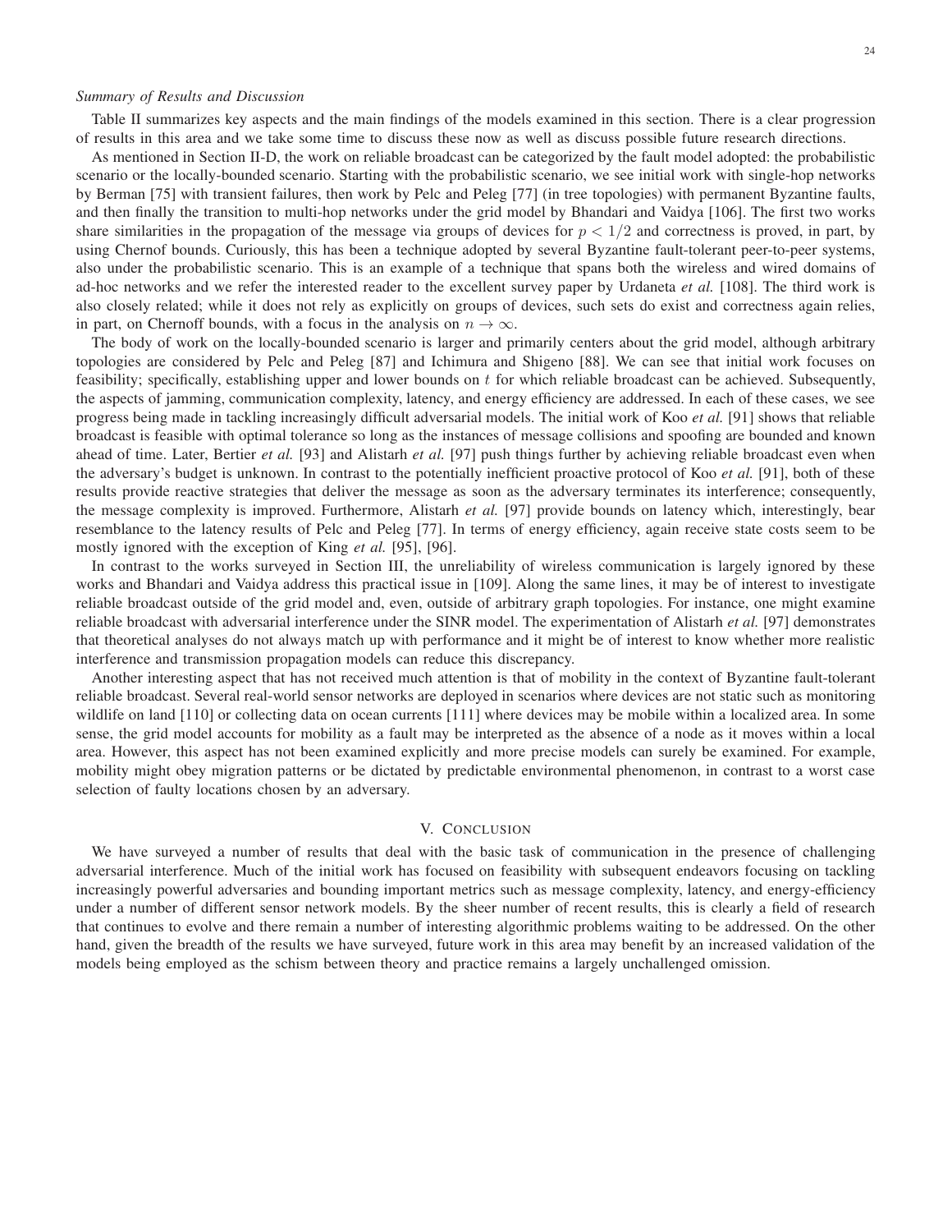### *Summary of Results and Discussion*

Table II summarizes key aspects and the main findings of the models examined in this section. There is a clear progression of results in this area and we take some time to discuss these now as well as discuss possible future research directions.

As mentioned in Section II-D, the work on reliable broadcast can be categorized by the fault model adopted: the probabilistic scenario or the locally-bounded scenario. Starting with the probabilistic scenario, we see initial work with single-hop networks by Berman [75] with transient failures, then work by Pelc and Peleg [77] (in tree topologies) with permanent Byzantine faults, and then finally the transition to multi-hop networks under the grid model by Bhandari and Vaidya [106]. The first two works share similarities in the propagation of the message via groups of devices for $p < 1/2$ and correctness is proved, in part, by using Chernof bounds. Curiously, this has been a technique adopted by several Byzantine fault-tolerant peer-to-peer systems, also under the probabilistic scenario. This is an example of a technique that spans both the wireless and wired domains of ad-hoc networks and we refer the interested reader to the excellent survey paper by Urdaneta *et al.* [108]. The third work is also closely related; while it does not rely as explicitly on groups of devices, such sets do exist and correctness again relies, in part, on Chernoff bounds, with a focus in the analysis on $n \rightarrow \infty$.

The body of work on the locally-bounded scenario is larger and primarily centers about the grid model, although arbitrary topologies are considered by Pelc and Peleg [87] and Ichimura and Shigeno [88]. We can see that initial work focuses on feasibility; specifically, establishing upper and lower bounds on $t$ for which reliable broadcast can be achieved. Subsequently, the aspects of jamming, communication complexity, latency, and energy efficiency are addressed. In each of these cases, we see progress being made in tackling increasingly difficult adversarial models. The initial work of Koo *et al.* [91] shows that reliable broadcast is feasible with optimal tolerance so long as the instances of message collisions and spoofing are bounded and known ahead of time. Later, Bertier *et al.* [93] and Alistarh *et al.* [97] push things further by achieving reliable broadcast even when the adversary's budget is unknown. In contrast to the potentially inefficient proactive protocol of Koo *et al.* [91], both of these results provide reactive strategies that deliver the message as soon as the adversary terminates its interference; consequently, the message complexity is improved. Furthermore, Alistarh *et al.* [97] provide bounds on latency which, interestingly, bear resemblance to the latency results of Pelc and Peleg [77]. In terms of energy efficiency, again receive state costs seem to be mostly ignored with the exception of King *et al.* [95], [96].

In contrast to the works surveyed in Section III, the unreliability of wireless communication is largely ignored by these works and Bhandari and Vaidya address this practical issue in [109]. Along the same lines, it may be of interest to investigate reliable broadcast outside of the grid model and, even, outside of arbitrary graph topologies. For instance, one might examine reliable broadcast with adversarial interference under the SINR model. The experimentation of Alistarh *et al.* [97] demonstrates that theoretical analyses do not always match up with performance and it might be of interest to know whether more realistic interference and transmission propagation models can reduce this discrepancy.

Another interesting aspect that has not received much attention is that of mobility in the context of Byzantine fault-tolerant reliable broadcast. Several real-world sensor networks are deployed in scenarios where devices are not static such as monitoring wildlife on land [110] or collecting data on ocean currents [111] where devices may be mobile within a localized area. In some sense, the grid model accounts for mobility as a fault may be interpreted as the absence of a node as it moves within a local area. However, this aspect has not been examined explicitly and more precise models can surely be examined. For example, mobility might obey migration patterns or be dictated by predictable environmental phenomenon, in contrast to a worst case selection of faulty locations chosen by an adversary.

## V. Conclusion

We have surveyed a number of results that deal with the basic task of communication in the presence of challenging adversarial interference. Much of the initial work has focused on feasibility with subsequent endeavors focusing on tackling increasingly powerful adversaries and bounding important metrics such as message complexity, latency, and energy-efficiency under a number of different sensor network models. By the sheer number of recent results, this is clearly a field of research that continues to evolve and there remain a number of interesting algorithmic problems waiting to be addressed. On the other hand, given the breadth of the results we have surveyed, future work in this area may benefit by an increased validation of the models being employed as the schism between theory and practice remains a largely unchallenged omission.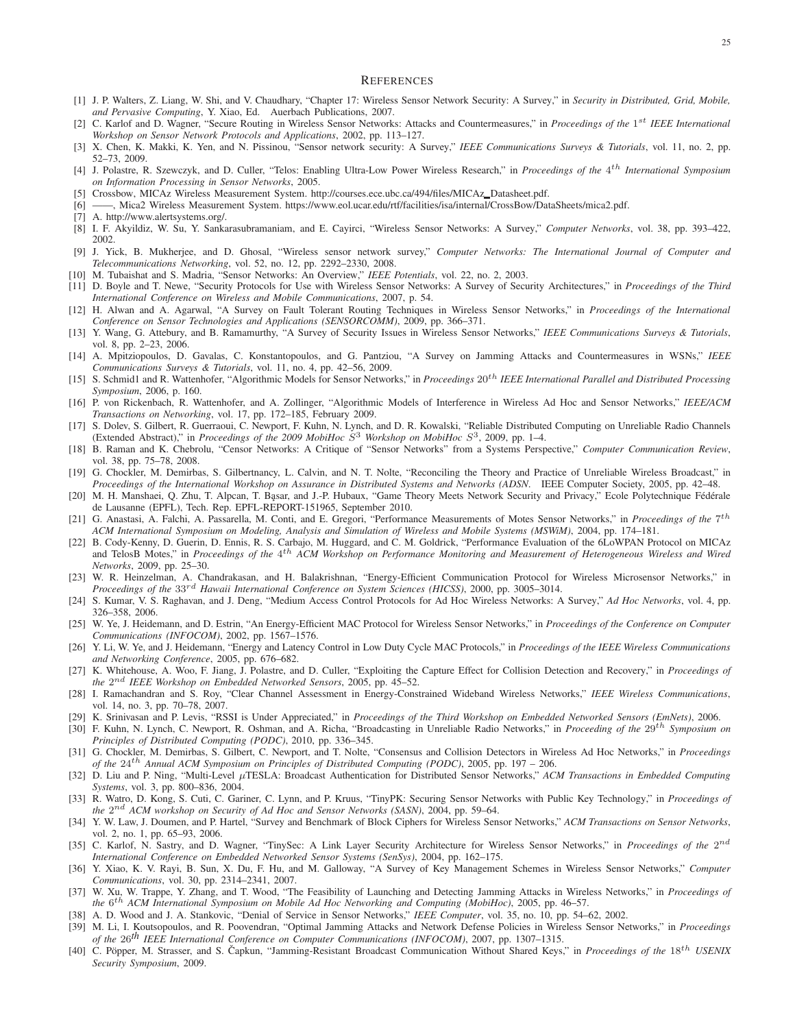# REFERENCES

[1] J. P. Walters, Z. Liang, W. Shi, and V. Chaudhary, "Chapter 17: Wireless Sensor Network Security: A Survey," in *Security in Distributed, Grid, Mobile, and Pervasive Computing*, Y. Xiao, Ed. Auerbach Publications, 2007.

[2] C. Karlof and D. Wagner, "Secure Routing in Wireless Sensor Networks: Attacks and Countermeasures," in *Proceedings of the* $1^{st}$ *IEEE International Workshop on Sensor Network Protocols and Applications*, 2002, pp. 113–127.

[3] X. Chen, K. Makki, K. Yen, and N. Pissinou, "Sensor network security: A Survey," *IEEE Communications Surveys & Tutorials*, vol. 11, no. 2, pp. 52–73, 2009.

[4] J. Polastre, R. Szewczyk, and D. Culler, "Telos: Enabling Ultra-Low Power Wireless Research," in *Proceedings of the* $4^{th}$ *International Symposium on Information Processing in Sensor Networks*, 2005.

[5] Crossbow, MICAz Wireless Measurement System. http://courses.ece.ubc.ca/494/files/MICAz_Datasheet.pdf.

[6] ——, Mica2 Wireless Measurement System. https://www.eol.ucar.edu/rtf/facilities/isa/internal/CrossBow/DataSheets/mica2.pdf.

[7] A. http://www.alertsystems.org/.

[8] I. F. Akyildiz, W. Su, Y. Sankarasubramaniam, and E. Cayirci, "Wireless Sensor Networks: A Survey," *Computer Networks*, vol. 38, pp. 393–422, 2002.

[9] J. Yick, B. Mukherjee, and D. Ghosal, "Wireless sensor network survey," *Computer Networks: The International Journal of Computer and Telecommunications Networking*, vol. 52, no. 12, pp. 2292–2330, 2008.

[10] M. Tubaishat and S. Madria, "Sensor Networks: An Overview," *IEEE Potentials*, vol. 22, no. 2, 2003.

[11] D. Boyle and T. Newe, "Security Protocols for Use with Wireless Sensor Networks: A Survey of Security Architectures," in *Proceedings of the Third International Conference on Wireless and Mobile Communications*, 2007, p. 54.

[12] H. Alwan and A. Agarwal, "A Survey on Fault Tolerant Routing Techniques in Wireless Sensor Networks," in *Proceedings of the International Conference on Sensor Technologies and Applications (SENSORCOMM)*, 2009, pp. 366–371.

[13] Y. Wang, G. Attebury, and B. Ramamurthy, "A Survey of Security Issues in Wireless Sensor Networks," *IEEE Communications Surveys & Tutorials*, vol. 8, pp. 2–23, 2006.

[14] A. Mpitziopoulos, D. Gavalas, C. Konstantopoulos, and G. Pantziou, "A Survey on Jamming Attacks and Countermeasures in WSNs," *IEEE Communications Surveys & Tutorials*, vol. 11, no. 4, pp. 42–56, 2009.

[15] S. Schmid1 and R. Wattenhofer, "Algorithmic Models for Sensor Networks," in *Proceedings* $20^{th}$ *IEEE International Parallel and Distributed Processing Symposium*, 2006, p. 160.

[16] P. von Rickenbach, R. Wattenhofer, and A. Zollinger, "Algorithmic Models of Interference in Wireless Ad Hoc and Sensor Networks," *IEEE/ACM Transactions on Networking*, vol. 17, pp. 172–185, February 2009.

[17] S. Dolev, S. Gilbert, R. Guerraoui, C. Newport, F. Kuhn, N. Lynch, and D. R. Kowalski, "Reliable Distributed Computing on Unreliable Radio Channels (Extended Abstract)," in *Proceedings of the 2009 MobiHoc* $S^3$ *Workshop on MobiHoc* $S^3$, 2009, pp. 1–4.

[18] B. Raman and K. Chebrolu, "Censor Networks: A Critique of "Sensor Networks" from a Systems Perspective," *Computer Communication Review*, vol. 38, pp. 75–78, 2008.

[19] G. Chockler, M. Demirbas, S. Gilbertnancy, L. Calvin, and N. T. Nolte, "Reconciling the Theory and Practice of Unreliable Wireless Broadcast," in *Proceedings of the International Workshop on Assurance in Distributed Systems and Networks (ADSN*. IEEE Computer Society, 2005, pp. 42–48.

[20] M. H. Manshaei, Q. Zhu, T. Alpcan, T. Başar, and J.-P. Hubaux, "Game Theory Meets Network Security and Privacy," Ecole Polytechnique Fédérale de Lausanne (EPFL), Tech. Rep. EPFL-REPORT-151965, September 2010.

[21] G. Anastasi, A. Falchi, A. Passarella, M. Conti, and E. Gregori, "Performance Measurements of Motes Sensor Networks," in *Proceedings of the* $7^{th}$ *ACM International Symposium on Modeling, Analysis and Simulation of Wireless and Mobile Systems (MSWiM)*, 2004, pp. 174–181.

[22] B. Cody-Kenny, D. Guerin, D. Ennis, R. S. Carbajo, M. Huggard, and C. M. Goldrick, "Performance Evaluation of the 6LoWPAN Protocol on MICAz and TelosB Motes," in *Proceedings of the* $4^{th}$ *ACM Workshop on Performance Monitoring and Measurement of Heterogeneous Wireless and Wired Networks*, 2009, pp. 25–30.

[23] W. R. Heinzelman, A. Chandrakasan, and H. Balakrishnan, "Energy-Efficient Communication Protocol for Wireless Microsensor Networks," in *Proceedings of the* $33^{rd}$ *Hawaii International Conference on System Sciences (HICSS)*, 2000, pp. 3005–3014.

[24] S. Kumar, V. S. Raghavan, and J. Deng, "Medium Access Control Protocols for Ad Hoc Wireless Networks: A Survey," *Ad Hoc Networks*, vol. 4, pp. 326–358, 2006.

[25] W. Ye, J. Heidemann, and D. Estrin, "An Energy-Efficient MAC Protocol for Wireless Sensor Networks," in *Proceedings of the Conference on Computer Communications (INFOCOM)*, 2002, pp. 1567–1576.

[26] Y. Li, W. Ye, and J. Heidemann, "Energy and Latency Control in Low Duty Cycle MAC Protocols," in *Proceedings of the IEEE Wireless Communications and Networking Conference*, 2005, pp. 676–682.

[27] K. Whitehouse, A. Woo, F. Jiang, J. Polastre, and D. Culler, "Exploiting the Capture Effect for Collision Detection and Recovery," in *Proceedings of the* $2^{nd}$ *IEEE Workshop on Embedded Networked Sensors*, 2005, pp. 45–52.

[28] I. Ramachandran and S. Roy, "Clear Channel Assessment in Energy-Constrained Wideband Wireless Networks," *IEEE Wireless Communications*, vol. 14, no. 3, pp. 70–78, 2007.

[29] K. Srinivasan and P. Levis, "RSSI is Under Appreciated," in *Proceedings of the Third Workshop on Embedded Networked Sensors (EmNets)*, 2006.

[30] F. Kuhn, N. Lynch, C. Newport, R. Oshman, and A. Richa, "Broadcasting in Unreliable Radio Networks," in *Proceeding of the* $29^{th}$ *Symposium on Principles of Distributed Computing (PODC)*, 2010, pp. 336–345.

[31] G. Chockler, M. Demirbas, S. Gilbert, C. Newport, and T. Nolte, "Consensus and Collision Detectors in Wireless Ad Hoc Networks," in *Proceedings of the* $24^{th}$ *Annual ACM Symposium on Principles of Distributed Computing (PODC)*, 2005, pp. 197 – 206.

[32] D. Liu and P. Ning, "Multi-Level $\mu$TESLA: Broadcast Authentication for Distributed Sensor Networks," *ACM Transactions in Embedded Computing Systems*, vol. 3, pp. 800–836, 2004.

[33] R. Watro, D. Kong, S. Cuti, C. Gariner, C. Lynn, and P. Kruus, "TinyPK: Securing Sensor Networks with Public Key Technology," in *Proceedings of the* $2^{nd}$ *ACM workshop on Security of Ad Hoc and Sensor Networks (SASN)*, 2004, pp. 59–64.

[34] Y. W. Law, J. Doumen, and P. Hartel, "Survey and Benchmark of Block Ciphers for Wireless Sensor Networks," *ACM Transactions on Sensor Networks*, vol. 2, no. 1, pp. 65–93, 2006.

[35] C. Karlof, N. Sastry, and D. Wagner, "TinySec: A Link Layer Security Architecture for Wireless Sensor Networks," in *Proceedings of the* $2^{nd}$ *International Conference on Embedded Networked Sensor Systems (SenSys)*, 2004, pp. 162–175.

[36] Y. Xiao, K. V. Rayi, B. Sun, X. Du, F. Hu, and M. Galloway, "A Survey of Key Management Schemes in Wireless Sensor Networks," *Computer Communications*, vol. 30, pp. 2314–2341, 2007.

[37] W. Xu, W. Trappe, Y. Zhang, and T. Wood, "The Feasibility of Launching and Detecting Jamming Attacks in Wireless Networks," in *Proceedings of the* $6^{th}$ *ACM International Symposium on Mobile Ad Hoc Networking and Computing (MobiHoc)*, 2005, pp. 46–57.

[38] A. D. Wood and J. A. Stankovic, "Denial of Service in Sensor Networks," *IEEE Computer*, vol. 35, no. 10, pp. 54–62, 2002.

[39] M. Li, I. Koutsopoulos, and R. Poovendran, "Optimal Jamming Attacks and Network Defense Policies in Wireless Sensor Networks," in *Proceedings of the* $26^{th}$ *IEEE International Conference on Computer Communications (INFOCOM)*, 2007, pp. 1307–1315.

[40] C. Pöpper, M. Strasser, and S. Čapkun, "Jamming-Resistant Broadcast Communication Without Shared Keys," in *Proceedings of the* $18^{th}$ *USENIX Security Symposium*, 2009.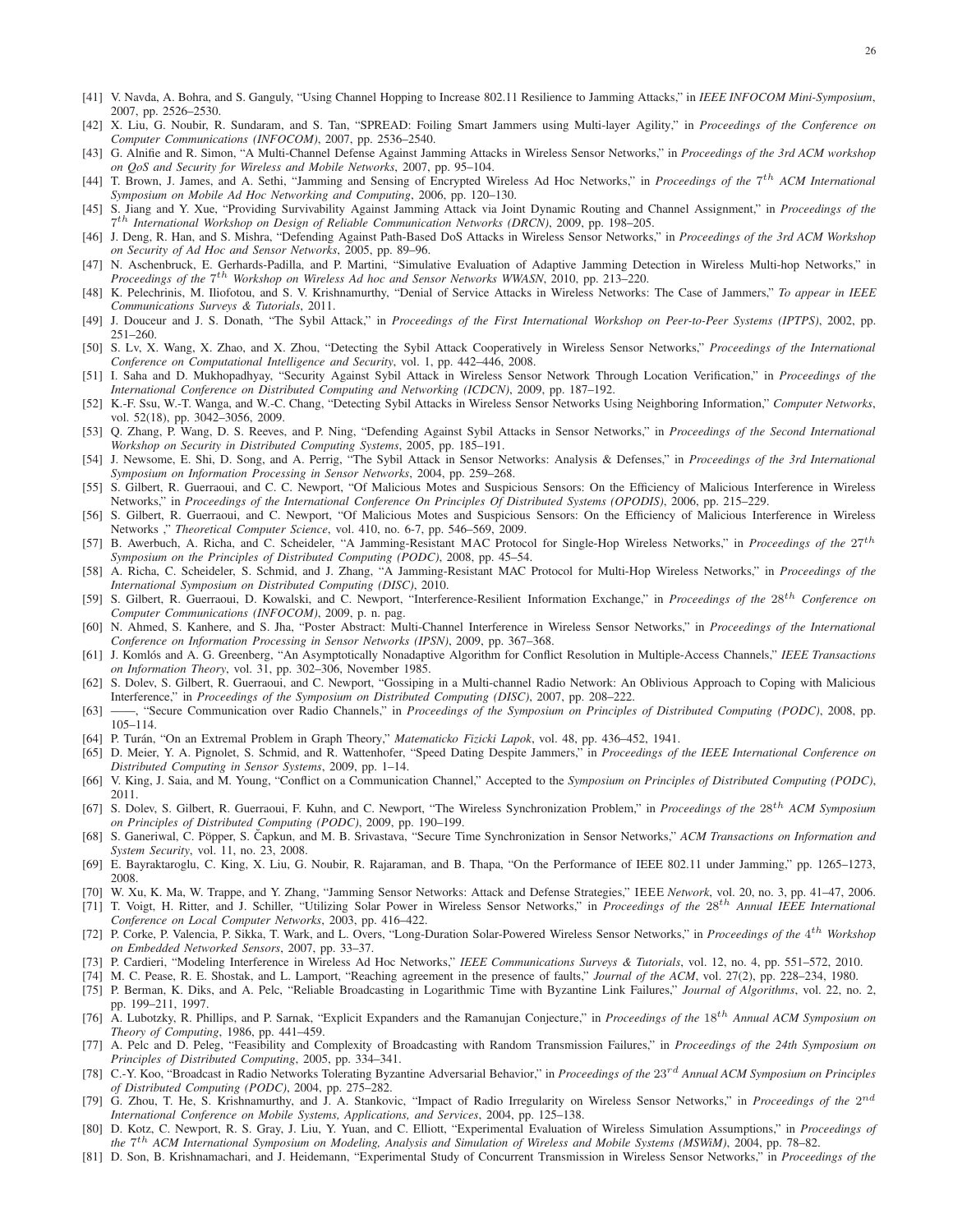[41] V. Navda, A. Bohra, and S. Ganguly, "Using Channel Hopping to Increase 802.11 Resilience to Jamming Attacks," in *IEEE INFOCOM Mini-Symposium*, 2007, pp. 2526–2530.

[42] X. Liu, G. Noubir, R. Sundaram, and S. Tan, "SPREAD: Foiling Smart Jammers using Multi-layer Agility," in *Proceedings of the Conference on Computer Communications (INFOCOM)*, 2007, pp. 2536–2540.

[43] G. Alnifie and R. Simon, "A Multi-Channel Defense Against Jamming Attacks in Wireless Sensor Networks," in *Proceedings of the 3rd ACM workshop on QoS and Security for Wireless and Mobile Networks*, 2007, pp. 95–104.

[44] T. Brown, J. James, and A. Sethi, "Jamming and Sensing of Encrypted Wireless Ad Hoc Networks," in *Proceedings of the* $7^{th}$ *ACM International Symposium on Mobile Ad Hoc Networking and Computing*, 2006, pp. 120–130.

[45] S. Jiang and Y. Xue, "Providing Survivability Against Jamming Attack via Joint Dynamic Routing and Channel Assignment," in *Proceedings of the* $7^{th}$ *International Workshop on Design of Reliable Communication Networks (DRCN)*, 2009, pp. 198–205.

[46] J. Deng, R. Han, and S. Mishra, "Defending Against Path-Based DoS Attacks in Wireless Sensor Networks," in *Proceedings of the 3rd ACM Workshop on Security of Ad Hoc and Sensor Networks*, 2005, pp. 89–96.

[47] N. Aschenbruck, E. Gerhards-Padilla, and P. Martini, "Simulative Evaluation of Adaptive Jamming Detection in Wireless Multi-hop Networks," in *Proceedings of the* $7^{th}$ *Workshop on Wireless Ad hoc and Sensor Networks WWASN*, 2010, pp. 213–220.

[48] K. Pelechrinis, M. Iliofotou, and S. V. Krishnamurthy, "Denial of Service Attacks in Wireless Networks: The Case of Jammers," *To appear in IEEE Communications Surveys & Tutorials*, 2011.

[49] J. Douceur and J. S. Donath, "The Sybil Attack," in *Proceedings of the First International Workshop on Peer-to-Peer Systems (IPTPS)*, 2002, pp. 251–260.

[50] S. Lv, X. Wang, X. Zhao, and X. Zhou, "Detecting the Sybil Attack Cooperatively in Wireless Sensor Networks," *Proceedings of the International Conference on Computational Intelligence and Security*, vol. 1, pp. 442–446, 2008.

[51] I. Saha and D. Mukhopadhyay, "Security Against Sybil Attack in Wireless Sensor Network Through Location Verification," in *Proceedings of the International Conference on Distributed Computing and Networking (ICDCN)*, 2009, pp. 187–192.

[52] K.-F. Ssu, W.-T. Wanga, and W.-C. Chang, "Detecting Sybil Attacks in Wireless Sensor Networks Using Neighboring Information," *Computer Networks*, vol. 52(18), pp. 3042–3056, 2009.

[53] Q. Zhang, P. Wang, D. S. Reeves, and P. Ning, "Defending Against Sybil Attacks in Sensor Networks," in *Proceedings of the Second International Workshop on Security in Distributed Computing Systems*, 2005, pp. 185–191.

[54] J. Newsome, E. Shi, D. Song, and A. Perrig, "The Sybil Attack in Sensor Networks: Analysis & Defenses," in *Proceedings of the 3rd International Symposium on Information Processing in Sensor Networks*, 2004, pp. 259–268.

[55] S. Gilbert, R. Guerraoui, and C. C. Newport, "Of Malicious Motes and Suspicious Sensors: On the Efficiency of Malicious Interference in Wireless Networks," in *Proceedings of the International Conference On Principles Of Distributed Systems (OPODIS)*, 2006, pp. 215–229.

[56] S. Gilbert, R. Guerraoui, and C. Newport, "Of Malicious Motes and Suspicious Sensors: On the Efficiency of Malicious Interference in Wireless Networks ," *Theoretical Computer Science*, vol. 410, no. 6-7, pp. 546–569, 2009.

[57] B. Awerbuch, A. Richa, and C. Scheideler, "A Jamming-Resistant MAC Protocol for Single-Hop Wireless Networks," in *Proceedings of the* $27^{th}$ *Symposium on the Principles of Distributed Computing (PODC)*, 2008, pp. 45–54.

[58] A. Richa, C. Scheideler, S. Schmid, and J. Zhang, "A Jamming-Resistant MAC Protocol for Multi-Hop Wireless Networks," in *Proceedings of the International Symposium on Distributed Computing (DISC)*, 2010.

[59] S. Gilbert, R. Guerraoui, D. Kowalski, and C. Newport, "Interference-Resilient Information Exchange," in *Proceedings of the* $28^{th}$ *Conference on Computer Communications (INFOCOM)*, 2009, p. n. pag.

[60] N. Ahmed, S. Kanhere, and S. Jha, "Poster Abstract: Multi-Channel Interference in Wireless Sensor Networks," in *Proceedings of the International Conference on Information Processing in Sensor Networks (IPSN)*, 2009, pp. 367–368.

[61] J. Komlós and A. G. Greenberg, "An Asymptotically Nonadaptive Algorithm for Conflict Resolution in Multiple-Access Channels," *IEEE Transactions on Information Theory*, vol. 31, pp. 302–306, November 1985.

[62] S. Dolev, S. Gilbert, R. Guerraoui, and C. Newport, "Gossiping in a Multi-channel Radio Network: An Oblivious Approach to Coping with Malicious Interference," in *Proceedings of the Symposium on Distributed Computing (DISC)*, 2007, pp. 208–222.

[63] ——, "Secure Communication over Radio Channels," in *Proceedings of the Symposium on Principles of Distributed Computing (PODC)*, 2008, pp. 105–114.

[64] P. Turán, "On an Extremal Problem in Graph Theory," *Matematicko Fizicki Lapok*, vol. 48, pp. 436–452, 1941.

[65] D. Meier, Y. A. Pignolet, S. Schmid, and R. Wattenhofer, "Speed Dating Despite Jammers," in *Proceedings of the IEEE International Conference on Distributed Computing in Sensor Systems*, 2009, pp. 1–14.

[66] V. King, J. Saia, and M. Young, "Conflict on a Communication Channel," Accepted to the *Symposium on Principles of Distributed Computing (PODC)*, 2011.

[67] S. Dolev, S. Gilbert, R. Guerraoui, F. Kuhn, and C. Newport, "The Wireless Synchronization Problem," in *Proceedings of the* $28^{th}$ *ACM Symposium on Principles of Distributed Computing (PODC)*, 2009, pp. 190–199.

[68] S. Ganeriwal, C. Pöpper, S. Čapkun, and M. B. Srivastava, "Secure Time Synchronization in Sensor Networks," *ACM Transactions on Information and System Security*, vol. 11, no. 23, 2008.

[69] E. Bayraktaroglu, C. King, X. Liu, G. Noubir, R. Rajaraman, and B. Thapa, "On the Performance of IEEE 802.11 under Jamming," pp. 1265–1273, 2008.

[70] W. Xu, K. Ma, W. Trappe, and Y. Zhang, "Jamming Sensor Networks: Attack and Defense Strategies," IEEE *Network*, vol. 20, no. 3, pp. 41–47, 2006.

[71] T. Voigt, H. Ritter, and J. Schiller, "Utilizing Solar Power in Wireless Sensor Networks," in *Proceedings of the* $28^{th}$ *Annual IEEE International Conference on Local Computer Networks*, 2003, pp. 416–422.

[72] P. Corke, P. Valencia, P. Sikka, T. Wark, and L. Overs, "Long-Duration Solar-Powered Wireless Sensor Networks," in *Proceedings of the* $4^{th}$ *Workshop on Embedded Networked Sensors*, 2007, pp. 33–37.

[73] P. Cardieri, "Modeling Interference in Wireless Ad Hoc Networks," *IEEE Communications Surveys & Tutorials*, vol. 12, no. 4, pp. 551–572, 2010.

[74] M. C. Pease, R. E. Shostak, and L. Lamport, "Reaching agreement in the presence of faults," *Journal of the ACM*, vol. 27(2), pp. 228–234, 1980.

[75] P. Berman, K. Diks, and A. Pelc, "Reliable Broadcasting in Logarithmic Time with Byzantine Link Failures," *Journal of Algorithms*, vol. 22, no. 2, pp. 199–211, 1997.

[76] A. Lubotzky, R. Phillips, and P. Sarnak, "Explicit Expanders and the Ramanujan Conjecture," in *Proceedings of the* $18^{th}$ *Annual ACM Symposium on Theory of Computing*, 1986, pp. 441–459.

[77] A. Pelc and D. Peleg, "Feasibility and Complexity of Broadcasting with Random Transmission Failures," in *Proceedings of the 24th Symposium on Principles of Distributed Computing*, 2005, pp. 334–341.

[78] C.-Y. Koo, "Broadcast in Radio Networks Tolerating Byzantine Adversarial Behavior," in *Proceedings of the* $23^{rd}$ *Annual ACM Symposium on Principles of Distributed Computing (PODC)*, 2004, pp. 275–282.

[79] G. Zhou, T. He, S. Krishnamurthy, and J. A. Stankovic, "Impact of Radio Irregularity on Wireless Sensor Networks," in *Proceedings of the* $2^{nd}$ *International Conference on Mobile Systems, Applications, and Services*, 2004, pp. 125–138.

[80] D. Kotz, C. Newport, R. S. Gray, J. Liu, Y. Yuan, and C. Elliott, "Experimental Evaluation of Wireless Simulation Assumptions," in *Proceedings of the* $7^{th}$ *ACM International Symposium on Modeling, Analysis and Simulation of Wireless and Mobile Systems (MSWiM)*, 2004, pp. 78–82.

[81] D. Son, B. Krishnamachari, and J. Heidemann, "Experimental Study of Concurrent Transmission in Wireless Sensor Networks," in *Proceedings of the*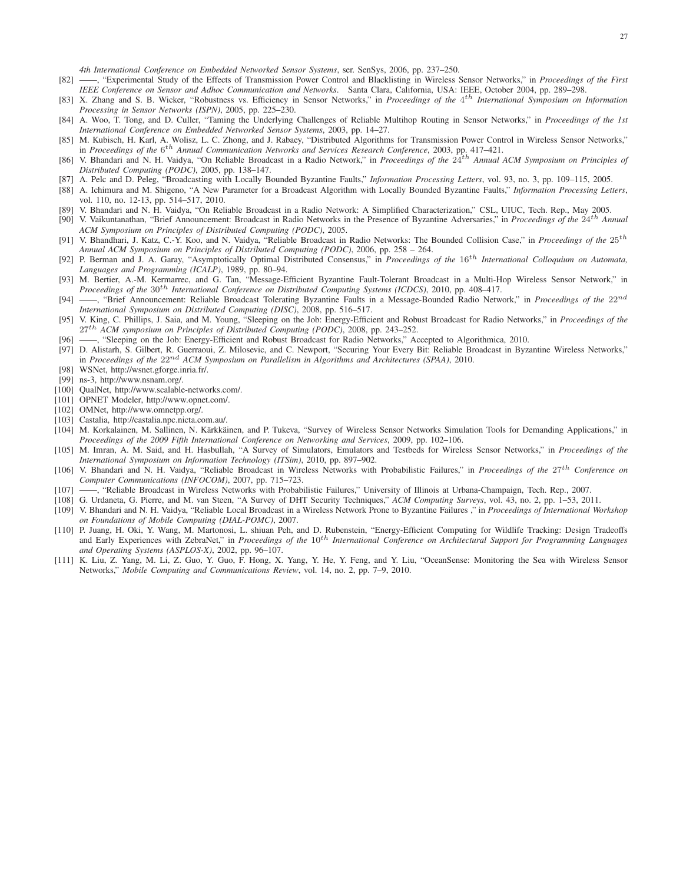4th International Conference on Embedded Networked Sensor Systems*, ser. SenSys, 2006, pp. 237–250.

[82] ——, "Experimental Study of the Effects of Transmission Power Control and Blacklisting in Wireless Sensor Networks," in *Proceedings of the First IEEE Conference on Sensor and Adhoc Communication and Networks*. Santa Clara, California, USA: IEEE, October 2004, pp. 289–298.

[83] X. Zhang and S. B. Wicker, "Robustness vs. Efficiency in Sensor Networks," in *Proceedings of the $4^{th}$ International Symposium on Information Processing in Sensor Networks (ISPN)*, 2005, pp. 225–230.

[84] A. Woo, T. Tong, and D. Culler, "Taming the Underlying Challenges of Reliable Multihop Routing in Sensor Networks," in *Proceedings of the 1st International Conference on Embedded Networked Sensor Systems*, 2003, pp. 14–27.

[85] M. Kubisch, H. Karl, A. Wolisz, L. C. Zhong, and J. Rabaey, "Distributed Algorithms for Transmission Power Control in Wireless Sensor Networks," in *Proceedings of the $6^{th}$ Annual Communication Networks and Services Research Conference*, 2003, pp. 417–421.

[86] V. Bhandari and N. H. Vaidya, "On Reliable Broadcast in a Radio Network," in *Proceedings of the $24^{th}$ Annual ACM Symposium on Principles of Distributed Computing (PODC)*, 2005, pp. 138–147.

[87] A. Pelc and D. Peleg, "Broadcasting with Locally Bounded Byzantine Faults," *Information Processing Letters*, vol. 93, no. 3, pp. 109–115, 2005.

[88] A. Ichimura and M. Shigeno, "A New Parameter for a Broadcast Algorithm with Locally Bounded Byzantine Faults," *Information Processing Letters*, vol. 110, no. 12-13, pp. 514–517, 2010.

[89] V. Bhandari and N. H. Vaidya, "On Reliable Broadcast in a Radio Network: A Simplified Characterization," CSL, UIUC, Tech. Rep., May 2005.

[90] V. Vaikuntanathan, "Brief Announcement: Broadcast in Radio Networks in the Presence of Byzantine Adversaries," in *Proceedings of the $24^{th}$ Annual ACM Symposium on Principles of Distributed Computing (PODC)*, 2005.

[91] V. Bhandhari, J. Katz, C.-Y. Koo, and N. Vaidya, "Reliable Broadcast in Radio Networks: The Bounded Collision Case," in *Proceedings of the $25^{th}$ Annual ACM Symposium on Principles of Distributed Computing (PODC)*, 2006, pp. 258 – 264.

[92] P. Berman and J. A. Garay, "Asymptotically Optimal Distributed Consensus," in *Proceedings of the $16^{th}$ International Colloquium on Automata, Languages and Programming (ICALP)*, 1989, pp. 80–94.

[93] M. Bertier, A.-M. Kermarrec, and G. Tan, "Message-Efficient Byzantine Fault-Tolerant Broadcast in a Multi-Hop Wireless Sensor Network," in *Proceedings of the $30^{th}$ International Conference on Distributed Computing Systems (ICDCS)*, 2010, pp. 408–417.

[94] ——, "Brief Announcement: Reliable Broadcast Tolerating Byzantine Faults in a Message-Bounded Radio Network," in *Proceedings of the $22^{nd}$ International Symposium on Distributed Computing (DISC)*, 2008, pp. 516–517.

[95] V. King, C. Phillips, J. Saia, and M. Young, "Sleeping on the Job: Energy-Efficient and Robust Broadcast for Radio Networks," in *Proceedings of the $27^{th}$ ACM symposium on Principles of Distributed Computing (PODC)*, 2008, pp. 243–252.

[96] ——, "Sleeping on the Job: Energy-Efficient and Robust Broadcast for Radio Networks," Accepted to Algorithmica, 2010.

[97] D. Alistarh, S. Gilbert, R. Guerraoui, Z. Milosevic, and C. Newport, "Securing Your Every Bit: Reliable Broadcast in Byzantine Wireless Networks," in *Proceedings of the $22^{nd}$ ACM Symposium on Parallelism in Algorithms and Architectures (SPAA)*, 2010.

[98] WSNet, http://wsnet.gforge.inria.fr/.

[99] ns-3, http://www.nsnam.org/.

[100] QualNet, http://www.scalable-networks.com/.

[101] OPNET Modeler, http://www.opnet.com/.

[102] OMNet, http://www.omnetpp.org/.

[103] Castalia, http://castalia.npc.nicta.com.au/.

[104] M. Korkalainen, M. Sallinen, N. Kärkkäinen, and P. Tukeva, "Survey of Wireless Sensor Networks Simulation Tools for Demanding Applications," in *Proceedings of the 2009 Fifth International Conference on Networking and Services*, 2009, pp. 102–106.

[105] M. Imran, A. M. Said, and H. Hasbullah, "A Survey of Simulators, Emulators and Testbeds for Wireless Sensor Networks," in *Proceedings of the International Symposium on Information Technology (ITSim)*, 2010, pp. 897–902.

[106] V. Bhandari and N. H. Vaidya, "Reliable Broadcast in Wireless Networks with Probabilistic Failures," in *Proceedings of the $27^{th}$ Conference on Computer Communications (INFOCOM)*, 2007, pp. 715–723.

[107] ——, "Reliable Broadcast in Wireless Networks with Probabilistic Failures," University of Illinois at Urbana-Champaign, Tech. Rep., 2007.

[108] G. Urdaneta, G. Pierre, and M. van Steen, "A Survey of DHT Security Techniques," *ACM Computing Surveys*, vol. 43, no. 2, pp. 1–53, 2011.

[109] V. Bhandari and N. H. Vaidya, "Reliable Local Broadcast in a Wireless Network Prone to Byzantine Failures ," in *Proceedings of International Workshop on Foundations of Mobile Computing (DIAL-POMC)*, 2007.

[110] P. Juang, H. Oki, Y. Wang, M. Martonosi, L. shiuan Peh, and D. Rubenstein, "Energy-Efficient Computing for Wildlife Tracking: Design Tradeoffs and Early Experiences with ZebraNet," in *Proceedings of the $10^{th}$ International Conference on Architectural Support for Programming Languages and Operating Systems (ASPLOS-X)*, 2002, pp. 96–107.

[111] K. Liu, Z. Yang, M. Li, Z. Guo, Y. Guo, F. Hong, X. Yang, Y. He, Y. Feng, and Y. Liu, "OceanSense: Monitoring the Sea with Wireless Sensor Networks," *Mobile Computing and Communications Review*, vol. 14, no. 2, pp. 7–9, 2010.